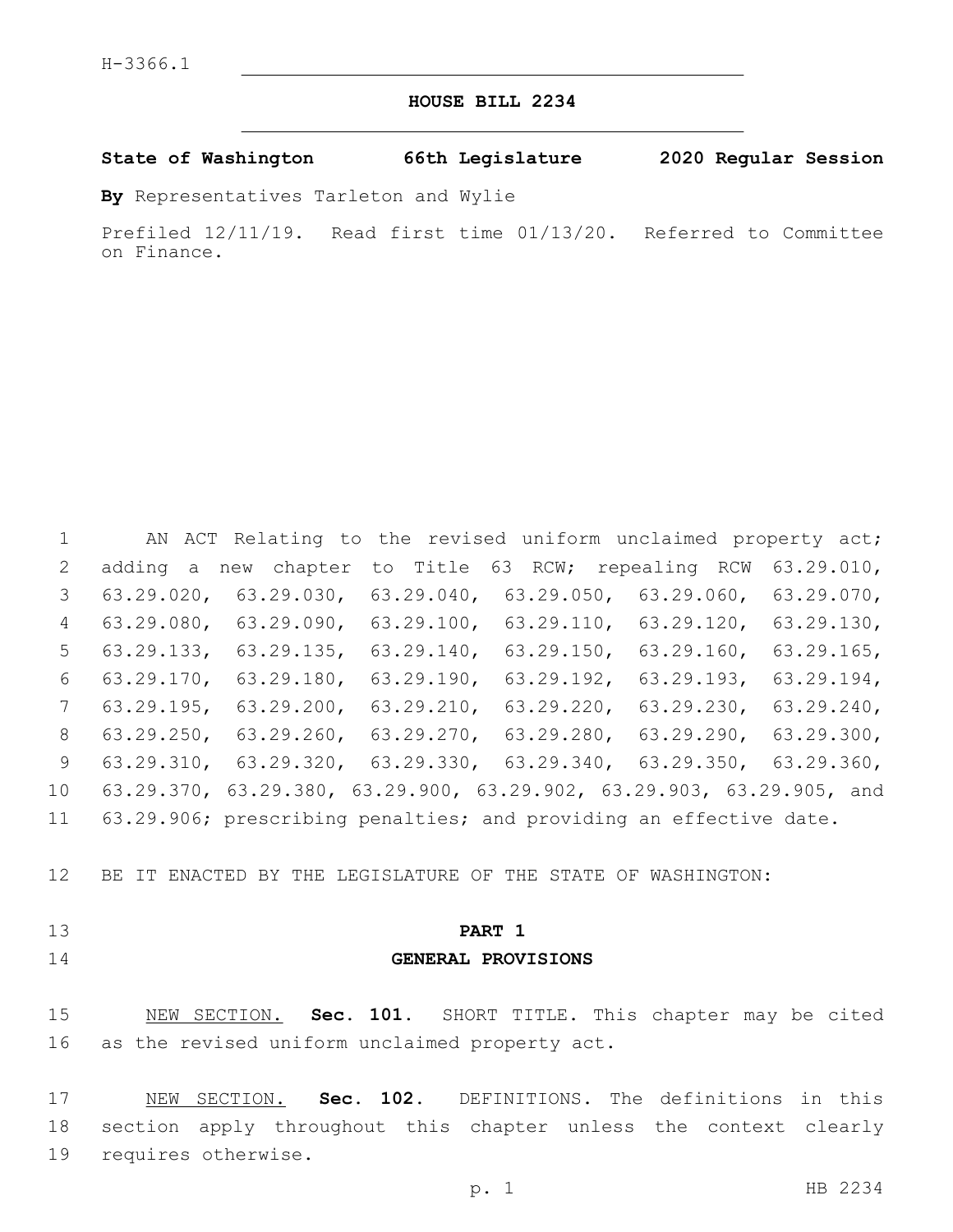H-3366.1

# HOUSE BILL 2234

**State of Washington 66th Legislature 2020 Regular Session**

**By** Representatives Tarleton and Wylie

Prefiled 12/11/19. Read first time 01/13/20. Referred to Committee on Finance.

AN ACT Relating to the revised uniform unclaimed property act; adding a new chapter to Title 63 RCW; repealing RCW 63.29.010, 63.29.020, 63.29.030, 63.29.040, 63.29.050, 63.29.060, 63.29.070, 63.29.080, 63.29.090, 63.29.100, 63.29.110, 63.29.120, 63.29.130, 63.29.133, 63.29.135, 63.29.140, 63.29.150, 63.29.160, 63.29.165, 63.29.170, 63.29.180, 63.29.190, 63.29.192, 63.29.193, 63.29.194, 63.29.195, 63.29.200, 63.29.210, 63.29.220, 63.29.230, 63.29.240, 63.29.250, 63.29.260, 63.29.270, 63.29.280, 63.29.290, 63.29.300, 63.29.310, 63.29.320, 63.29.330, 63.29.340, 63.29.350, 63.29.360, 63.29.370, 63.29.380, 63.29.900, 63.29.902, 63.29.903, 63.29.905, and 63.29.906; prescribing penalties; and providing an effective date.

BE IT ENACTED BY THE LEGISLATURE OF THE STATE OF WASHINGTON:

## PART 1
## GENERAL PROVISIONS

NEW SECTION. **Sec. 101.** SHORT TITLE. This chapter may be cited as the revised uniform unclaimed property act.

NEW SECTION. **Sec. 102.** DEFINITIONS. The definitions in this section apply throughout this chapter unless the context clearly requires otherwise.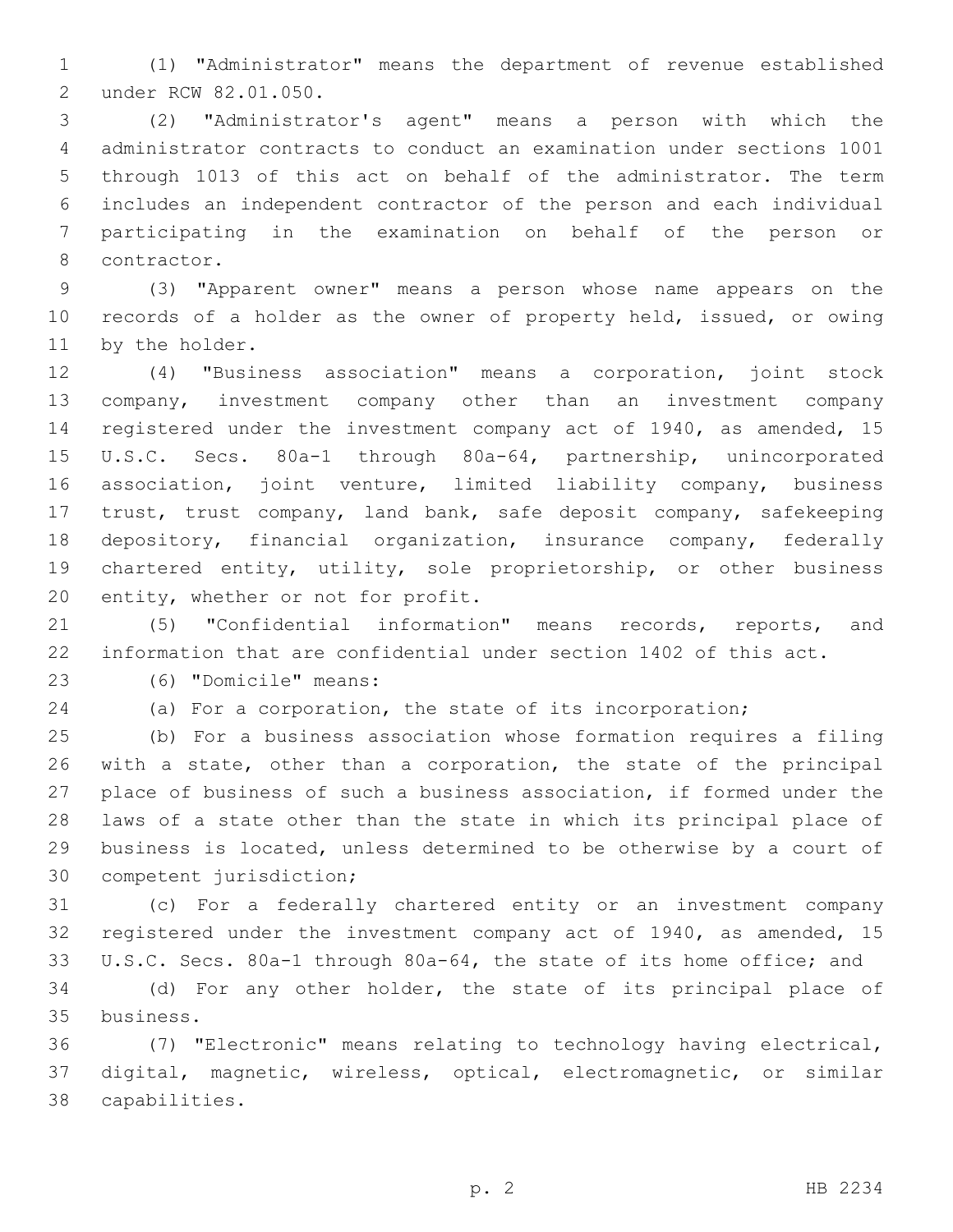(1) "Administrator" means the department of revenue established under RCW 82.01.050.

(2) "Administrator's agent" means a person with which the administrator contracts to conduct an examination under sections 1001 through 1013 of this act on behalf of the administrator. The term includes an independent contractor of the person and each individual participating in the examination on behalf of the person or contractor.

(3) "Apparent owner" means a person whose name appears on the records of a holder as the owner of property held, issued, or owing by the holder.

(4) "Business association" means a corporation, joint stock company, investment company other than an investment company registered under the investment company act of 1940, as amended, 15 U.S.C. Secs. 80a-1 through 80a-64, partnership, unincorporated association, joint venture, limited liability company, business trust, trust company, land bank, safe deposit company, safekeeping depository, financial organization, insurance company, federally chartered entity, utility, sole proprietorship, or other business entity, whether or not for profit.

(5) "Confidential information" means records, reports, and information that are confidential under section 1402 of this act.

(6) "Domicile" means:

(a) For a corporation, the state of its incorporation;

(b) For a business association whose formation requires a filing with a state, other than a corporation, the state of the principal place of business of such a business association, if formed under the laws of a state other than the state in which its principal place of business is located, unless determined to be otherwise by a court of competent jurisdiction;

(c) For a federally chartered entity or an investment company registered under the investment company act of 1940, as amended, 15 U.S.C. Secs. 80a-1 through 80a-64, the state of its home office; and

(d) For any other holder, the state of its principal place of business.

(7) "Electronic" means relating to technology having electrical, digital, magnetic, wireless, optical, electromagnetic, or similar capabilities.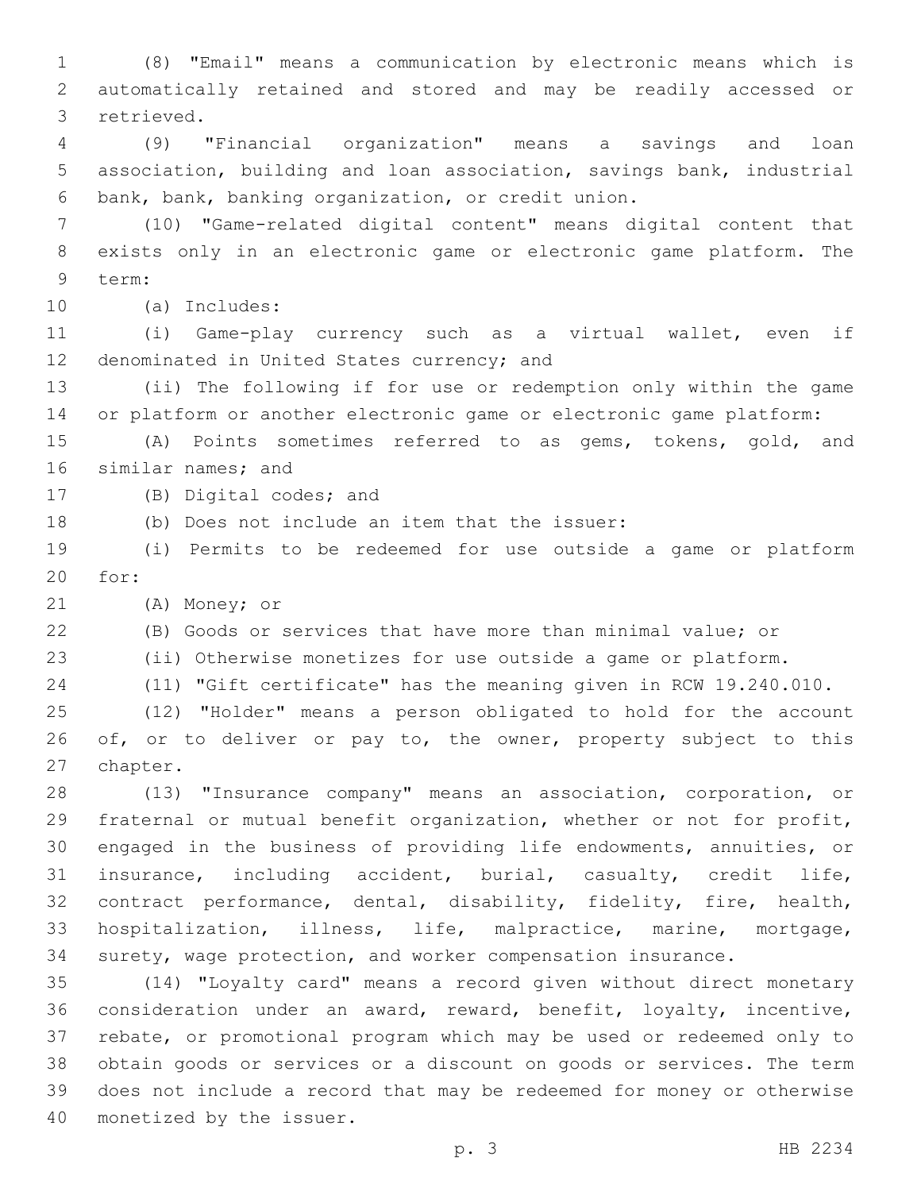(8) "Email" means a communication by electronic means which is automatically retained and stored and may be readily accessed or retrieved.

(9) "Financial organization" means a savings and loan association, building and loan association, savings bank, industrial bank, bank, banking organization, or credit union.

(10) "Game-related digital content" means digital content that exists only in an electronic game or electronic game platform. The term:

(a) Includes:

(i) Game-play currency such as a virtual wallet, even if denominated in United States currency; and

(ii) The following if for use or redemption only within the game or platform or another electronic game or electronic game platform:

(A) Points sometimes referred to as gems, tokens, gold, and similar names; and

(B) Digital codes; and

(b) Does not include an item that the issuer:

(i) Permits to be redeemed for use outside a game or platform for:

(A) Money; or

(B) Goods or services that have more than minimal value; or

(ii) Otherwise monetizes for use outside a game or platform.

(11) "Gift certificate" has the meaning given in RCW 19.240.010.

(12) "Holder" means a person obligated to hold for the account of, or to deliver or pay to, the owner, property subject to this chapter.

(13) "Insurance company" means an association, corporation, or fraternal or mutual benefit organization, whether or not for profit, engaged in the business of providing life endowments, annuities, or insurance, including accident, burial, casualty, credit life, contract performance, dental, disability, fidelity, fire, health, hospitalization, illness, life, malpractice, marine, mortgage, surety, wage protection, and worker compensation insurance.

(14) "Loyalty card" means a record given without direct monetary consideration under an award, reward, benefit, loyalty, incentive, rebate, or promotional program which may be used or redeemed only to obtain goods or services or a discount on goods or services. The term does not include a record that may be redeemed for money or otherwise monetized by the issuer.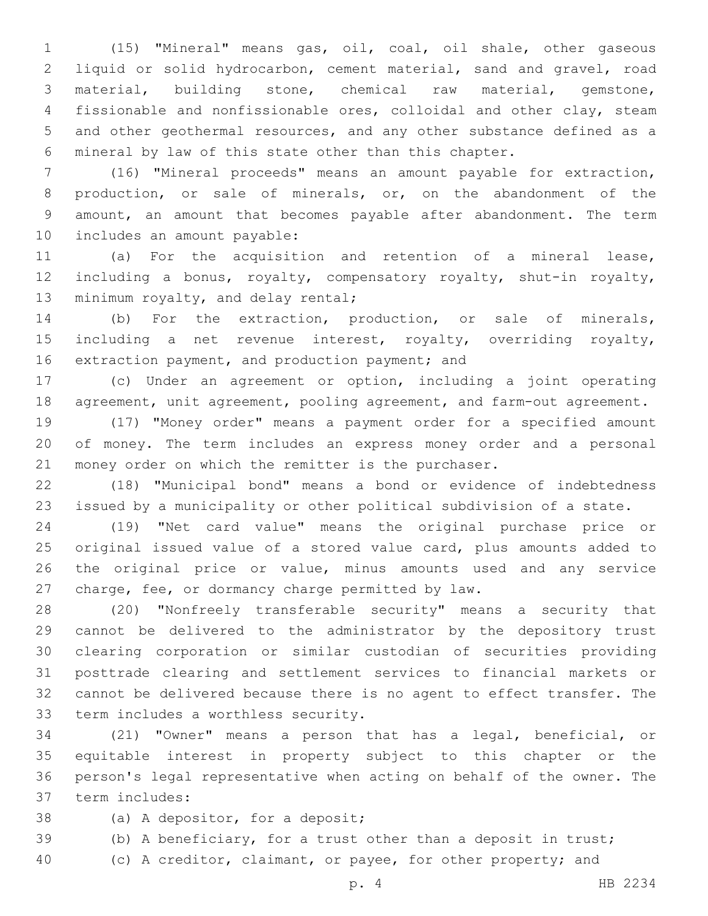(15) "Mineral" means gas, oil, coal, oil shale, other gaseous liquid or solid hydrocarbon, cement material, sand and gravel, road material, building stone, chemical raw material, gemstone, fissionable and nonfissionable ores, colloidal and other clay, steam and other geothermal resources, and any other substance defined as a mineral by law of this state other than this chapter.

(16) "Mineral proceeds" means an amount payable for extraction, production, or sale of minerals, or, on the abandonment of the amount, an amount that becomes payable after abandonment. The term includes an amount payable:

(a) For the acquisition and retention of a mineral lease, including a bonus, royalty, compensatory royalty, shut-in royalty, minimum royalty, and delay rental;

(b) For the extraction, production, or sale of minerals, including a net revenue interest, royalty, overriding royalty, extraction payment, and production payment; and

(c) Under an agreement or option, including a joint operating agreement, unit agreement, pooling agreement, and farm-out agreement.

(17) "Money order" means a payment order for a specified amount of money. The term includes an express money order and a personal money order on which the remitter is the purchaser.

(18) "Municipal bond" means a bond or evidence of indebtedness issued by a municipality or other political subdivision of a state.

(19) "Net card value" means the original purchase price or original issued value of a stored value card, plus amounts added to the original price or value, minus amounts used and any service charge, fee, or dormancy charge permitted by law.

(20) "Nonfreely transferable security" means a security that cannot be delivered to the administrator by the depository trust clearing corporation or similar custodian of securities providing posttrade clearing and settlement services to financial markets or cannot be delivered because there is no agent to effect transfer. The term includes a worthless security.

(21) "Owner" means a person that has a legal, beneficial, or equitable interest in property subject to this chapter or the person's legal representative when acting on behalf of the owner. The term includes:

(a) A depositor, for a deposit;

(b) A beneficiary, for a trust other than a deposit in trust;

(c) A creditor, claimant, or payee, for other property; and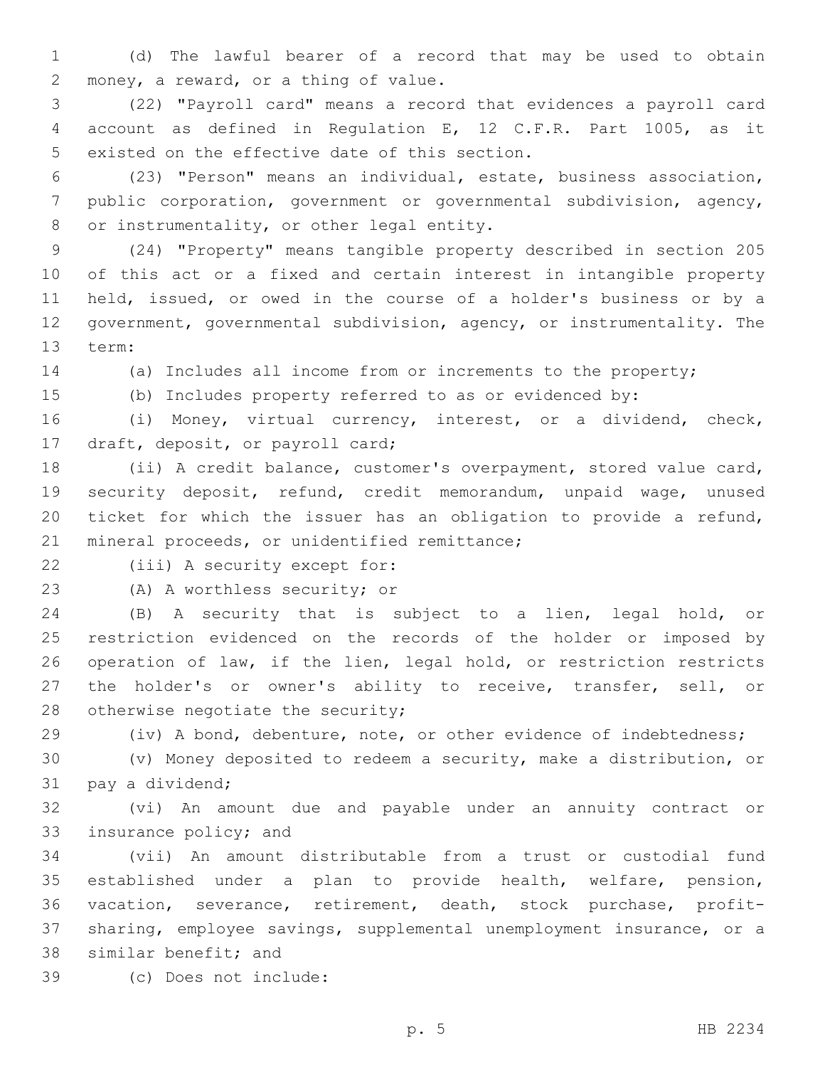(d) The lawful bearer of a record that may be used to obtain money, a reward, or a thing of value.

(22) "Payroll card" means a record that evidences a payroll card account as defined in Regulation E, 12 C.F.R. Part 1005, as it existed on the effective date of this section.

(23) "Person" means an individual, estate, business association, public corporation, government or governmental subdivision, agency, or instrumentality, or other legal entity.

(24) "Property" means tangible property described in section 205 of this act or a fixed and certain interest in intangible property held, issued, or owed in the course of a holder's business or by a government, governmental subdivision, agency, or instrumentality. The term:

(a) Includes all income from or increments to the property;

(b) Includes property referred to as or evidenced by:

(i) Money, virtual currency, interest, or a dividend, check, draft, deposit, or payroll card;

(ii) A credit balance, customer's overpayment, stored value card, security deposit, refund, credit memorandum, unpaid wage, unused ticket for which the issuer has an obligation to provide a refund, mineral proceeds, or unidentified remittance;

(iii) A security except for:

(A) A worthless security; or

(B) A security that is subject to a lien, legal hold, or restriction evidenced on the records of the holder or imposed by operation of law, if the lien, legal hold, or restriction restricts the holder's or owner's ability to receive, transfer, sell, or otherwise negotiate the security;

(iv) A bond, debenture, note, or other evidence of indebtedness;

(v) Money deposited to redeem a security, make a distribution, or pay a dividend;

(vi) An amount due and payable under an annuity contract or insurance policy; and

(vii) An amount distributable from a trust or custodial fund established under a plan to provide health, welfare, pension, vacation, severance, retirement, death, stock purchase, profit-sharing, employee savings, supplemental unemployment insurance, or a similar benefit; and

(c) Does not include: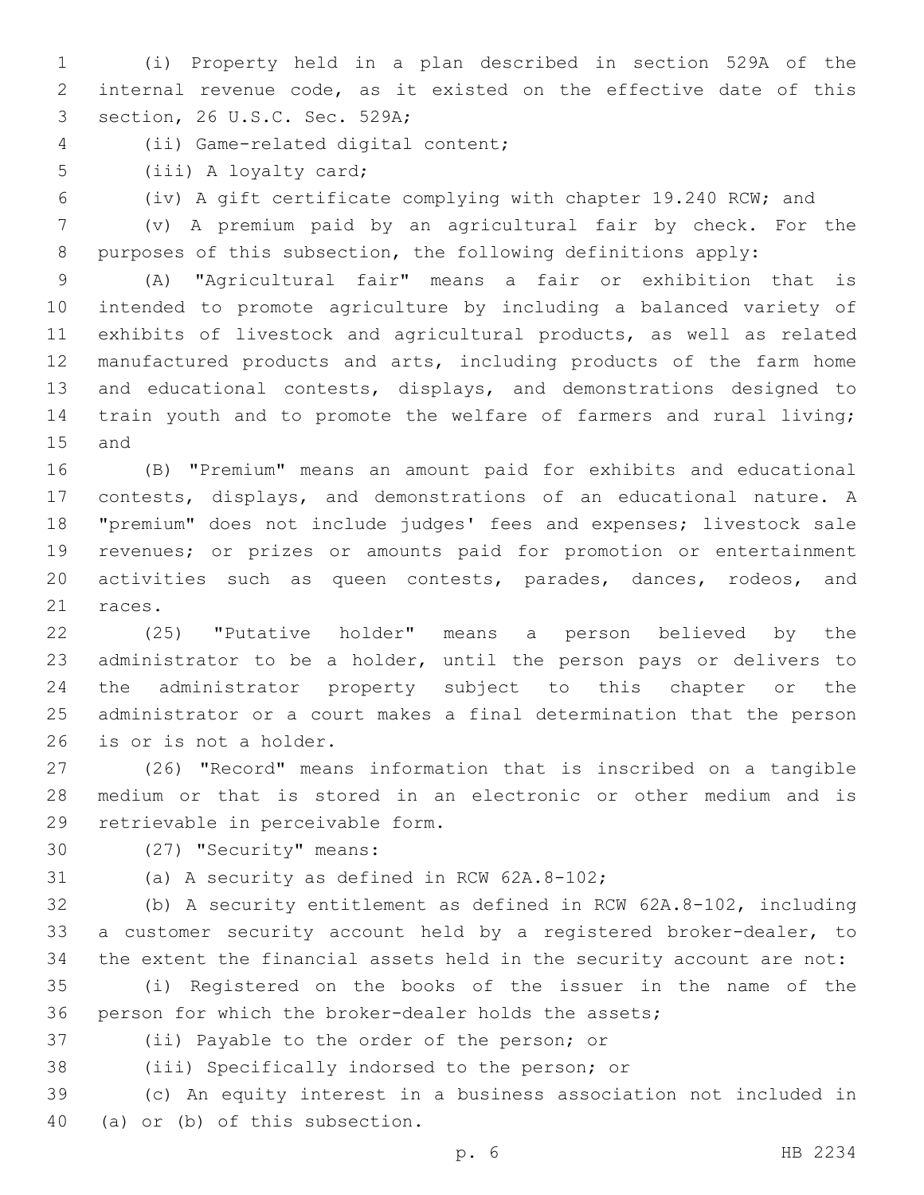(i) Property held in a plan described in section 529A of the internal revenue code, as it existed on the effective date of this section, 26 U.S.C. Sec. 529A;

(ii) Game-related digital content;

(iii) A loyalty card;

(iv) A gift certificate complying with chapter 19.240 RCW; and

(v) A premium paid by an agricultural fair by check. For the purposes of this subsection, the following definitions apply:

(A) "Agricultural fair" means a fair or exhibition that is intended to promote agriculture by including a balanced variety of exhibits of livestock and agricultural products, as well as related manufactured products and arts, including products of the farm home and educational contests, displays, and demonstrations designed to train youth and to promote the welfare of farmers and rural living; and

(B) "Premium" means an amount paid for exhibits and educational contests, displays, and demonstrations of an educational nature. A "premium" does not include judges' fees and expenses; livestock sale revenues; or prizes or amounts paid for promotion or entertainment activities such as queen contests, parades, dances, rodeos, and races.

(25) "Putative holder" means a person believed by the administrator to be a holder, until the person pays or delivers to the administrator property subject to this chapter or the administrator or a court makes a final determination that the person is or is not a holder.

(26) "Record" means information that is inscribed on a tangible medium or that is stored in an electronic or other medium and is retrievable in perceivable form.

(27) "Security" means:

(a) A security as defined in RCW 62A.8-102;

(b) A security entitlement as defined in RCW 62A.8-102, including a customer security account held by a registered broker-dealer, to the extent the financial assets held in the security account are not:

(i) Registered on the books of the issuer in the name of the person for which the broker-dealer holds the assets;

(ii) Payable to the order of the person; or

(iii) Specifically indorsed to the person; or

(c) An equity interest in a business association not included in (a) or (b) of this subsection.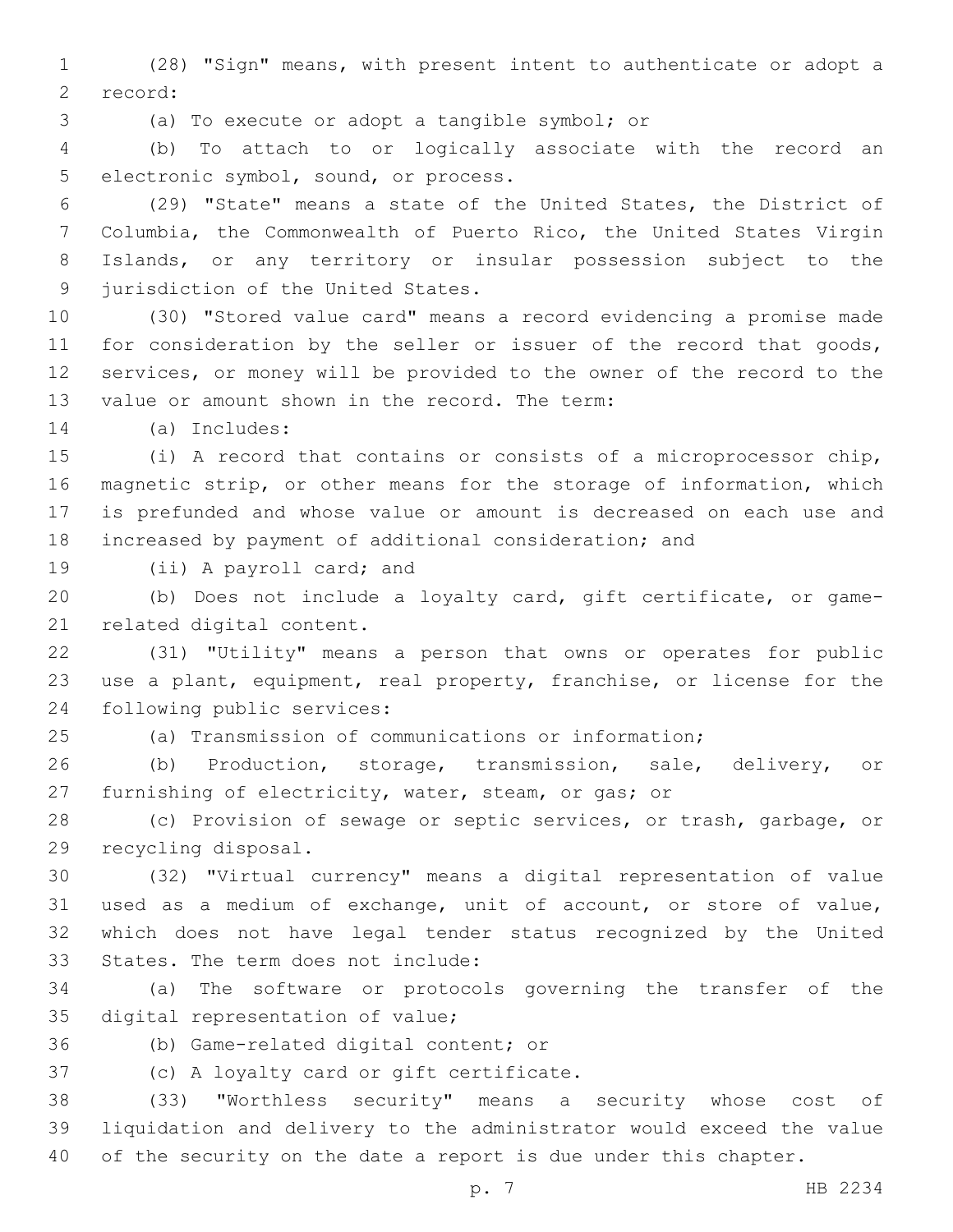(28) "Sign" means, with present intent to authenticate or adopt a record:

(a) To execute or adopt a tangible symbol; or

(b) To attach to or logically associate with the record an electronic symbol, sound, or process.

(29) "State" means a state of the United States, the District of Columbia, the Commonwealth of Puerto Rico, the United States Virgin Islands, or any territory or insular possession subject to the jurisdiction of the United States.

(30) "Stored value card" means a record evidencing a promise made for consideration by the seller or issuer of the record that goods, services, or money will be provided to the owner of the record to the value or amount shown in the record. The term:

(a) Includes:

(i) A record that contains or consists of a microprocessor chip, magnetic strip, or other means for the storage of information, which is prefunded and whose value or amount is decreased on each use and increased by payment of additional consideration; and

(ii) A payroll card; and

(b) Does not include a loyalty card, gift certificate, or game-related digital content.

(31) "Utility" means a person that owns or operates for public use a plant, equipment, real property, franchise, or license for the following public services:

(a) Transmission of communications or information;

(b) Production, storage, transmission, sale, delivery, or furnishing of electricity, water, steam, or gas; or

(c) Provision of sewage or septic services, or trash, garbage, or recycling disposal.

(32) "Virtual currency" means a digital representation of value used as a medium of exchange, unit of account, or store of value, which does not have legal tender status recognized by the United States. The term does not include:

(a) The software or protocols governing the transfer of the digital representation of value;

(b) Game-related digital content; or

(c) A loyalty card or gift certificate.

(33) "Worthless security" means a security whose cost of liquidation and delivery to the administrator would exceed the value of the security on the date a report is due under this chapter.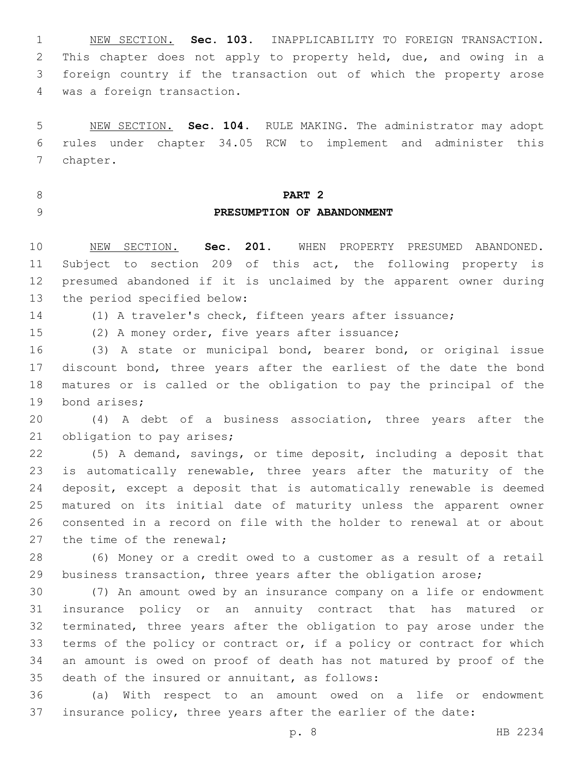NEW SECTION. **Sec. 103.** INAPPLICABILITY TO FOREIGN TRANSACTION. This chapter does not apply to property held, due, and owing in a foreign country if the transaction out of which the property arose was a foreign transaction.

NEW SECTION. **Sec. 104.** RULE MAKING. The administrator may adopt rules under chapter 34.05 RCW to implement and administer this chapter.

## PART 2
## PRESUMPTION OF ABANDONMENT

NEW SECTION. **Sec. 201.** WHEN PROPERTY PRESUMED ABANDONED. Subject to section 209 of this act, the following property is presumed abandoned if it is unclaimed by the apparent owner during the period specified below:

(1) A traveler's check, fifteen years after issuance;

(2) A money order, five years after issuance;

(3) A state or municipal bond, bearer bond, or original issue discount bond, three years after the earliest of the date the bond matures or is called or the obligation to pay the principal of the bond arises;

(4) A debt of a business association, three years after the obligation to pay arises;

(5) A demand, savings, or time deposit, including a deposit that is automatically renewable, three years after the maturity of the deposit, except a deposit that is automatically renewable is deemed matured on its initial date of maturity unless the apparent owner consented in a record on file with the holder to renewal at or about the time of the renewal;

(6) Money or a credit owed to a customer as a result of a retail business transaction, three years after the obligation arose;

(7) An amount owed by an insurance company on a life or endowment insurance policy or an annuity contract that has matured or terminated, three years after the obligation to pay arose under the terms of the policy or contract or, if a policy or contract for which an amount is owed on proof of death has not matured by proof of the death of the insured or annuitant, as follows:

(a) With respect to an amount owed on a life or endowment insurance policy, three years after the earlier of the date: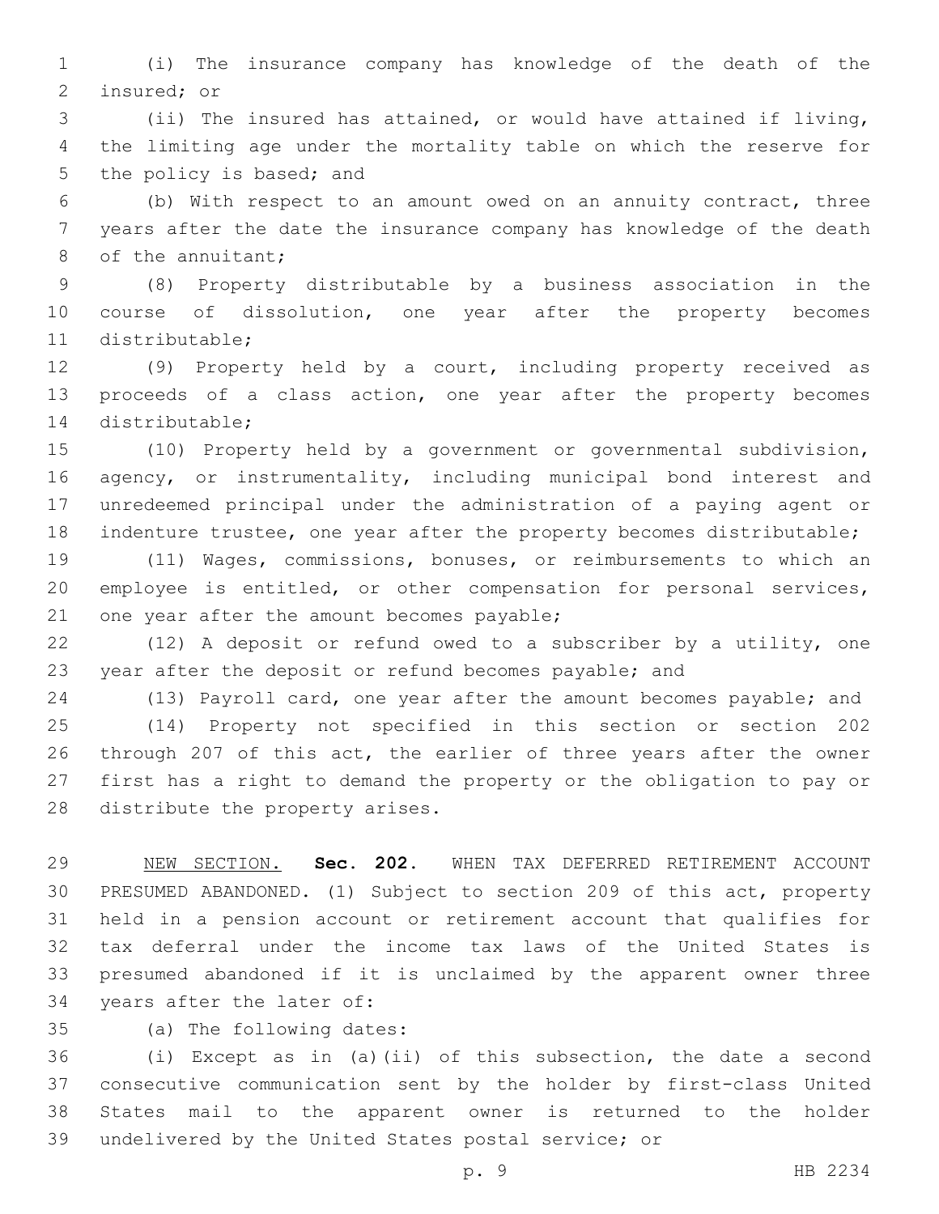(i) The insurance company has knowledge of the death of the insured; or

(ii) The insured has attained, or would have attained if living, the limiting age under the mortality table on which the reserve for the policy is based; and

(b) With respect to an amount owed on an annuity contract, three years after the date the insurance company has knowledge of the death of the annuitant;

(8) Property distributable by a business association in the course of dissolution, one year after the property becomes distributable;

(9) Property held by a court, including property received as proceeds of a class action, one year after the property becomes distributable;

(10) Property held by a government or governmental subdivision, agency, or instrumentality, including municipal bond interest and unredeemed principal under the administration of a paying agent or indenture trustee, one year after the property becomes distributable;

(11) Wages, commissions, bonuses, or reimbursements to which an employee is entitled, or other compensation for personal services, one year after the amount becomes payable;

(12) A deposit or refund owed to a subscriber by a utility, one year after the deposit or refund becomes payable; and

(13) Payroll card, one year after the amount becomes payable; and

(14) Property not specified in this section or section 202 through 207 of this act, the earlier of three years after the owner first has a right to demand the property or the obligation to pay or distribute the property arises.

NEW SECTION. **Sec. 202.** WHEN TAX DEFERRED RETIREMENT ACCOUNT PRESUMED ABANDONED. (1) Subject to section 209 of this act, property held in a pension account or retirement account that qualifies for tax deferral under the income tax laws of the United States is presumed abandoned if it is unclaimed by the apparent owner three years after the later of:

(a) The following dates:

(i) Except as in (a)(ii) of this subsection, the date a second consecutive communication sent by the holder by first-class United States mail to the apparent owner is returned to the holder undelivered by the United States postal service; or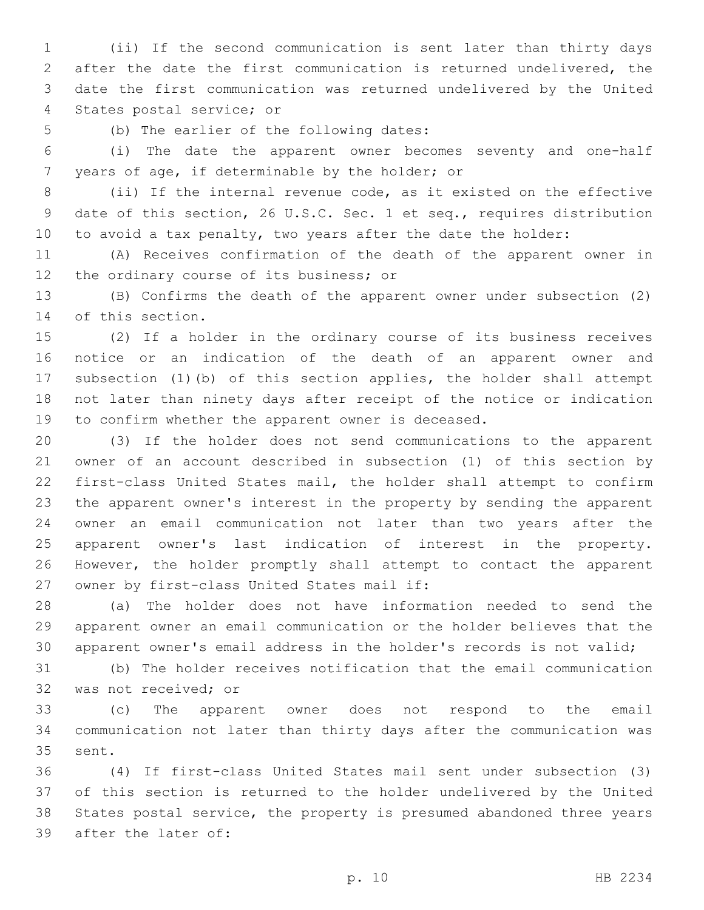(ii) If the second communication is sent later than thirty days after the date the first communication is returned undelivered, the date the first communication was returned undelivered by the United States postal service; or

(b) The earlier of the following dates:

(i) The date the apparent owner becomes seventy and one-half years of age, if determinable by the holder; or

(ii) If the internal revenue code, as it existed on the effective date of this section, 26 U.S.C. Sec. 1 et seq., requires distribution to avoid a tax penalty, two years after the date the holder:

(A) Receives confirmation of the death of the apparent owner in the ordinary course of its business; or

(B) Confirms the death of the apparent owner under subsection (2) of this section.

(2) If a holder in the ordinary course of its business receives notice or an indication of the death of an apparent owner and subsection (1)(b) of this section applies, the holder shall attempt not later than ninety days after receipt of the notice or indication to confirm whether the apparent owner is deceased.

(3) If the holder does not send communications to the apparent owner of an account described in subsection (1) of this section by first-class United States mail, the holder shall attempt to confirm the apparent owner's interest in the property by sending the apparent owner an email communication not later than two years after the apparent owner's last indication of interest in the property. However, the holder promptly shall attempt to contact the apparent owner by first-class United States mail if:

(a) The holder does not have information needed to send the apparent owner an email communication or the holder believes that the apparent owner's email address in the holder's records is not valid;

(b) The holder receives notification that the email communication was not received; or

(c) The apparent owner does not respond to the email communication not later than thirty days after the communication was sent.

(4) If first-class United States mail sent under subsection (3) of this section is returned to the holder undelivered by the United States postal service, the property is presumed abandoned three years after the later of: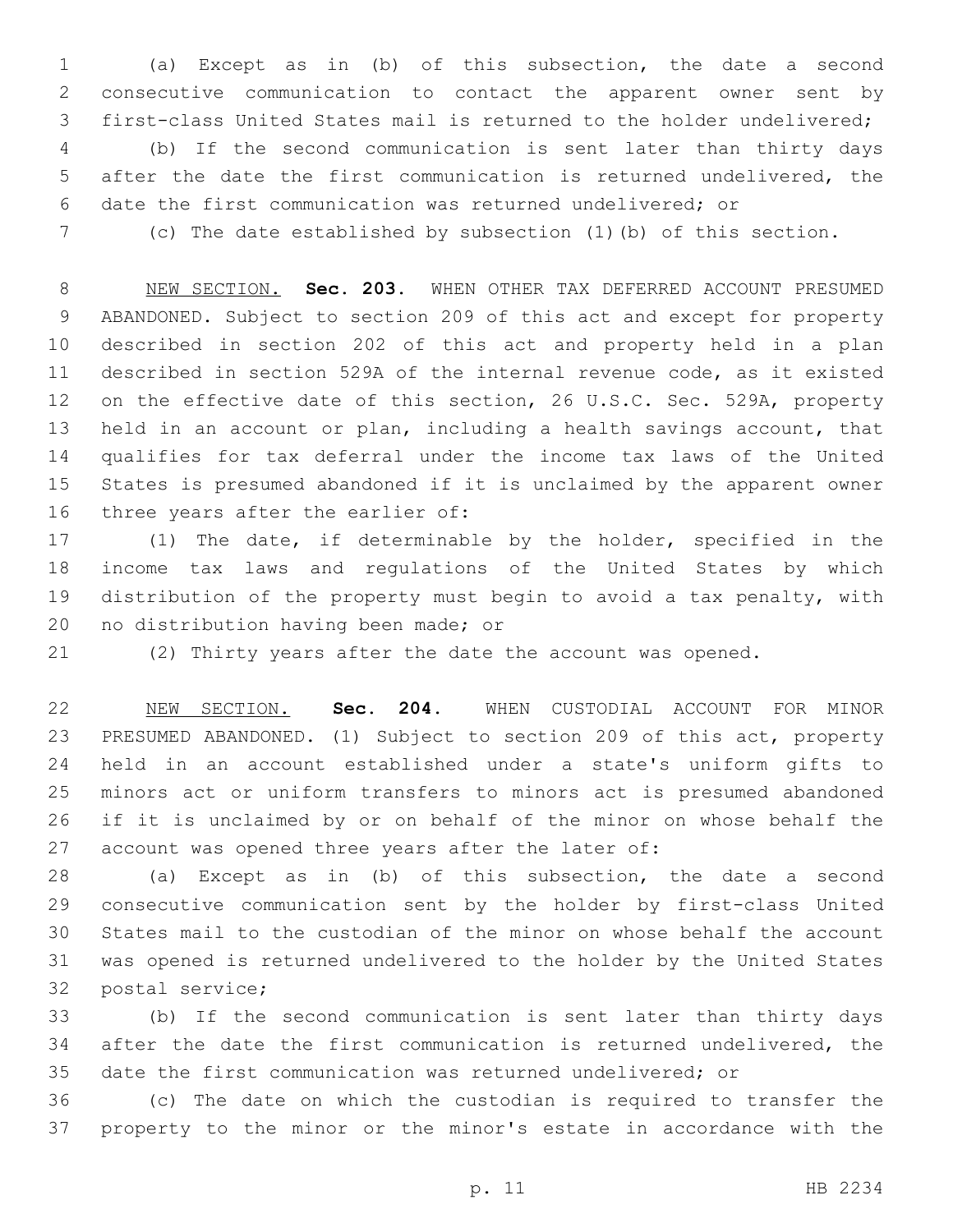(a) Except as in (b) of this subsection, the date a second consecutive communication to contact the apparent owner sent by first-class United States mail is returned to the holder undelivered;

(b) If the second communication is sent later than thirty days after the date the first communication is returned undelivered, the date the first communication was returned undelivered; or

(c) The date established by subsection (1)(b) of this section.

NEW SECTION. **Sec. 203.** WHEN OTHER TAX DEFERRED ACCOUNT PRESUMED ABANDONED. Subject to section 209 of this act and except for property described in section 202 of this act and property held in a plan described in section 529A of the internal revenue code, as it existed on the effective date of this section, 26 U.S.C. Sec. 529A, property held in an account or plan, including a health savings account, that qualifies for tax deferral under the income tax laws of the United States is presumed abandoned if it is unclaimed by the apparent owner three years after the earlier of:

(1) The date, if determinable by the holder, specified in the income tax laws and regulations of the United States by which distribution of the property must begin to avoid a tax penalty, with no distribution having been made; or

(2) Thirty years after the date the account was opened.

NEW SECTION. **Sec. 204.** WHEN CUSTODIAL ACCOUNT FOR MINOR PRESUMED ABANDONED. (1) Subject to section 209 of this act, property held in an account established under a state's uniform gifts to minors act or uniform transfers to minors act is presumed abandoned if it is unclaimed by or on behalf of the minor on whose behalf the account was opened three years after the later of:

(a) Except as in (b) of this subsection, the date a second consecutive communication sent by the holder by first-class United States mail to the custodian of the minor on whose behalf the account was opened is returned undelivered to the holder by the United States postal service;

(b) If the second communication is sent later than thirty days after the date the first communication is returned undelivered, the date the first communication was returned undelivered; or

(c) The date on which the custodian is required to transfer the property to the minor or the minor's estate in accordance with the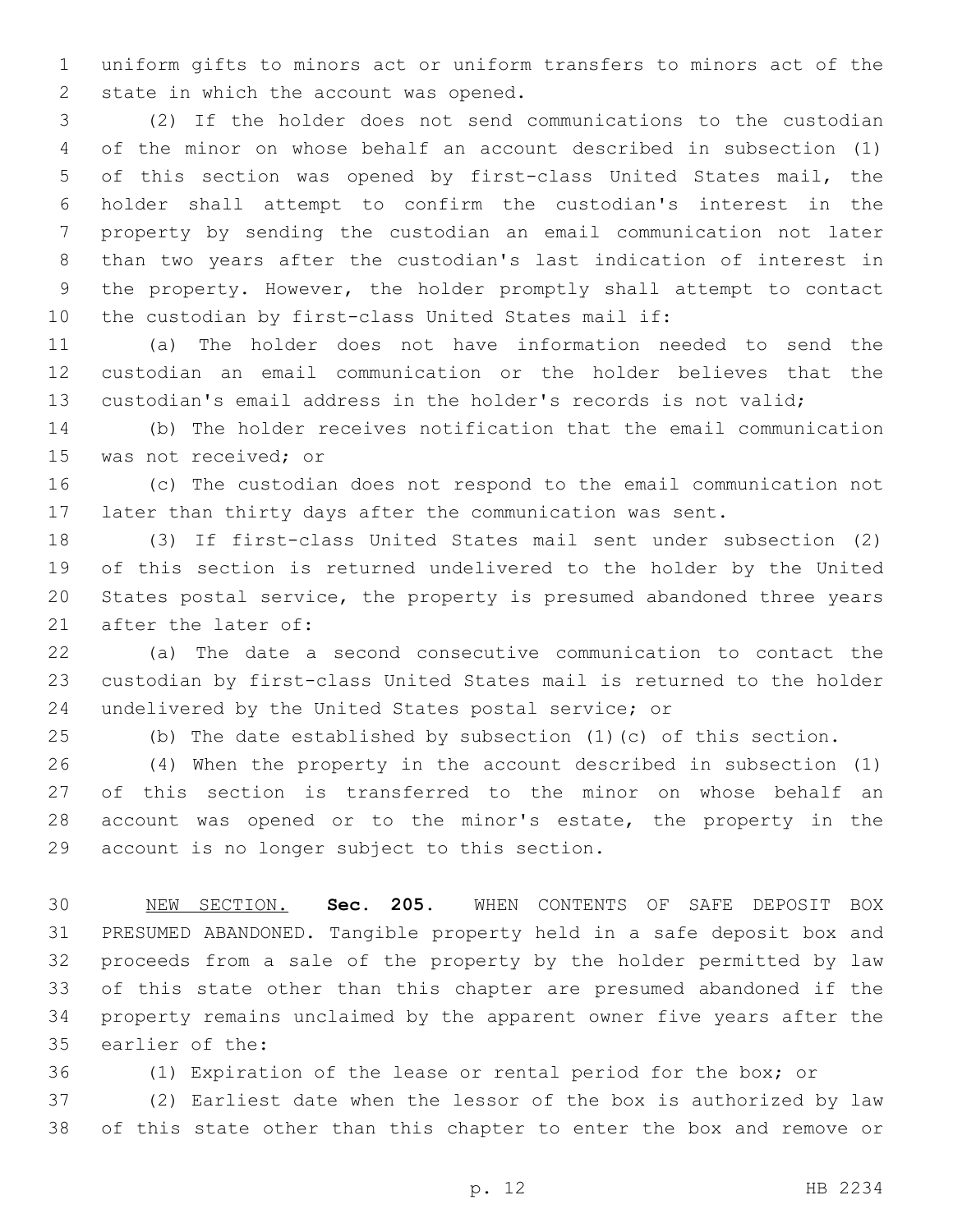uniform gifts to minors act or uniform transfers to minors act of the state in which the account was opened.

(2) If the holder does not send communications to the custodian of the minor on whose behalf an account described in subsection (1) of this section was opened by first-class United States mail, the holder shall attempt to confirm the custodian's interest in the property by sending the custodian an email communication not later than two years after the custodian's last indication of interest in the property. However, the holder promptly shall attempt to contact the custodian by first-class United States mail if:

(a) The holder does not have information needed to send the custodian an email communication or the holder believes that the custodian's email address in the holder's records is not valid;

(b) The holder receives notification that the email communication was not received; or

(c) The custodian does not respond to the email communication not later than thirty days after the communication was sent.

(3) If first-class United States mail sent under subsection (2) of this section is returned undelivered to the holder by the United States postal service, the property is presumed abandoned three years after the later of:

(a) The date a second consecutive communication to contact the custodian by first-class United States mail is returned to the holder undelivered by the United States postal service; or

(b) The date established by subsection (1)(c) of this section.

(4) When the property in the account described in subsection (1) of this section is transferred to the minor on whose behalf an account was opened or to the minor's estate, the property in the account is no longer subject to this section.

NEW SECTION. **Sec. 205.** WHEN CONTENTS OF SAFE DEPOSIT BOX PRESUMED ABANDONED. Tangible property held in a safe deposit box and proceeds from a sale of the property by the holder permitted by law of this state other than this chapter are presumed abandoned if the property remains unclaimed by the apparent owner five years after the earlier of the:

(1) Expiration of the lease or rental period for the box; or

(2) Earliest date when the lessor of the box is authorized by law of this state other than this chapter to enter the box and remove or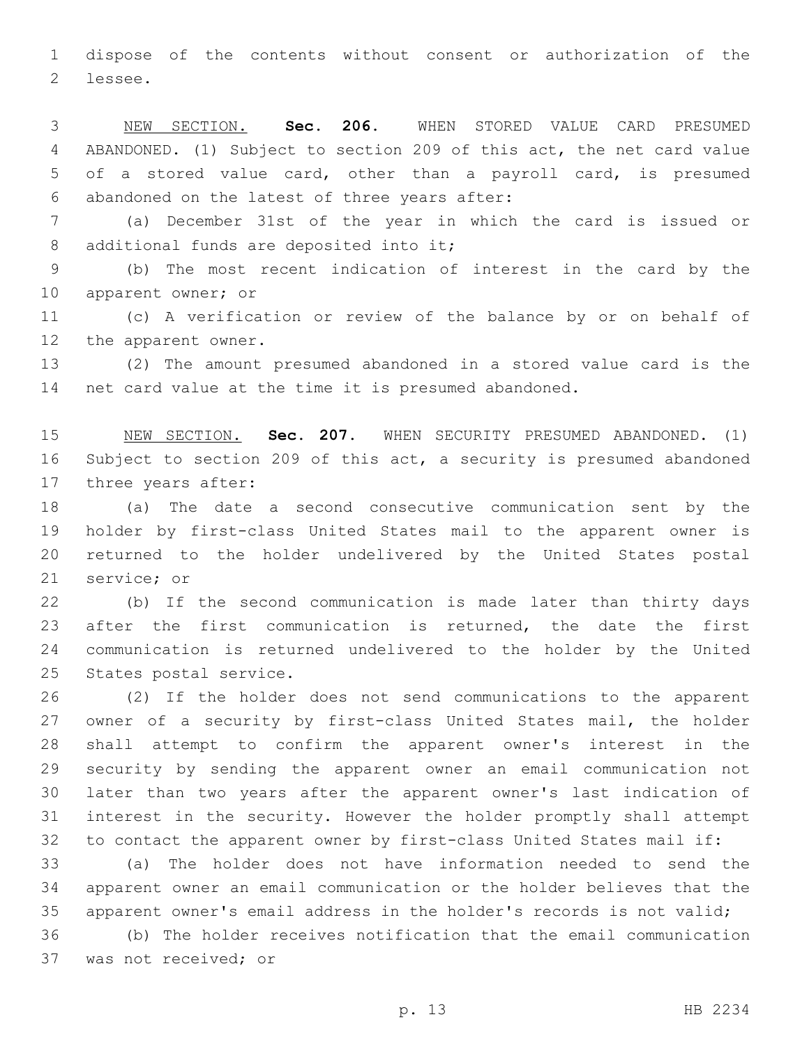dispose of the contents without consent or authorization of the lessee.

NEW SECTION. **Sec. 206.** WHEN STORED VALUE CARD PRESUMED ABANDONED. (1) Subject to section 209 of this act, the net card value of a stored value card, other than a payroll card, is presumed abandoned on the latest of three years after:

(a) December 31st of the year in which the card is issued or additional funds are deposited into it;

(b) The most recent indication of interest in the card by the apparent owner; or

(c) A verification or review of the balance by or on behalf of the apparent owner.

(2) The amount presumed abandoned in a stored value card is the net card value at the time it is presumed abandoned.

NEW SECTION. **Sec. 207.** WHEN SECURITY PRESUMED ABANDONED. (1) Subject to section 209 of this act, a security is presumed abandoned three years after:

(a) The date a second consecutive communication sent by the holder by first-class United States mail to the apparent owner is returned to the holder undelivered by the United States postal service; or

(b) If the second communication is made later than thirty days after the first communication is returned, the date the first communication is returned undelivered to the holder by the United States postal service.

(2) If the holder does not send communications to the apparent owner of a security by first-class United States mail, the holder shall attempt to confirm the apparent owner's interest in the security by sending the apparent owner an email communication not later than two years after the apparent owner's last indication of interest in the security. However the holder promptly shall attempt to contact the apparent owner by first-class United States mail if:

(a) The holder does not have information needed to send the apparent owner an email communication or the holder believes that the apparent owner's email address in the holder's records is not valid;

(b) The holder receives notification that the email communication was not received; or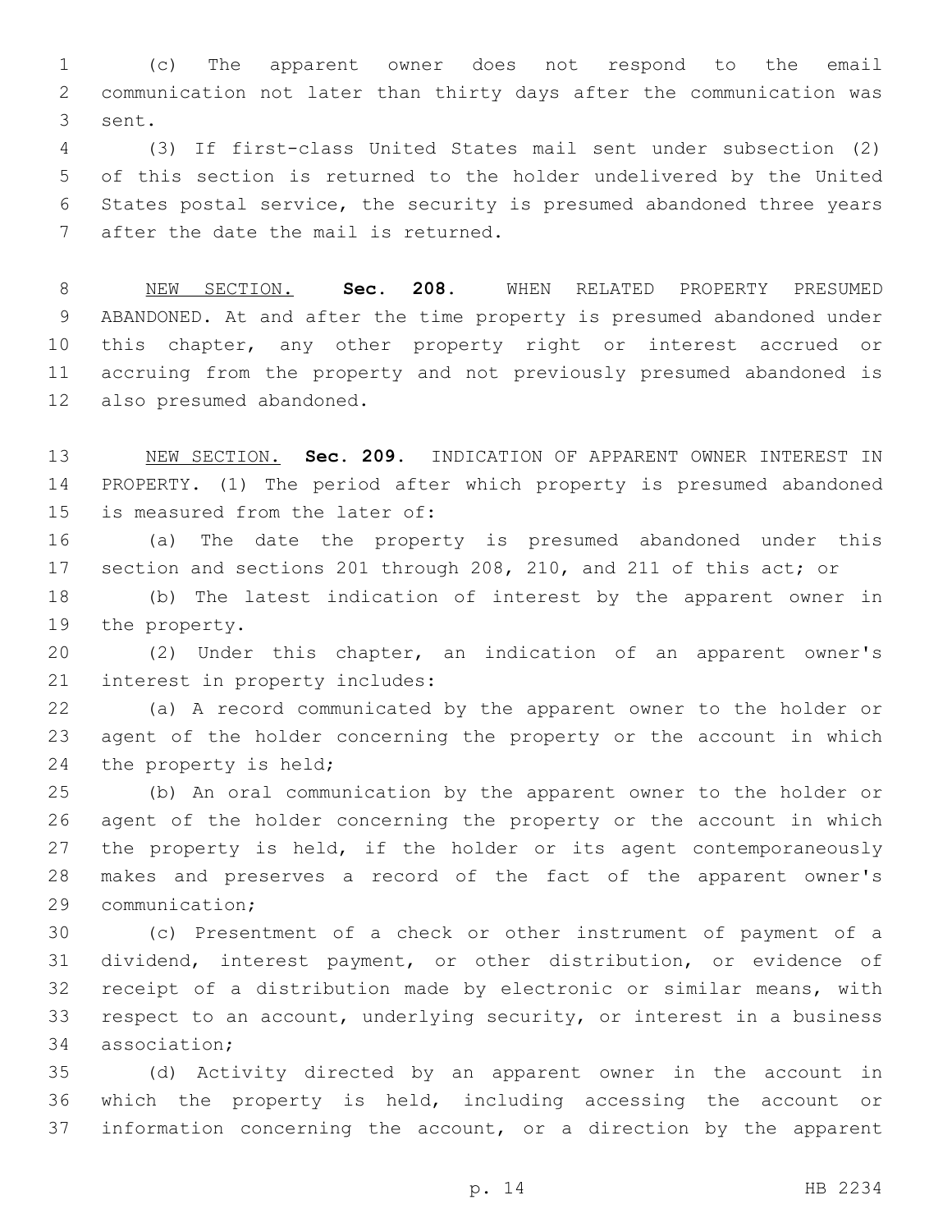(c) The apparent owner does not respond to the email communication not later than thirty days after the communication was sent.

(3) If first-class United States mail sent under subsection (2) of this section is returned to the holder undelivered by the United States postal service, the security is presumed abandoned three years after the date the mail is returned.

NEW SECTION. **Sec. 208.** WHEN RELATED PROPERTY PRESUMED ABANDONED. At and after the time property is presumed abandoned under this chapter, any other property right or interest accrued or accruing from the property and not previously presumed abandoned is also presumed abandoned.

NEW SECTION. **Sec. 209.** INDICATION OF APPARENT OWNER INTEREST IN PROPERTY. (1) The period after which property is presumed abandoned is measured from the later of:

(a) The date the property is presumed abandoned under this section and sections 201 through 208, 210, and 211 of this act; or

(b) The latest indication of interest by the apparent owner in the property.

(2) Under this chapter, an indication of an apparent owner's interest in property includes:

(a) A record communicated by the apparent owner to the holder or agent of the holder concerning the property or the account in which the property is held;

(b) An oral communication by the apparent owner to the holder or agent of the holder concerning the property or the account in which the property is held, if the holder or its agent contemporaneously makes and preserves a record of the fact of the apparent owner's communication;

(c) Presentment of a check or other instrument of payment of a dividend, interest payment, or other distribution, or evidence of receipt of a distribution made by electronic or similar means, with respect to an account, underlying security, or interest in a business association;

(d) Activity directed by an apparent owner in the account in which the property is held, including accessing the account or information concerning the account, or a direction by the apparent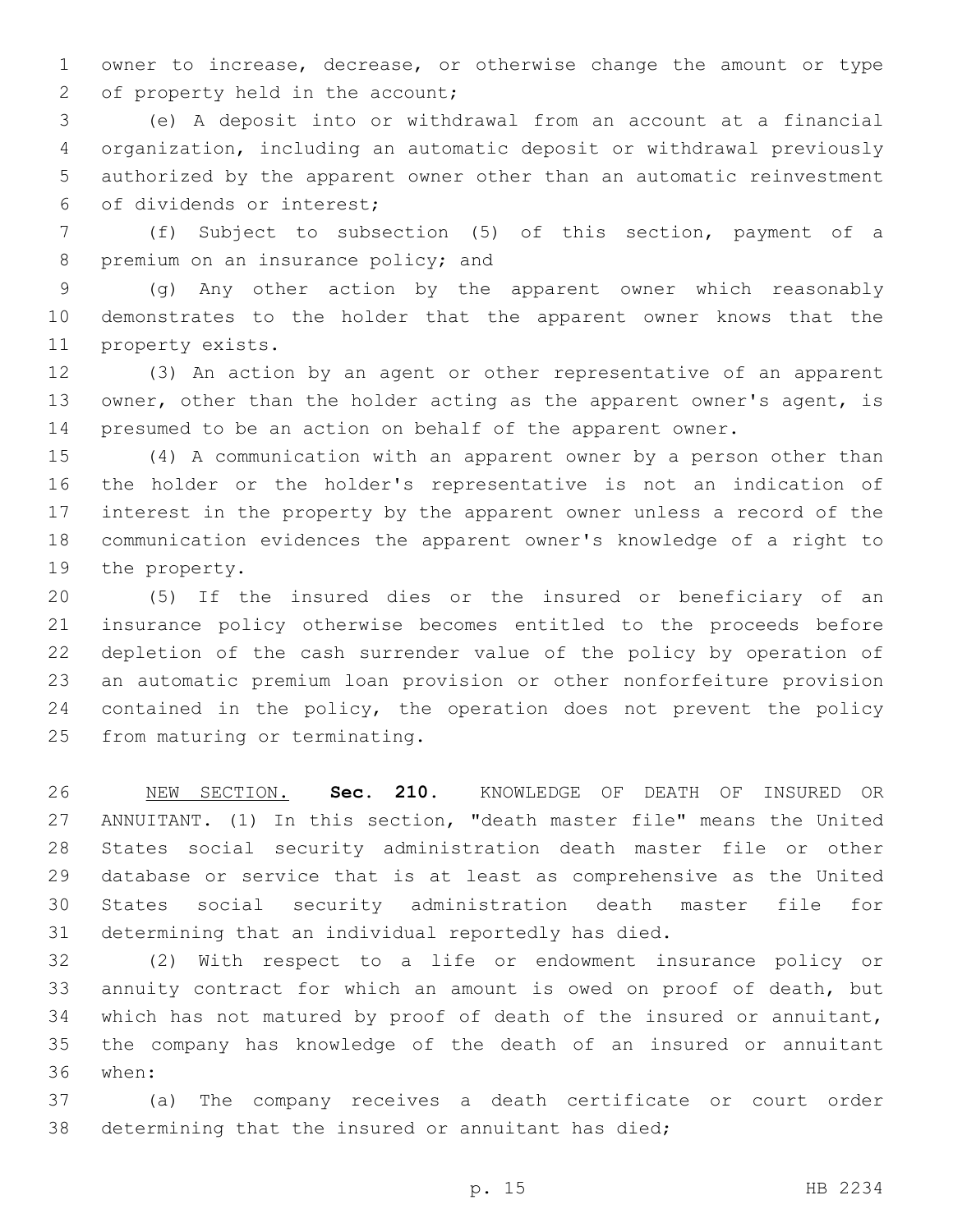owner to increase, decrease, or otherwise change the amount or type of property held in the account;

(e) A deposit into or withdrawal from an account at a financial organization, including an automatic deposit or withdrawal previously authorized by the apparent owner other than an automatic reinvestment of dividends or interest;

(f) Subject to subsection (5) of this section, payment of a premium on an insurance policy; and

(g) Any other action by the apparent owner which reasonably demonstrates to the holder that the apparent owner knows that the property exists.

(3) An action by an agent or other representative of an apparent owner, other than the holder acting as the apparent owner's agent, is presumed to be an action on behalf of the apparent owner.

(4) A communication with an apparent owner by a person other than the holder or the holder's representative is not an indication of interest in the property by the apparent owner unless a record of the communication evidences the apparent owner's knowledge of a right to the property.

(5) If the insured dies or the insured or beneficiary of an insurance policy otherwise becomes entitled to the proceeds before depletion of the cash surrender value of the policy by operation of an automatic premium loan provision or other nonforfeiture provision contained in the policy, the operation does not prevent the policy from maturing or terminating.

NEW SECTION. **Sec. 210.** KNOWLEDGE OF DEATH OF INSURED OR ANNUITANT. (1) In this section, "death master file" means the United States social security administration death master file or other database or service that is at least as comprehensive as the United States social security administration death master file for determining that an individual reportedly has died.

(2) With respect to a life or endowment insurance policy or annuity contract for which an amount is owed on proof of death, but which has not matured by proof of death of the insured or annuitant, the company has knowledge of the death of an insured or annuitant when:

(a) The company receives a death certificate or court order determining that the insured or annuitant has died;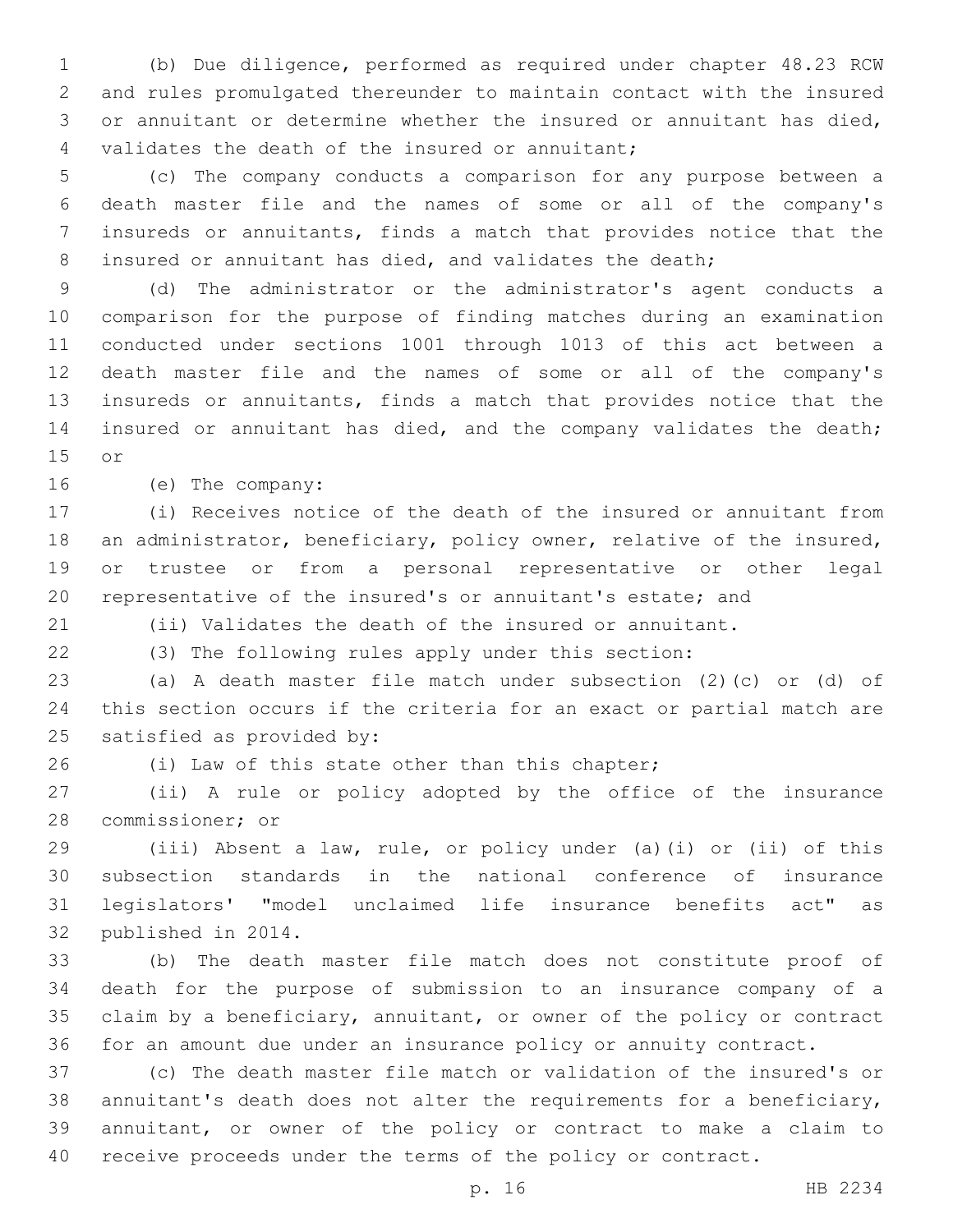(b) Due diligence, performed as required under chapter 48.23 RCW and rules promulgated thereunder to maintain contact with the insured or annuitant or determine whether the insured or annuitant has died, validates the death of the insured or annuitant;

(c) The company conducts a comparison for any purpose between a death master file and the names of some or all of the company's insureds or annuitants, finds a match that provides notice that the insured or annuitant has died, and validates the death;

(d) The administrator or the administrator's agent conducts a comparison for the purpose of finding matches during an examination conducted under sections 1001 through 1013 of this act between a death master file and the names of some or all of the company's insureds or annuitants, finds a match that provides notice that the insured or annuitant has died, and the company validates the death; or

(e) The company:

(i) Receives notice of the death of the insured or annuitant from an administrator, beneficiary, policy owner, relative of the insured, or trustee or from a personal representative or other legal representative of the insured's or annuitant's estate; and

(ii) Validates the death of the insured or annuitant.

(3) The following rules apply under this section:

(a) A death master file match under subsection (2)(c) or (d) of this section occurs if the criteria for an exact or partial match are satisfied as provided by:

(i) Law of this state other than this chapter;

(ii) A rule or policy adopted by the office of the insurance commissioner; or

(iii) Absent a law, rule, or policy under (a)(i) or (ii) of this subsection standards in the national conference of insurance legislators' "model unclaimed life insurance benefits act" as published in 2014.

(b) The death master file match does not constitute proof of death for the purpose of submission to an insurance company of a claim by a beneficiary, annuitant, or owner of the policy or contract for an amount due under an insurance policy or annuity contract.

(c) The death master file match or validation of the insured's or annuitant's death does not alter the requirements for a beneficiary, annuitant, or owner of the policy or contract to make a claim to receive proceeds under the terms of the policy or contract.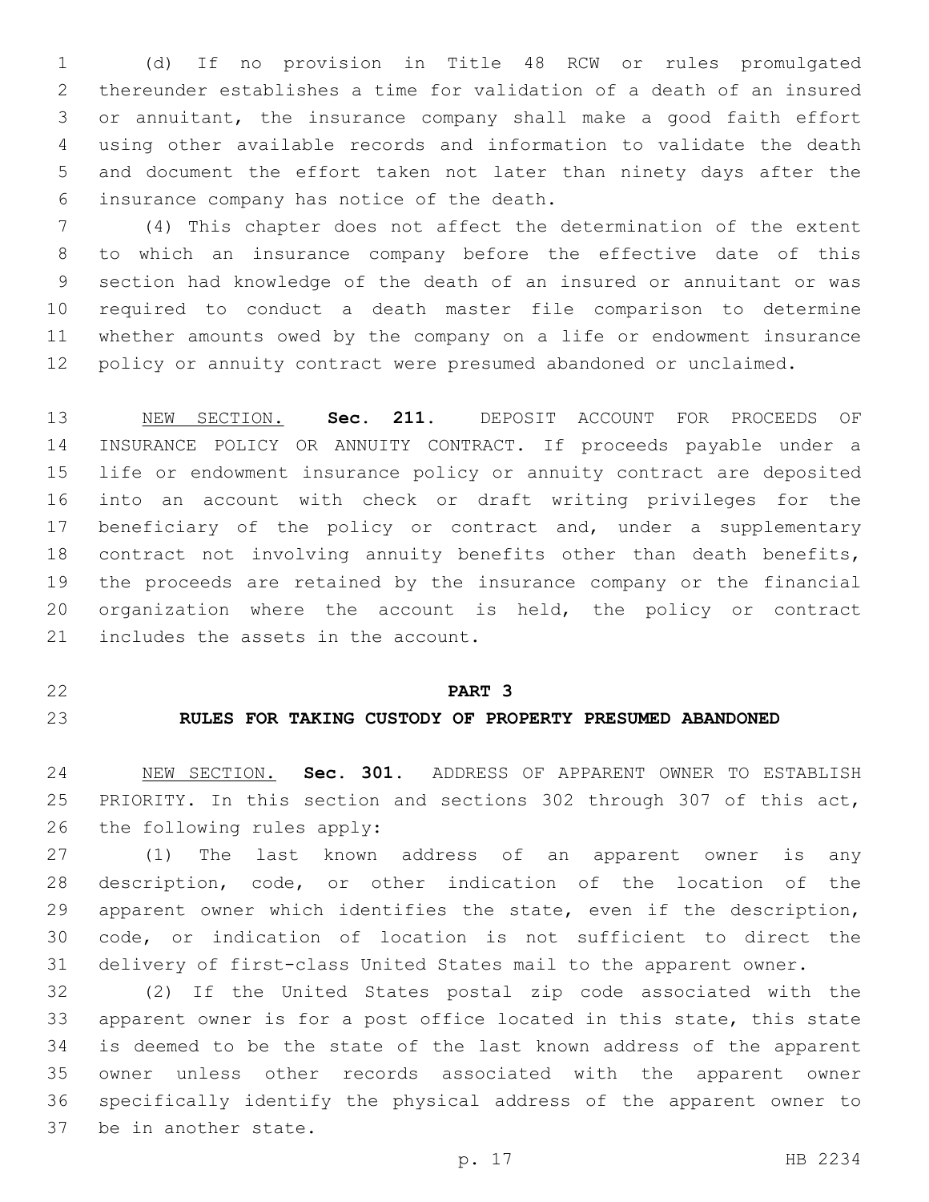(d) If no provision in Title 48 RCW or rules promulgated thereunder establishes a time for validation of a death of an insured or annuitant, the insurance company shall make a good faith effort using other available records and information to validate the death and document the effort taken not later than ninety days after the insurance company has notice of the death.

(4) This chapter does not affect the determination of the extent to which an insurance company before the effective date of this section had knowledge of the death of an insured or annuitant or was required to conduct a death master file comparison to determine whether amounts owed by the company on a life or endowment insurance policy or annuity contract were presumed abandoned or unclaimed.

NEW SECTION. **Sec. 211.** DEPOSIT ACCOUNT FOR PROCEEDS OF INSURANCE POLICY OR ANNUITY CONTRACT. If proceeds payable under a life or endowment insurance policy or annuity contract are deposited into an account with check or draft writing privileges for the beneficiary of the policy or contract and, under a supplementary contract not involving annuity benefits other than death benefits, the proceeds are retained by the insurance company or the financial organization where the account is held, the policy or contract includes the assets in the account.

## PART 3
## RULES FOR TAKING CUSTODY OF PROPERTY PRESUMED ABANDONED

NEW SECTION. **Sec. 301.** ADDRESS OF APPARENT OWNER TO ESTABLISH PRIORITY. In this section and sections 302 through 307 of this act, the following rules apply:

(1) The last known address of an apparent owner is any description, code, or other indication of the location of the apparent owner which identifies the state, even if the description, code, or indication of location is not sufficient to direct the delivery of first-class United States mail to the apparent owner.

(2) If the United States postal zip code associated with the apparent owner is for a post office located in this state, this state is deemed to be the state of the last known address of the apparent owner unless other records associated with the apparent owner specifically identify the physical address of the apparent owner to be in another state.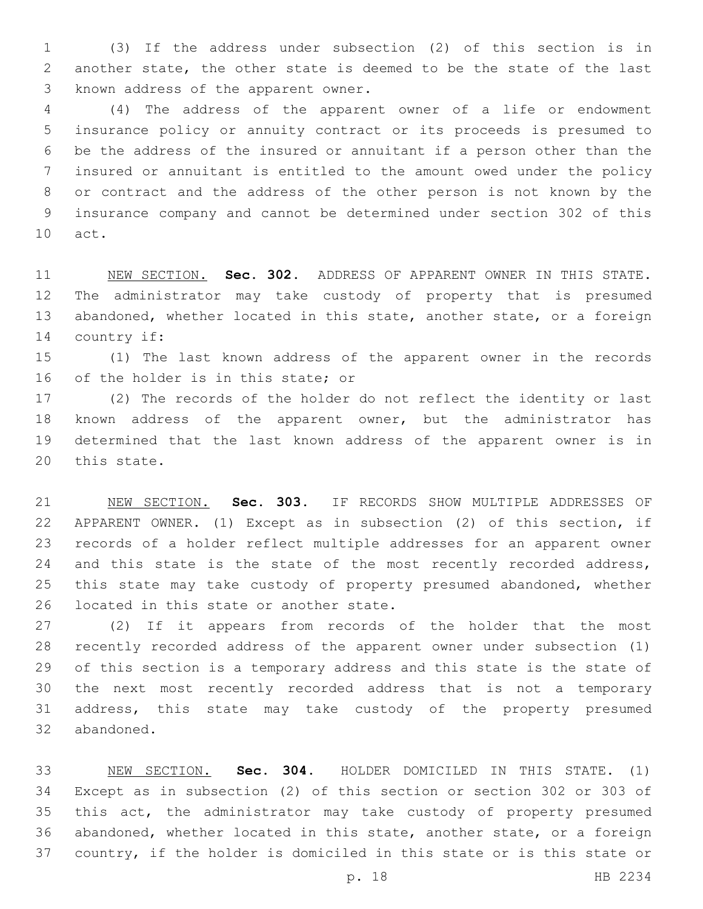(3) If the address under subsection (2) of this section is in another state, the other state is deemed to be the state of the last known address of the apparent owner.

(4) The address of the apparent owner of a life or endowment insurance policy or annuity contract or its proceeds is presumed to be the address of the insured or annuitant if a person other than the insured or annuitant is entitled to the amount owed under the policy or contract and the address of the other person is not known by the insurance company and cannot be determined under section 302 of this act.

NEW SECTION. **Sec. 302.** ADDRESS OF APPARENT OWNER IN THIS STATE. The administrator may take custody of property that is presumed abandoned, whether located in this state, another state, or a foreign country if:

(1) The last known address of the apparent owner in the records of the holder is in this state; or

(2) The records of the holder do not reflect the identity or last known address of the apparent owner, but the administrator has determined that the last known address of the apparent owner is in this state.

NEW SECTION. **Sec. 303.** IF RECORDS SHOW MULTIPLE ADDRESSES OF APPARENT OWNER. (1) Except as in subsection (2) of this section, if records of a holder reflect multiple addresses for an apparent owner and this state is the state of the most recently recorded address, this state may take custody of property presumed abandoned, whether located in this state or another state.

(2) If it appears from records of the holder that the most recently recorded address of the apparent owner under subsection (1) of this section is a temporary address and this state is the state of the next most recently recorded address that is not a temporary address, this state may take custody of the property presumed abandoned.

NEW SECTION. **Sec. 304.** HOLDER DOMICILED IN THIS STATE. (1) Except as in subsection (2) of this section or section 302 or 303 of this act, the administrator may take custody of property presumed abandoned, whether located in this state, another state, or a foreign country, if the holder is domiciled in this state or is this state or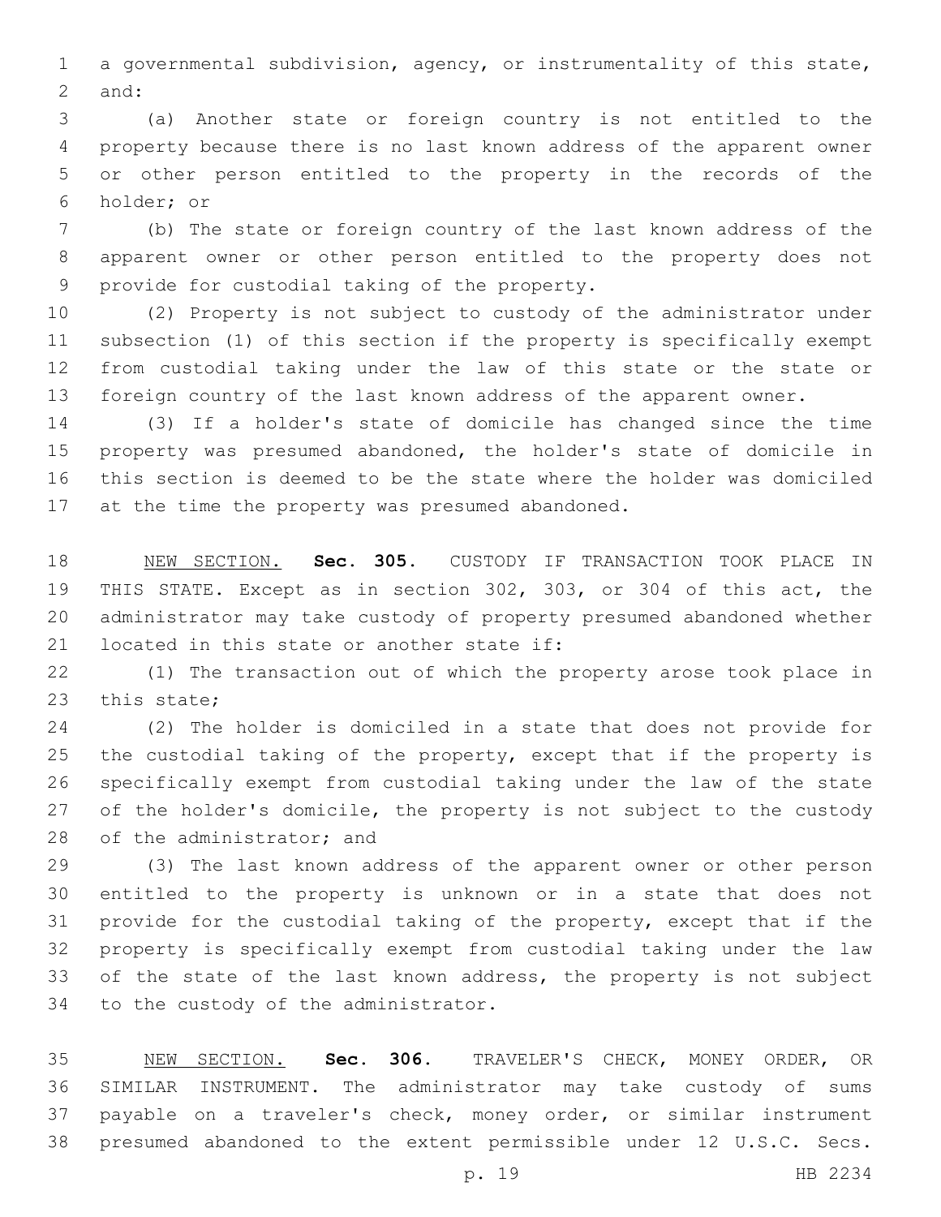a governmental subdivision, agency, or instrumentality of this state, and:

(a) Another state or foreign country is not entitled to the property because there is no last known address of the apparent owner or other person entitled to the property in the records of the holder; or

(b) The state or foreign country of the last known address of the apparent owner or other person entitled to the property does not provide for custodial taking of the property.

(2) Property is not subject to custody of the administrator under subsection (1) of this section if the property is specifically exempt from custodial taking under the law of this state or the state or foreign country of the last known address of the apparent owner.

(3) If a holder's state of domicile has changed since the time property was presumed abandoned, the holder's state of domicile in this section is deemed to be the state where the holder was domiciled at the time the property was presumed abandoned.

NEW SECTION. **Sec. 305.** CUSTODY IF TRANSACTION TOOK PLACE IN THIS STATE. Except as in section 302, 303, or 304 of this act, the administrator may take custody of property presumed abandoned whether located in this state or another state if:

(1) The transaction out of which the property arose took place in this state;

(2) The holder is domiciled in a state that does not provide for the custodial taking of the property, except that if the property is specifically exempt from custodial taking under the law of the state of the holder's domicile, the property is not subject to the custody of the administrator; and

(3) The last known address of the apparent owner or other person entitled to the property is unknown or in a state that does not provide for the custodial taking of the property, except that if the property is specifically exempt from custodial taking under the law of the state of the last known address, the property is not subject to the custody of the administrator.

NEW SECTION. **Sec. 306.** TRAVELER'S CHECK, MONEY ORDER, OR SIMILAR INSTRUMENT. The administrator may take custody of sums payable on a traveler's check, money order, or similar instrument presumed abandoned to the extent permissible under 12 U.S.C. Secs.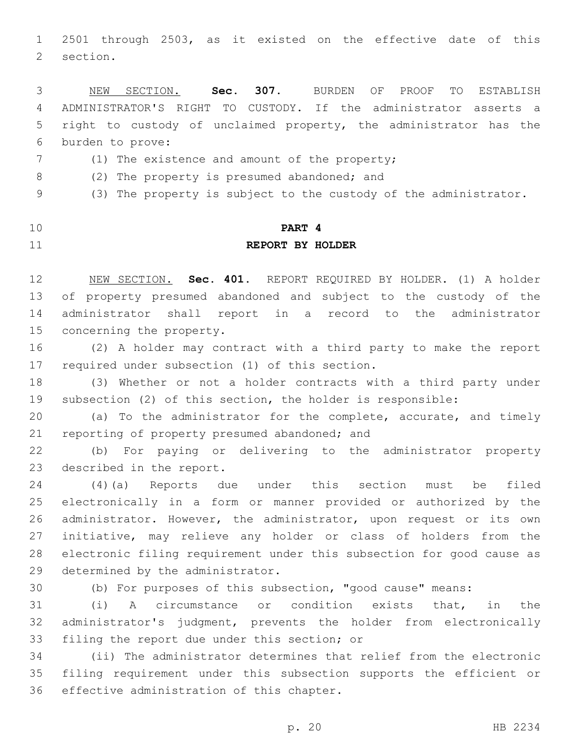2501 through 2503, as it existed on the effective date of this section.

NEW SECTION. **Sec. 307.** BURDEN OF PROOF TO ESTABLISH ADMINISTRATOR'S RIGHT TO CUSTODY. If the administrator asserts a right to custody of unclaimed property, the administrator has the burden to prove:

(1) The existence and amount of the property;

(2) The property is presumed abandoned; and

(3) The property is subject to the custody of the administrator.

## PART 4
## REPORT BY HOLDER

NEW SECTION. **Sec. 401.** REPORT REQUIRED BY HOLDER. (1) A holder of property presumed abandoned and subject to the custody of the administrator shall report in a record to the administrator concerning the property.

(2) A holder may contract with a third party to make the report required under subsection (1) of this section.

(3) Whether or not a holder contracts with a third party under subsection (2) of this section, the holder is responsible:

(a) To the administrator for the complete, accurate, and timely reporting of property presumed abandoned; and

(b) For paying or delivering to the administrator property described in the report.

(4)(a) Reports due under this section must be filed electronically in a form or manner provided or authorized by the administrator. However, the administrator, upon request or its own initiative, may relieve any holder or class of holders from the electronic filing requirement under this subsection for good cause as determined by the administrator.

(b) For purposes of this subsection, "good cause" means:

(i) A circumstance or condition exists that, in the administrator's judgment, prevents the holder from electronically filing the report due under this section; or

(ii) The administrator determines that relief from the electronic filing requirement under this subsection supports the efficient or effective administration of this chapter.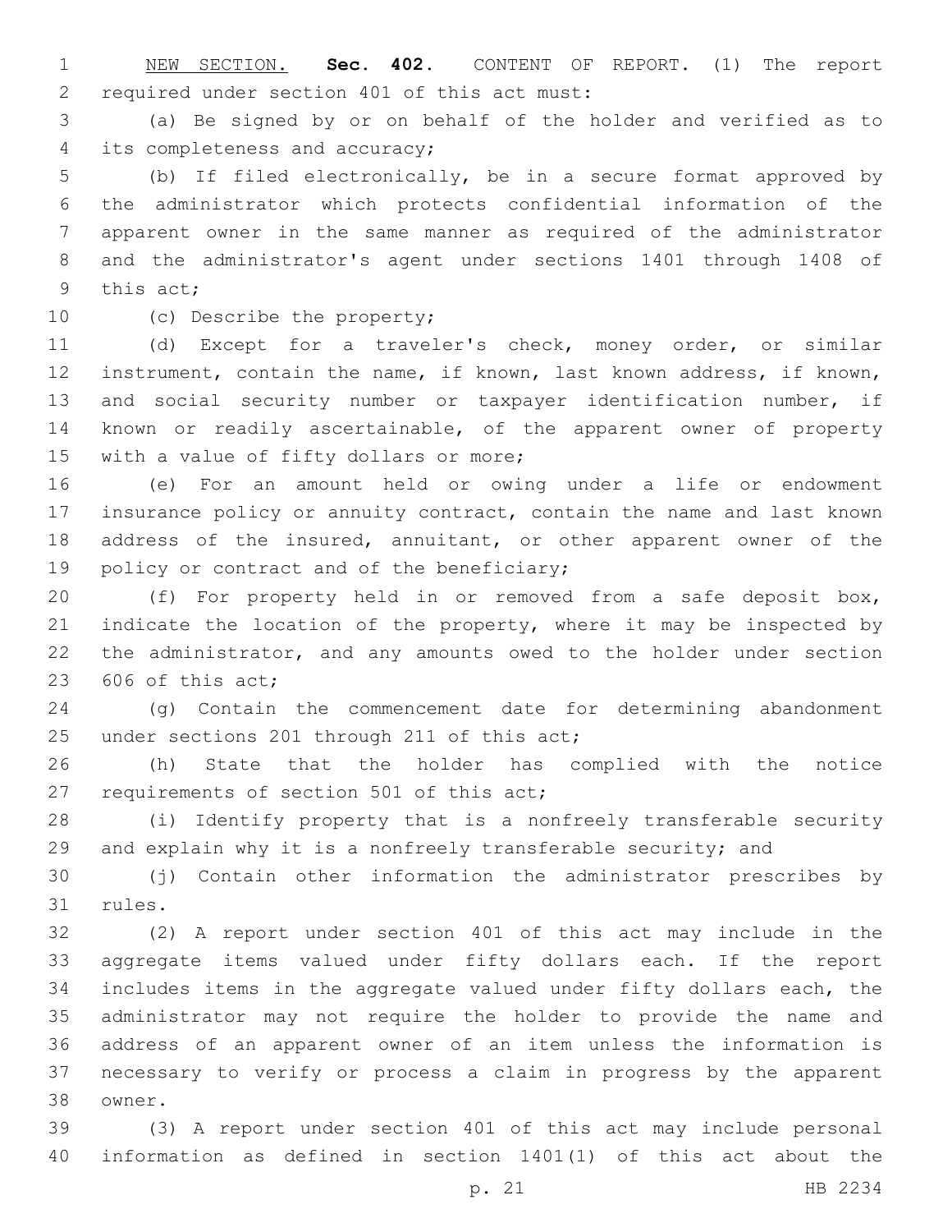NEW SECTION. **Sec. 402.** CONTENT OF REPORT. (1) The report required under section 401 of this act must:

(a) Be signed by or on behalf of the holder and verified as to its completeness and accuracy;

(b) If filed electronically, be in a secure format approved by the administrator which protects confidential information of the apparent owner in the same manner as required of the administrator and the administrator's agent under sections 1401 through 1408 of this act;

(c) Describe the property;

(d) Except for a traveler's check, money order, or similar instrument, contain the name, if known, last known address, if known, and social security number or taxpayer identification number, if known or readily ascertainable, of the apparent owner of property with a value of fifty dollars or more;

(e) For an amount held or owing under a life or endowment insurance policy or annuity contract, contain the name and last known address of the insured, annuitant, or other apparent owner of the policy or contract and of the beneficiary;

(f) For property held in or removed from a safe deposit box, indicate the location of the property, where it may be inspected by the administrator, and any amounts owed to the holder under section 606 of this act;

(g) Contain the commencement date for determining abandonment under sections 201 through 211 of this act;

(h) State that the holder has complied with the notice requirements of section 501 of this act;

(i) Identify property that is a nonfreely transferable security and explain why it is a nonfreely transferable security; and

(j) Contain other information the administrator prescribes by rules.

(2) A report under section 401 of this act may include in the aggregate items valued under fifty dollars each. If the report includes items in the aggregate valued under fifty dollars each, the administrator may not require the holder to provide the name and address of an apparent owner of an item unless the information is necessary to verify or process a claim in progress by the apparent owner.

(3) A report under section 401 of this act may include personal information as defined in section 1401(1) of this act about the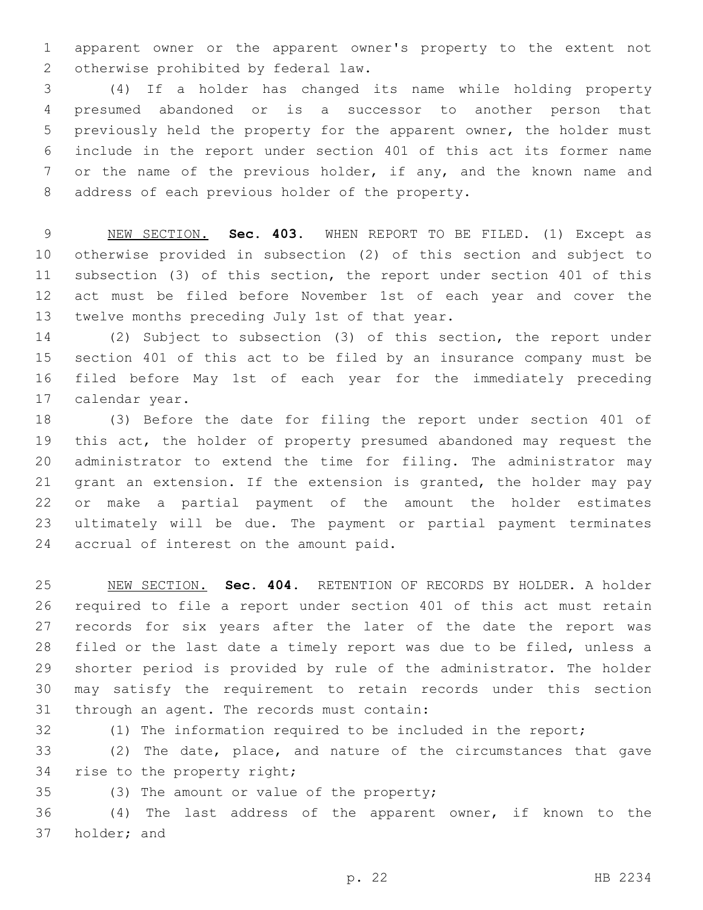apparent owner or the apparent owner's property to the extent not otherwise prohibited by federal law.

(4) If a holder has changed its name while holding property presumed abandoned or is a successor to another person that previously held the property for the apparent owner, the holder must include in the report under section 401 of this act its former name or the name of the previous holder, if any, and the known name and address of each previous holder of the property.

NEW SECTION. **Sec. 403.** WHEN REPORT TO BE FILED. (1) Except as otherwise provided in subsection (2) of this section and subject to subsection (3) of this section, the report under section 401 of this act must be filed before November 1st of each year and cover the twelve months preceding July 1st of that year.

(2) Subject to subsection (3) of this section, the report under section 401 of this act to be filed by an insurance company must be filed before May 1st of each year for the immediately preceding calendar year.

(3) Before the date for filing the report under section 401 of this act, the holder of property presumed abandoned may request the administrator to extend the time for filing. The administrator may grant an extension. If the extension is granted, the holder may pay or make a partial payment of the amount the holder estimates ultimately will be due. The payment or partial payment terminates accrual of interest on the amount paid.

NEW SECTION. **Sec. 404.** RETENTION OF RECORDS BY HOLDER. A holder required to file a report under section 401 of this act must retain records for six years after the later of the date the report was filed or the last date a timely report was due to be filed, unless a shorter period is provided by rule of the administrator. The holder may satisfy the requirement to retain records under this section through an agent. The records must contain:

(1) The information required to be included in the report;

(2) The date, place, and nature of the circumstances that gave rise to the property right;

(3) The amount or value of the property;

(4) The last address of the apparent owner, if known to the holder; and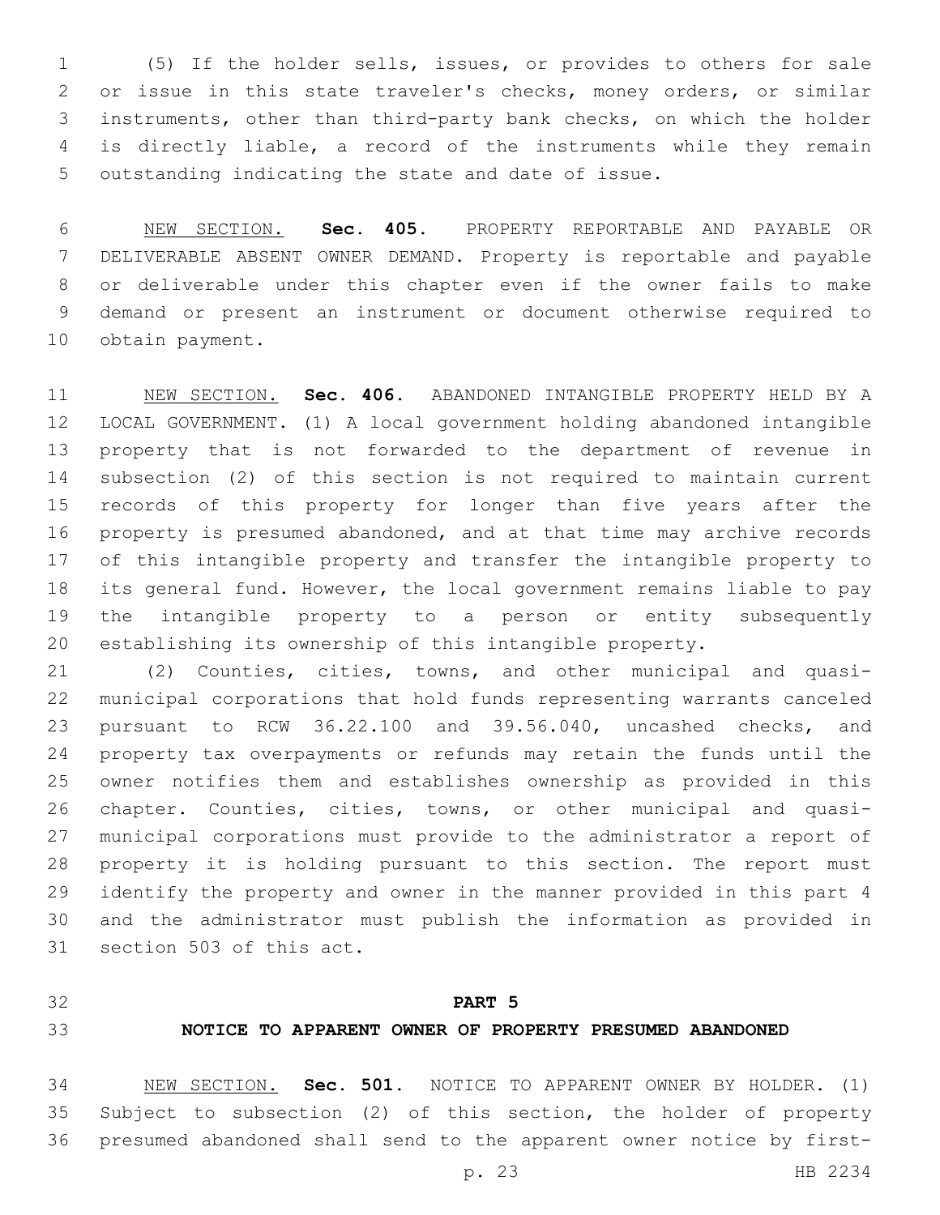(5) If the holder sells, issues, or provides to others for sale or issue in this state traveler's checks, money orders, or similar instruments, other than third-party bank checks, on which the holder is directly liable, a record of the instruments while they remain outstanding indicating the state and date of issue.

NEW SECTION. **Sec. 405.** PROPERTY REPORTABLE AND PAYABLE OR DELIVERABLE ABSENT OWNER DEMAND. Property is reportable and payable or deliverable under this chapter even if the owner fails to make demand or present an instrument or document otherwise required to obtain payment.

NEW SECTION. **Sec. 406.** ABANDONED INTANGIBLE PROPERTY HELD BY A LOCAL GOVERNMENT. (1) A local government holding abandoned intangible property that is not forwarded to the department of revenue in subsection (2) of this section is not required to maintain current records of this property for longer than five years after the property is presumed abandoned, and at that time may archive records of this intangible property and transfer the intangible property to its general fund. However, the local government remains liable to pay the intangible property to a person or entity subsequently establishing its ownership of this intangible property.

(2) Counties, cities, towns, and other municipal and quasi-municipal corporations that hold funds representing warrants canceled pursuant to RCW 36.22.100 and 39.56.040, uncashed checks, and property tax overpayments or refunds may retain the funds until the owner notifies them and establishes ownership as provided in this chapter. Counties, cities, towns, or other municipal and quasi-municipal corporations must provide to the administrator a report of property it is holding pursuant to this section. The report must identify the property and owner in the manner provided in this part 4 and the administrator must publish the information as provided in section 503 of this act.

## PART 5

## NOTICE TO APPARENT OWNER OF PROPERTY PRESUMED ABANDONED

NEW SECTION. **Sec. 501.** NOTICE TO APPARENT OWNER BY HOLDER. (1) Subject to subsection (2) of this section, the holder of property presumed abandoned shall send to the apparent owner notice by first-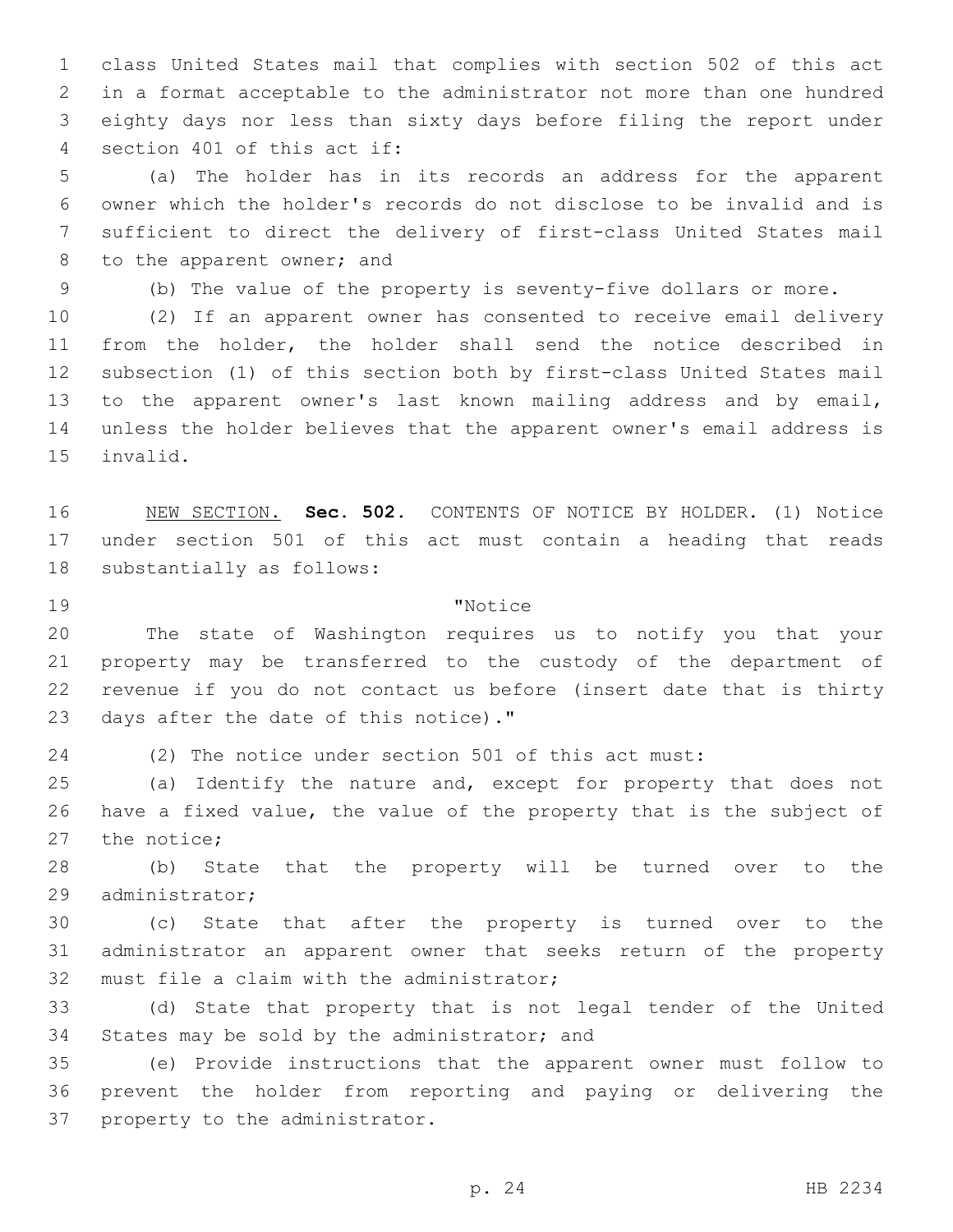class United States mail that complies with section 502 of this act in a format acceptable to the administrator not more than one hundred eighty days nor less than sixty days before filing the report under section 401 of this act if:

(a) The holder has in its records an address for the apparent owner which the holder's records do not disclose to be invalid and is sufficient to direct the delivery of first-class United States mail to the apparent owner; and

(b) The value of the property is seventy-five dollars or more.

(2) If an apparent owner has consented to receive email delivery from the holder, the holder shall send the notice described in subsection (1) of this section both by first-class United States mail to the apparent owner's last known mailing address and by email, unless the holder believes that the apparent owner's email address is invalid.

NEW SECTION. **Sec. 502.** CONTENTS OF NOTICE BY HOLDER. (1) Notice under section 501 of this act must contain a heading that reads substantially as follows:

"Notice

The state of Washington requires us to notify you that your property may be transferred to the custody of the department of revenue if you do not contact us before (insert date that is thirty days after the date of this notice)."

(2) The notice under section 501 of this act must:

(a) Identify the nature and, except for property that does not have a fixed value, the value of the property that is the subject of the notice;

(b) State that the property will be turned over to the administrator;

(c) State that after the property is turned over to the administrator an apparent owner that seeks return of the property must file a claim with the administrator;

(d) State that property that is not legal tender of the United States may be sold by the administrator; and

(e) Provide instructions that the apparent owner must follow to prevent the holder from reporting and paying or delivering the property to the administrator.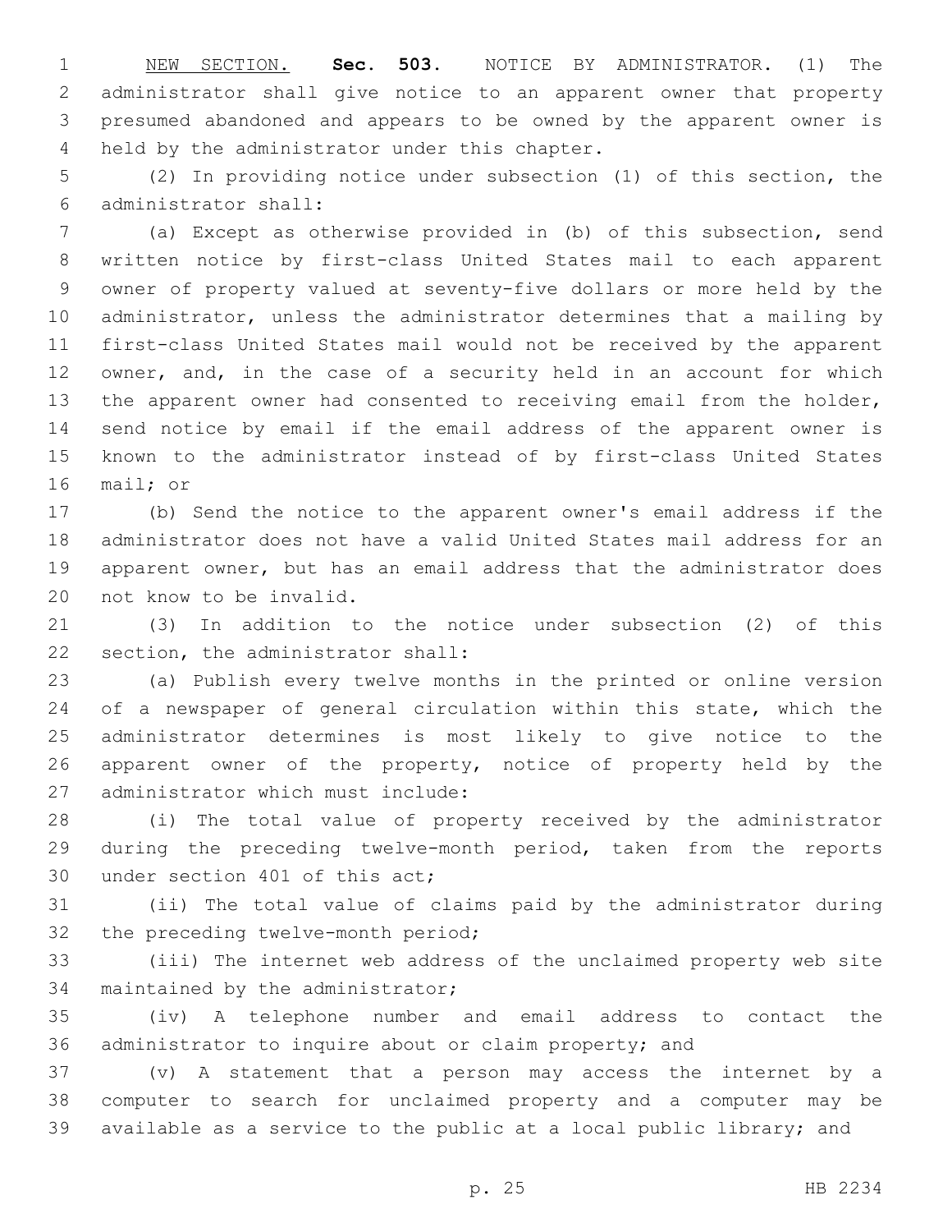NEW SECTION. **Sec. 503.** NOTICE BY ADMINISTRATOR. (1) The administrator shall give notice to an apparent owner that property presumed abandoned and appears to be owned by the apparent owner is held by the administrator under this chapter.

(2) In providing notice under subsection (1) of this section, the administrator shall:

(a) Except as otherwise provided in (b) of this subsection, send written notice by first-class United States mail to each apparent owner of property valued at seventy-five dollars or more held by the administrator, unless the administrator determines that a mailing by first-class United States mail would not be received by the apparent owner, and, in the case of a security held in an account for which the apparent owner had consented to receiving email from the holder, send notice by email if the email address of the apparent owner is known to the administrator instead of by first-class United States mail; or

(b) Send the notice to the apparent owner's email address if the administrator does not have a valid United States mail address for an apparent owner, but has an email address that the administrator does not know to be invalid.

(3) In addition to the notice under subsection (2) of this section, the administrator shall:

(a) Publish every twelve months in the printed or online version of a newspaper of general circulation within this state, which the administrator determines is most likely to give notice to the apparent owner of the property, notice of property held by the administrator which must include:

(i) The total value of property received by the administrator during the preceding twelve-month period, taken from the reports under section 401 of this act;

(ii) The total value of claims paid by the administrator during the preceding twelve-month period;

(iii) The internet web address of the unclaimed property web site maintained by the administrator;

(iv) A telephone number and email address to contact the administrator to inquire about or claim property; and

(v) A statement that a person may access the internet by a computer to search for unclaimed property and a computer may be available as a service to the public at a local public library; and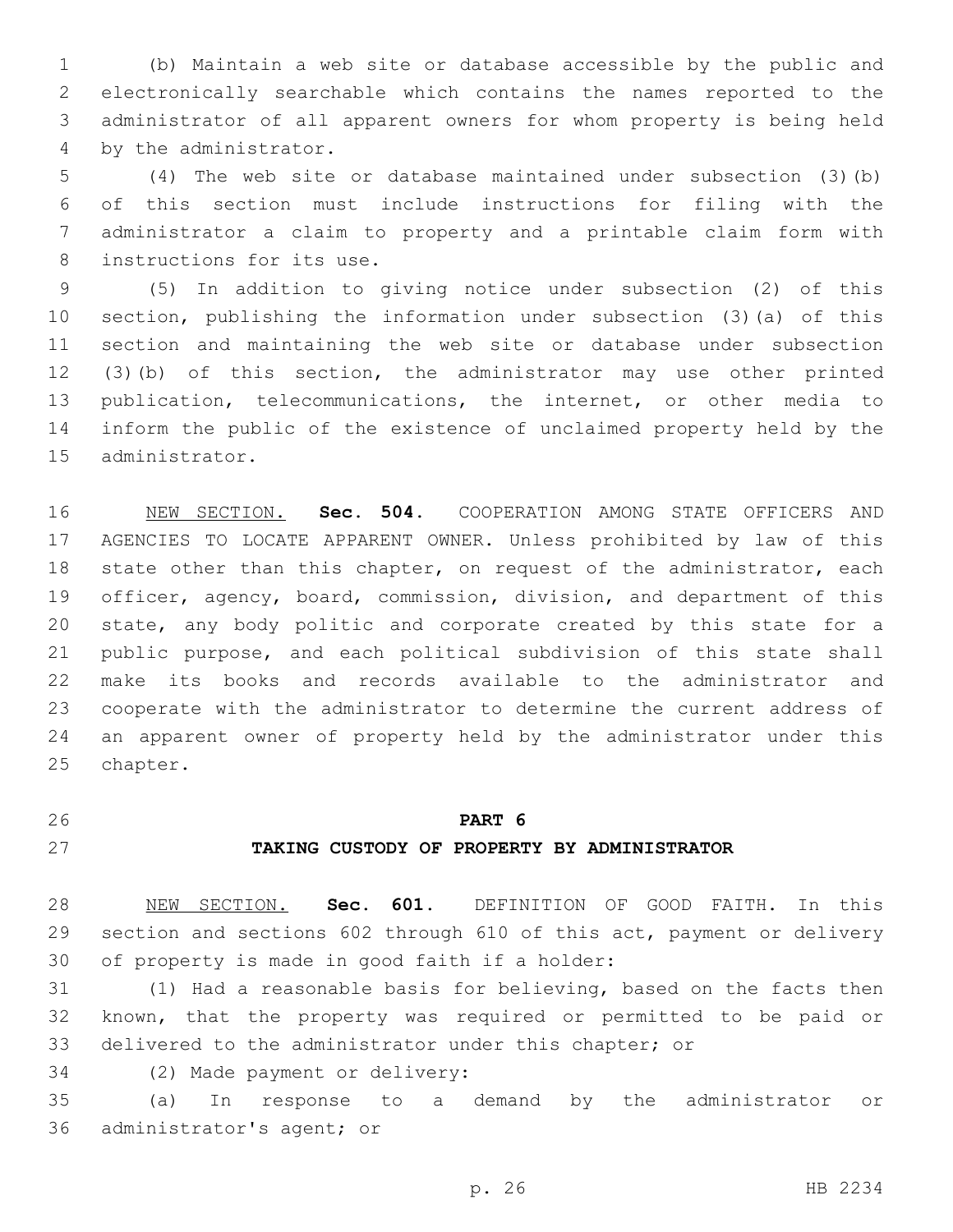(b) Maintain a web site or database accessible by the public and electronically searchable which contains the names reported to the administrator of all apparent owners for whom property is being held by the administrator.

(4) The web site or database maintained under subsection (3)(b) of this section must include instructions for filing with the administrator a claim to property and a printable claim form with instructions for its use.

(5) In addition to giving notice under subsection (2) of this section, publishing the information under subsection (3)(a) of this section and maintaining the web site or database under subsection (3)(b) of this section, the administrator may use other printed publication, telecommunications, the internet, or other media to inform the public of the existence of unclaimed property held by the administrator.

NEW SECTION. **Sec. 504.** COOPERATION AMONG STATE OFFICERS AND AGENCIES TO LOCATE APPARENT OWNER. Unless prohibited by law of this state other than this chapter, on request of the administrator, each officer, agency, board, commission, division, and department of this state, any body politic and corporate created by this state for a public purpose, and each political subdivision of this state shall make its books and records available to the administrator and cooperate with the administrator to determine the current address of an apparent owner of property held by the administrator under this chapter.

## PART 6
## TAKING CUSTODY OF PROPERTY BY ADMINISTRATOR

NEW SECTION. **Sec. 601.** DEFINITION OF GOOD FAITH. In this section and sections 602 through 610 of this act, payment or delivery of property is made in good faith if a holder:

(1) Had a reasonable basis for believing, based on the facts then known, that the property was required or permitted to be paid or delivered to the administrator under this chapter; or

(2) Made payment or delivery:

(a) In response to a demand by the administrator or administrator's agent; or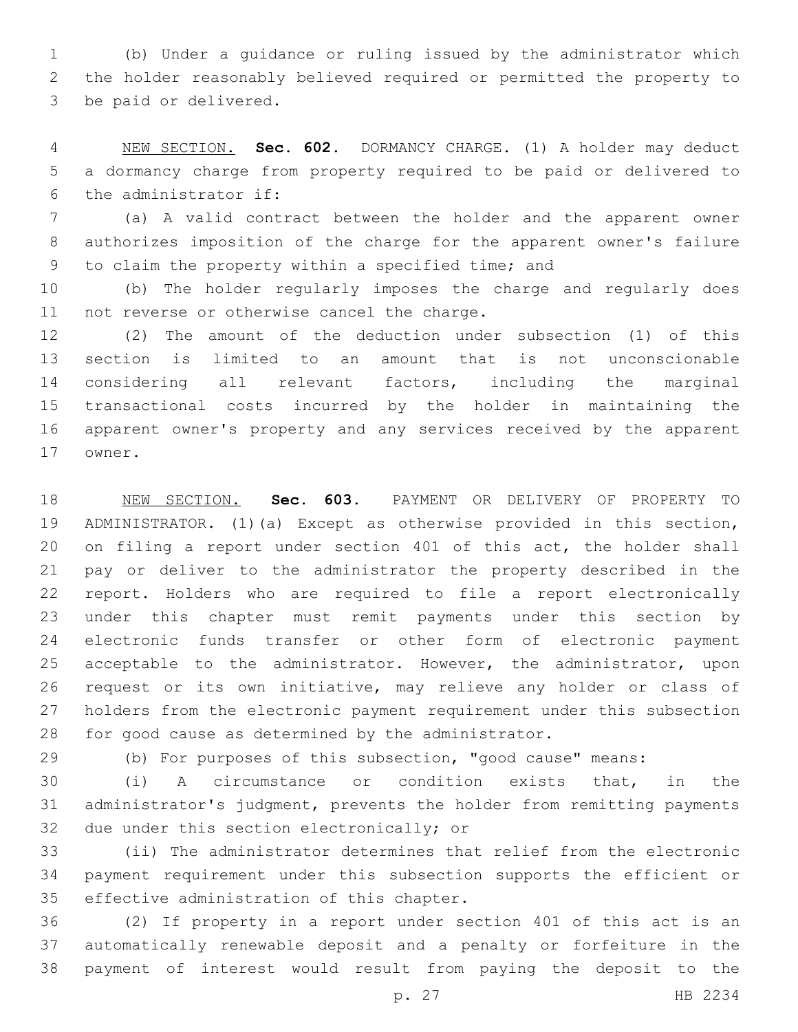(b) Under a guidance or ruling issued by the administrator which the holder reasonably believed required or permitted the property to be paid or delivered.

NEW SECTION. **Sec. 602.** DORMANCY CHARGE. (1) A holder may deduct a dormancy charge from property required to be paid or delivered to the administrator if:

(a) A valid contract between the holder and the apparent owner authorizes imposition of the charge for the apparent owner's failure to claim the property within a specified time; and

(b) The holder regularly imposes the charge and regularly does not reverse or otherwise cancel the charge.

(2) The amount of the deduction under subsection (1) of this section is limited to an amount that is not unconscionable considering all relevant factors, including the marginal transactional costs incurred by the holder in maintaining the apparent owner's property and any services received by the apparent owner.

NEW SECTION. **Sec. 603.** PAYMENT OR DELIVERY OF PROPERTY TO ADMINISTRATOR. (1)(a) Except as otherwise provided in this section, on filing a report under section 401 of this act, the holder shall pay or deliver to the administrator the property described in the report. Holders who are required to file a report electronically under this chapter must remit payments under this section by electronic funds transfer or other form of electronic payment acceptable to the administrator. However, the administrator, upon request or its own initiative, may relieve any holder or class of holders from the electronic payment requirement under this subsection for good cause as determined by the administrator.

(b) For purposes of this subsection, "good cause" means:

(i) A circumstance or condition exists that, in the administrator's judgment, prevents the holder from remitting payments due under this section electronically; or

(ii) The administrator determines that relief from the electronic payment requirement under this subsection supports the efficient or effective administration of this chapter.

(2) If property in a report under section 401 of this act is an automatically renewable deposit and a penalty or forfeiture in the payment of interest would result from paying the deposit to the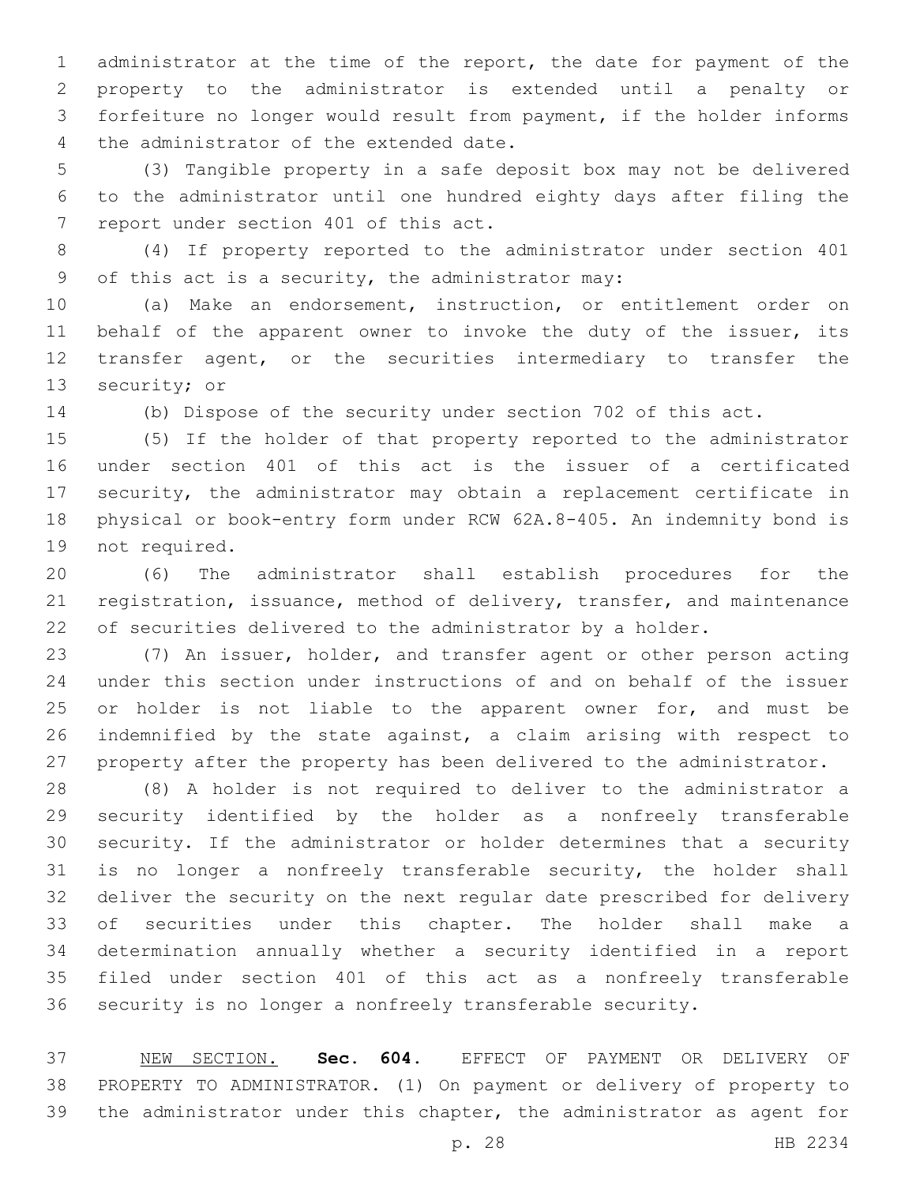administrator at the time of the report, the date for payment of the property to the administrator is extended until a penalty or forfeiture no longer would result from payment, if the holder informs the administrator of the extended date.

(3) Tangible property in a safe deposit box may not be delivered to the administrator until one hundred eighty days after filing the report under section 401 of this act.

(4) If property reported to the administrator under section 401 of this act is a security, the administrator may:

(a) Make an endorsement, instruction, or entitlement order on behalf of the apparent owner to invoke the duty of the issuer, its transfer agent, or the securities intermediary to transfer the security; or

(b) Dispose of the security under section 702 of this act.

(5) If the holder of that property reported to the administrator under section 401 of this act is the issuer of a certificated security, the administrator may obtain a replacement certificate in physical or book-entry form under RCW 62A.8-405. An indemnity bond is not required.

(6) The administrator shall establish procedures for the registration, issuance, method of delivery, transfer, and maintenance of securities delivered to the administrator by a holder.

(7) An issuer, holder, and transfer agent or other person acting under this section under instructions of and on behalf of the issuer or holder is not liable to the apparent owner for, and must be indemnified by the state against, a claim arising with respect to property after the property has been delivered to the administrator.

(8) A holder is not required to deliver to the administrator a security identified by the holder as a nonfreely transferable security. If the administrator or holder determines that a security is no longer a nonfreely transferable security, the holder shall deliver the security on the next regular date prescribed for delivery of securities under this chapter. The holder shall make a determination annually whether a security identified in a report filed under section 401 of this act as a nonfreely transferable security is no longer a nonfreely transferable security.

NEW SECTION. **Sec. 604.** EFFECT OF PAYMENT OR DELIVERY OF PROPERTY TO ADMINISTRATOR. (1) On payment or delivery of property to the administrator under this chapter, the administrator as agent for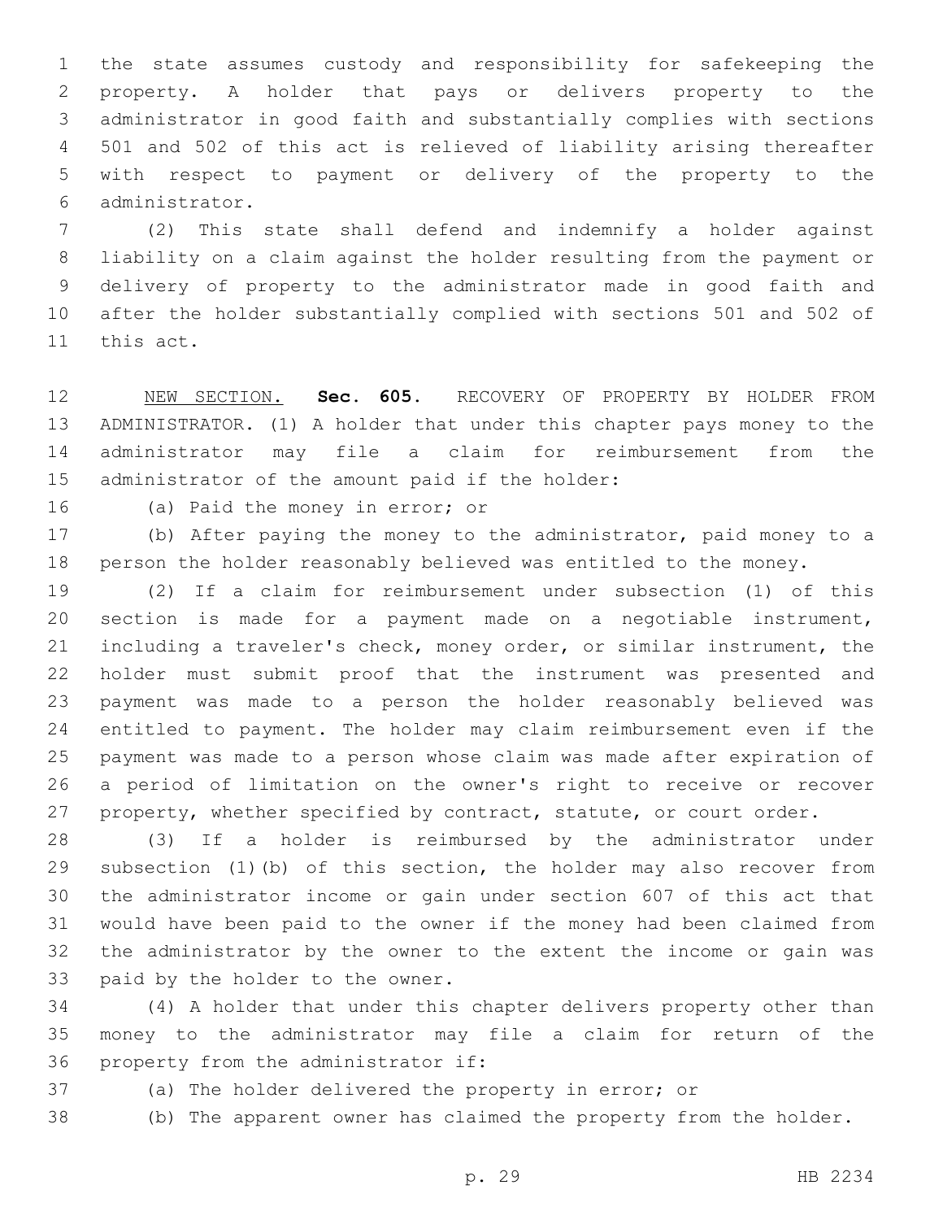the state assumes custody and responsibility for safekeeping the property. A holder that pays or delivers property to the administrator in good faith and substantially complies with sections 501 and 502 of this act is relieved of liability arising thereafter with respect to payment or delivery of the property to the administrator.

(2) This state shall defend and indemnify a holder against liability on a claim against the holder resulting from the payment or delivery of property to the administrator made in good faith and after the holder substantially complied with sections 501 and 502 of this act.

NEW SECTION. **Sec. 605.** RECOVERY OF PROPERTY BY HOLDER FROM ADMINISTRATOR. (1) A holder that under this chapter pays money to the administrator may file a claim for reimbursement from the administrator of the amount paid if the holder:

(a) Paid the money in error; or

(b) After paying the money to the administrator, paid money to a person the holder reasonably believed was entitled to the money.

(2) If a claim for reimbursement under subsection (1) of this section is made for a payment made on a negotiable instrument, including a traveler's check, money order, or similar instrument, the holder must submit proof that the instrument was presented and payment was made to a person the holder reasonably believed was entitled to payment. The holder may claim reimbursement even if the payment was made to a person whose claim was made after expiration of a period of limitation on the owner's right to receive or recover property, whether specified by contract, statute, or court order.

(3) If a holder is reimbursed by the administrator under subsection (1)(b) of this section, the holder may also recover from the administrator income or gain under section 607 of this act that would have been paid to the owner if the money had been claimed from the administrator by the owner to the extent the income or gain was paid by the holder to the owner.

(4) A holder that under this chapter delivers property other than money to the administrator may file a claim for return of the property from the administrator if:

(a) The holder delivered the property in error; or

(b) The apparent owner has claimed the property from the holder.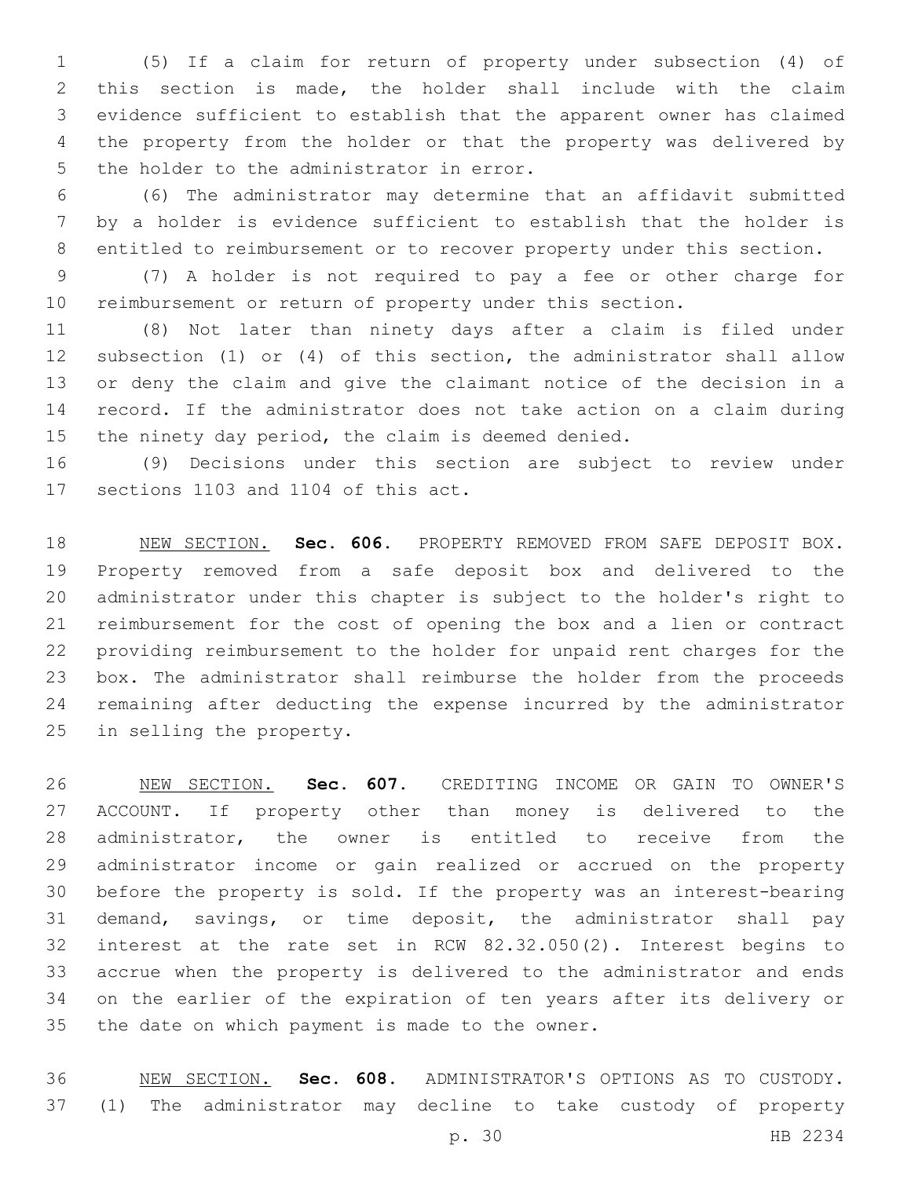(5) If a claim for return of property under subsection (4) of this section is made, the holder shall include with the claim evidence sufficient to establish that the apparent owner has claimed the property from the holder or that the property was delivered by the holder to the administrator in error.

(6) The administrator may determine that an affidavit submitted by a holder is evidence sufficient to establish that the holder is entitled to reimbursement or to recover property under this section.

(7) A holder is not required to pay a fee or other charge for reimbursement or return of property under this section.

(8) Not later than ninety days after a claim is filed under subsection (1) or (4) of this section, the administrator shall allow or deny the claim and give the claimant notice of the decision in a record. If the administrator does not take action on a claim during the ninety day period, the claim is deemed denied.

(9) Decisions under this section are subject to review under sections 1103 and 1104 of this act.

NEW SECTION. **Sec. 606.** PROPERTY REMOVED FROM SAFE DEPOSIT BOX. Property removed from a safe deposit box and delivered to the administrator under this chapter is subject to the holder's right to reimbursement for the cost of opening the box and a lien or contract providing reimbursement to the holder for unpaid rent charges for the box. The administrator shall reimburse the holder from the proceeds remaining after deducting the expense incurred by the administrator in selling the property.

NEW SECTION. **Sec. 607.** CREDITING INCOME OR GAIN TO OWNER'S ACCOUNT. If property other than money is delivered to the administrator, the owner is entitled to receive from the administrator income or gain realized or accrued on the property before the property is sold. If the property was an interest-bearing demand, savings, or time deposit, the administrator shall pay interest at the rate set in RCW 82.32.050(2). Interest begins to accrue when the property is delivered to the administrator and ends on the earlier of the expiration of ten years after its delivery or the date on which payment is made to the owner.

NEW SECTION. **Sec. 608.** ADMINISTRATOR'S OPTIONS AS TO CUSTODY. (1) The administrator may decline to take custody of property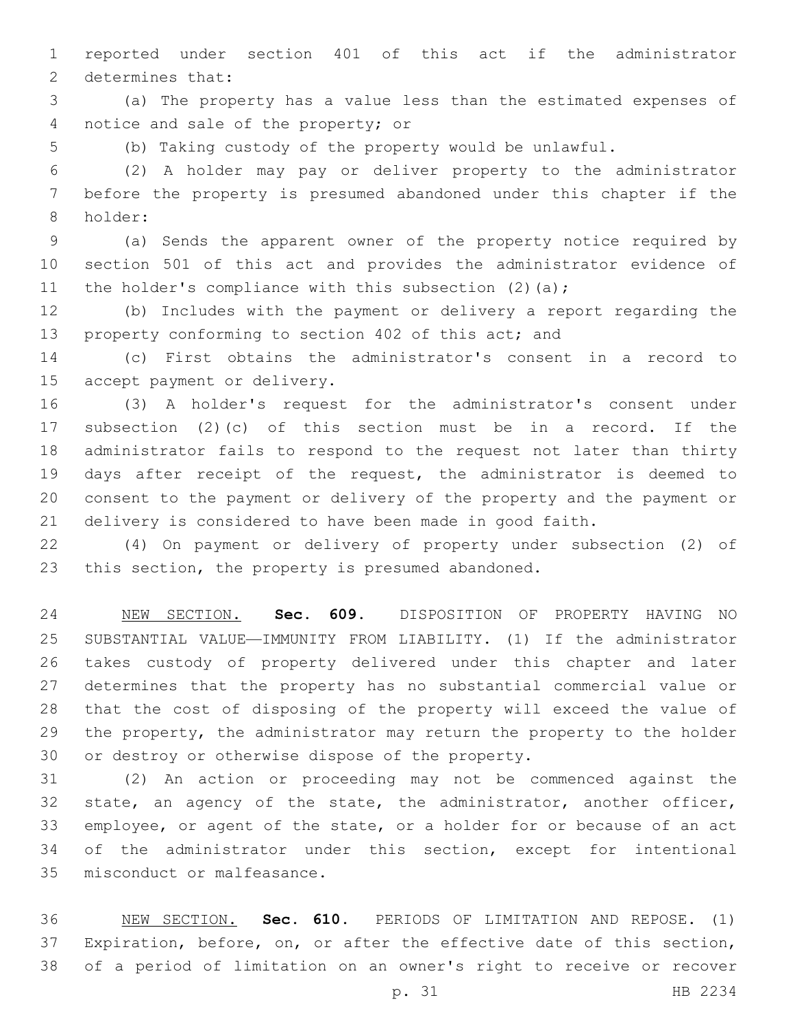reported under section 401 of this act if the administrator determines that:

(a) The property has a value less than the estimated expenses of notice and sale of the property; or

(b) Taking custody of the property would be unlawful.

(2) A holder may pay or deliver property to the administrator before the property is presumed abandoned under this chapter if the holder:

(a) Sends the apparent owner of the property notice required by section 501 of this act and provides the administrator evidence of the holder's compliance with this subsection (2)(a);

(b) Includes with the payment or delivery a report regarding the property conforming to section 402 of this act; and

(c) First obtains the administrator's consent in a record to accept payment or delivery.

(3) A holder's request for the administrator's consent under subsection (2)(c) of this section must be in a record. If the administrator fails to respond to the request not later than thirty days after receipt of the request, the administrator is deemed to consent to the payment or delivery of the property and the payment or delivery is considered to have been made in good faith.

(4) On payment or delivery of property under subsection (2) of this section, the property is presumed abandoned.

NEW SECTION. **Sec. 609.** DISPOSITION OF PROPERTY HAVING NO SUBSTANTIAL VALUE—IMMUNITY FROM LIABILITY. (1) If the administrator takes custody of property delivered under this chapter and later determines that the property has no substantial commercial value or that the cost of disposing of the property will exceed the value of the property, the administrator may return the property to the holder or destroy or otherwise dispose of the property.

(2) An action or proceeding may not be commenced against the state, an agency of the state, the administrator, another officer, employee, or agent of the state, or a holder for or because of an act of the administrator under this section, except for intentional misconduct or malfeasance.

NEW SECTION. **Sec. 610.** PERIODS OF LIMITATION AND REPOSE. (1) Expiration, before, on, or after the effective date of this section, of a period of limitation on an owner's right to receive or recover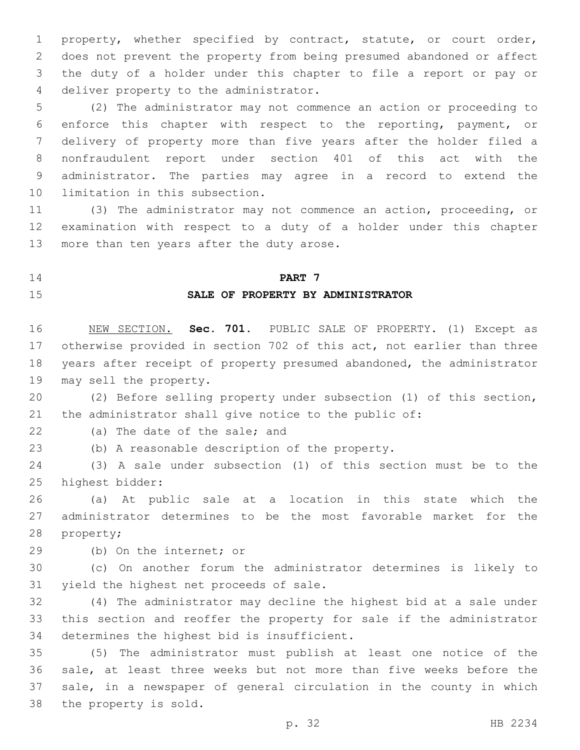property, whether specified by contract, statute, or court order, does not prevent the property from being presumed abandoned or affect the duty of a holder under this chapter to file a report or pay or deliver property to the administrator.

(2) The administrator may not commence an action or proceeding to enforce this chapter with respect to the reporting, payment, or delivery of property more than five years after the holder filed a nonfraudulent report under section 401 of this act with the administrator. The parties may agree in a record to extend the limitation in this subsection.

(3) The administrator may not commence an action, proceeding, or examination with respect to a duty of a holder under this chapter more than ten years after the duty arose.

## PART 7

## SALE OF PROPERTY BY ADMINISTRATOR

NEW SECTION. **Sec. 701.** PUBLIC SALE OF PROPERTY. (1) Except as otherwise provided in section 702 of this act, not earlier than three years after receipt of property presumed abandoned, the administrator may sell the property.

(2) Before selling property under subsection (1) of this section, the administrator shall give notice to the public of:

(a) The date of the sale; and

(b) A reasonable description of the property.

(3) A sale under subsection (1) of this section must be to the highest bidder:

(a) At public sale at a location in this state which the administrator determines to be the most favorable market for the property;

(b) On the internet; or

(c) On another forum the administrator determines is likely to yield the highest net proceeds of sale.

(4) The administrator may decline the highest bid at a sale under this section and reoffer the property for sale if the administrator determines the highest bid is insufficient.

(5) The administrator must publish at least one notice of the sale, at least three weeks but not more than five weeks before the sale, in a newspaper of general circulation in the county in which the property is sold.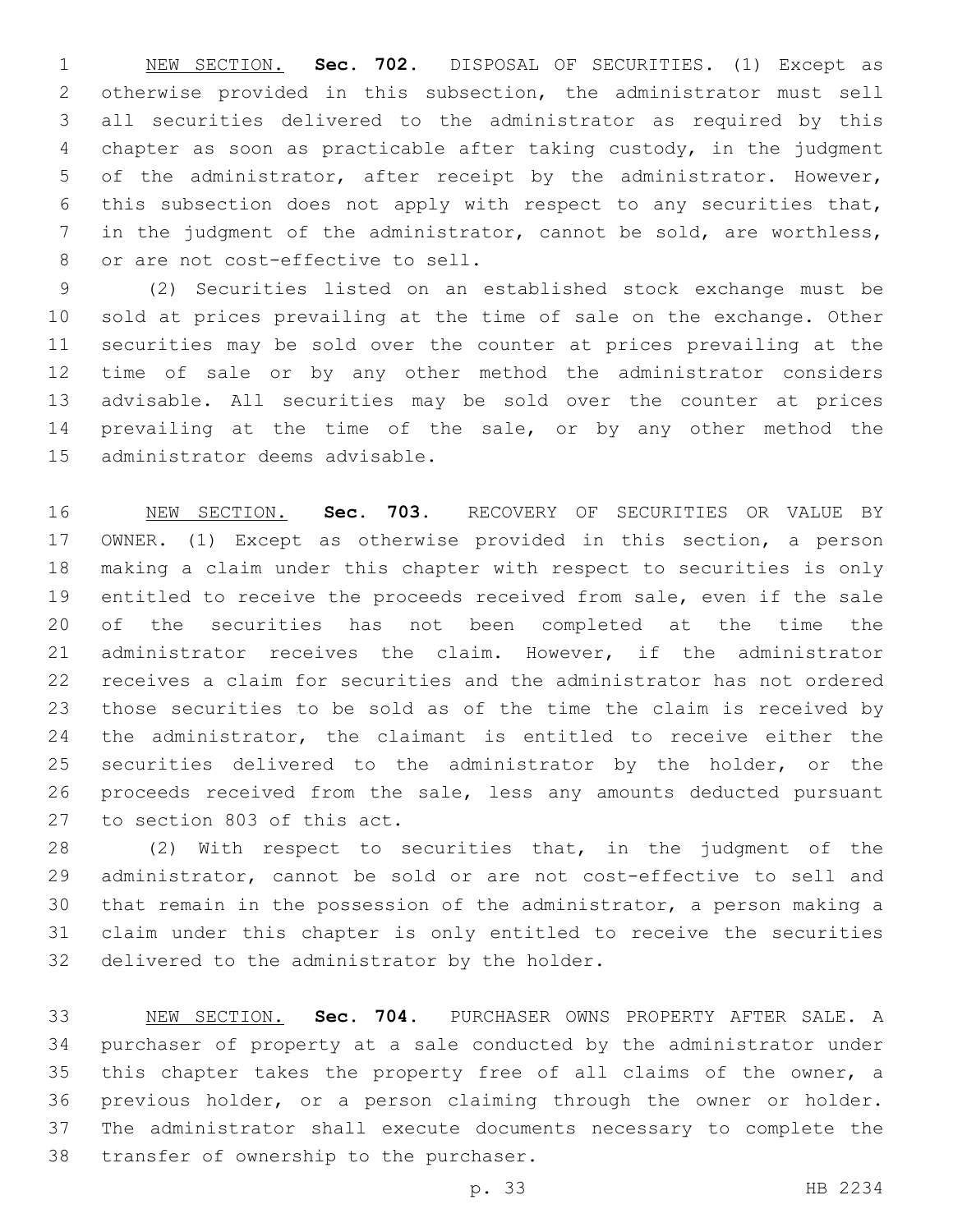NEW SECTION. **Sec. 702.** DISPOSAL OF SECURITIES. (1) Except as otherwise provided in this subsection, the administrator must sell all securities delivered to the administrator as required by this chapter as soon as practicable after taking custody, in the judgment of the administrator, after receipt by the administrator. However, this subsection does not apply with respect to any securities that, in the judgment of the administrator, cannot be sold, are worthless, or are not cost-effective to sell.

(2) Securities listed on an established stock exchange must be sold at prices prevailing at the time of sale on the exchange. Other securities may be sold over the counter at prices prevailing at the time of sale or by any other method the administrator considers advisable. All securities may be sold over the counter at prices prevailing at the time of the sale, or by any other method the administrator deems advisable.

NEW SECTION. **Sec. 703.** RECOVERY OF SECURITIES OR VALUE BY OWNER. (1) Except as otherwise provided in this section, a person making a claim under this chapter with respect to securities is only entitled to receive the proceeds received from sale, even if the sale of the securities has not been completed at the time the administrator receives the claim. However, if the administrator receives a claim for securities and the administrator has not ordered those securities to be sold as of the time the claim is received by the administrator, the claimant is entitled to receive either the securities delivered to the administrator by the holder, or the proceeds received from the sale, less any amounts deducted pursuant to section 803 of this act.

(2) With respect to securities that, in the judgment of the administrator, cannot be sold or are not cost-effective to sell and that remain in the possession of the administrator, a person making a claim under this chapter is only entitled to receive the securities delivered to the administrator by the holder.

NEW SECTION. **Sec. 704.** PURCHASER OWNS PROPERTY AFTER SALE. A purchaser of property at a sale conducted by the administrator under this chapter takes the property free of all claims of the owner, a previous holder, or a person claiming through the owner or holder. The administrator shall execute documents necessary to complete the transfer of ownership to the purchaser.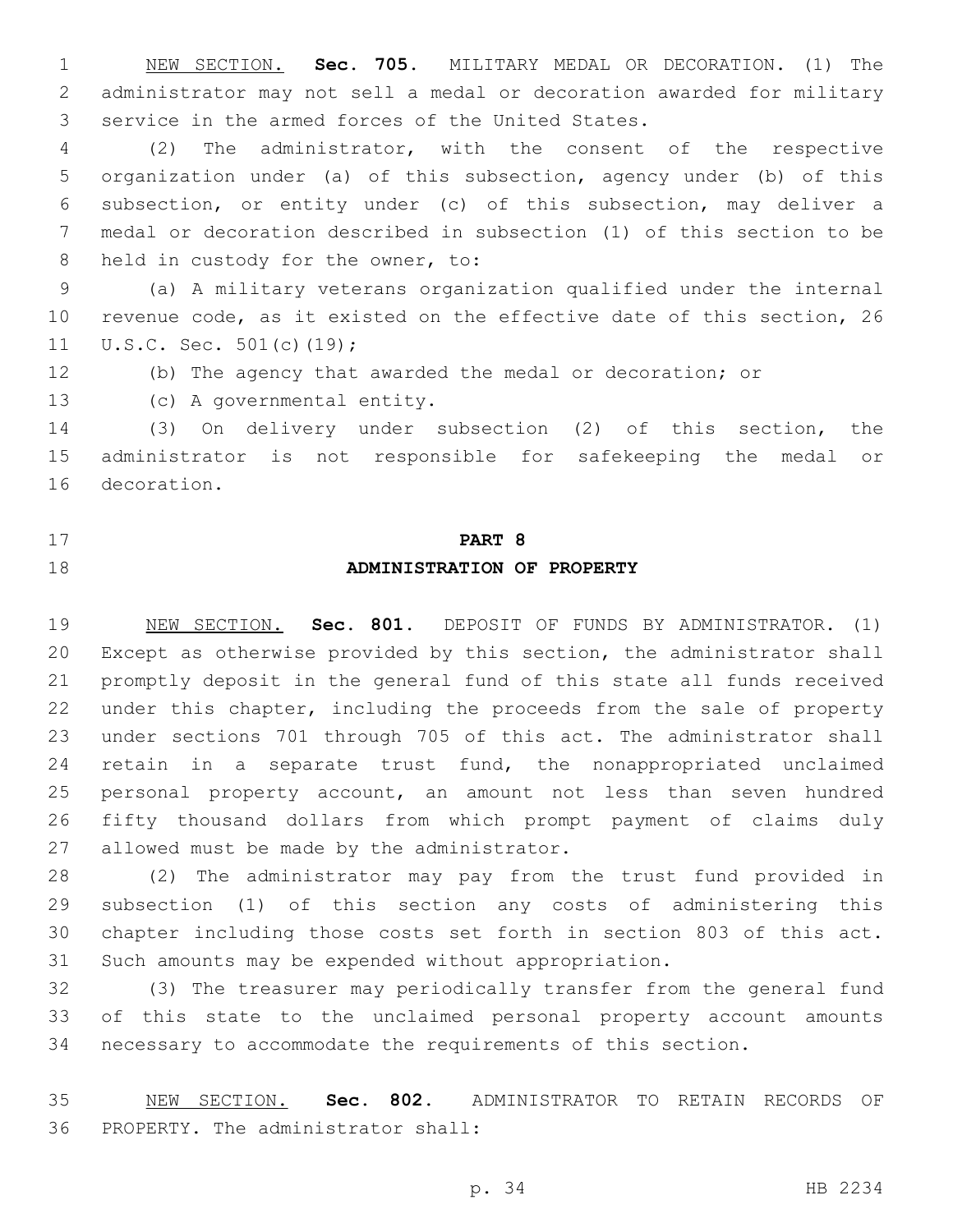NEW SECTION. **Sec. 705.** MILITARY MEDAL OR DECORATION. (1) The administrator may not sell a medal or decoration awarded for military service in the armed forces of the United States.

(2) The administrator, with the consent of the respective organization under (a) of this subsection, agency under (b) of this subsection, or entity under (c) of this subsection, may deliver a medal or decoration described in subsection (1) of this section to be held in custody for the owner, to:

(a) A military veterans organization qualified under the internal revenue code, as it existed on the effective date of this section, 26 U.S.C. Sec. 501(c)(19);

(b) The agency that awarded the medal or decoration; or

(c) A governmental entity.

(3) On delivery under subsection (2) of this section, the administrator is not responsible for safekeeping the medal or decoration.

## PART 8
## ADMINISTRATION OF PROPERTY

NEW SECTION. **Sec. 801.** DEPOSIT OF FUNDS BY ADMINISTRATOR. (1) Except as otherwise provided by this section, the administrator shall promptly deposit in the general fund of this state all funds received under this chapter, including the proceeds from the sale of property under sections 701 through 705 of this act. The administrator shall retain in a separate trust fund, the nonappropriated unclaimed personal property account, an amount not less than seven hundred fifty thousand dollars from which prompt payment of claims duly allowed must be made by the administrator.

(2) The administrator may pay from the trust fund provided in subsection (1) of this section any costs of administering this chapter including those costs set forth in section 803 of this act. Such amounts may be expended without appropriation.

(3) The treasurer may periodically transfer from the general fund of this state to the unclaimed personal property account amounts necessary to accommodate the requirements of this section.

NEW SECTION. **Sec. 802.** ADMINISTRATOR TO RETAIN RECORDS OF PROPERTY. The administrator shall: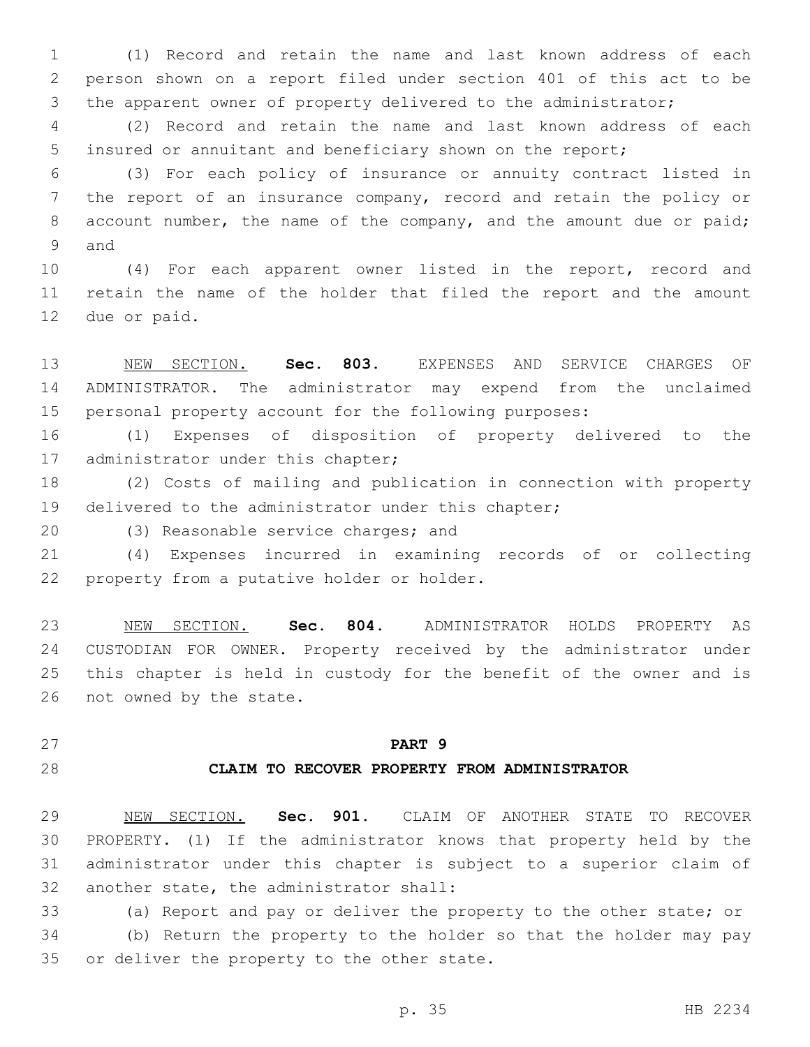(1) Record and retain the name and last known address of each person shown on a report filed under section 401 of this act to be the apparent owner of property delivered to the administrator;

(2) Record and retain the name and last known address of each insured or annuitant and beneficiary shown on the report;

(3) For each policy of insurance or annuity contract listed in the report of an insurance company, record and retain the policy or account number, the name of the company, and the amount due or paid; and

(4) For each apparent owner listed in the report, record and retain the name of the holder that filed the report and the amount due or paid.

NEW SECTION. **Sec. 803.** EXPENSES AND SERVICE CHARGES OF ADMINISTRATOR. The administrator may expend from the unclaimed personal property account for the following purposes:

(1) Expenses of disposition of property delivered to the administrator under this chapter;

(2) Costs of mailing and publication in connection with property delivered to the administrator under this chapter;

(3) Reasonable service charges; and

(4) Expenses incurred in examining records of or collecting property from a putative holder or holder.

NEW SECTION. **Sec. 804.** ADMINISTRATOR HOLDS PROPERTY AS CUSTODIAN FOR OWNER. Property received by the administrator under this chapter is held in custody for the benefit of the owner and is not owned by the state.

## PART 9

## CLAIM TO RECOVER PROPERTY FROM ADMINISTRATOR

NEW SECTION. **Sec. 901.** CLAIM OF ANOTHER STATE TO RECOVER PROPERTY. (1) If the administrator knows that property held by the administrator under this chapter is subject to a superior claim of another state, the administrator shall:

(a) Report and pay or deliver the property to the other state; or

(b) Return the property to the holder so that the holder may pay or deliver the property to the other state.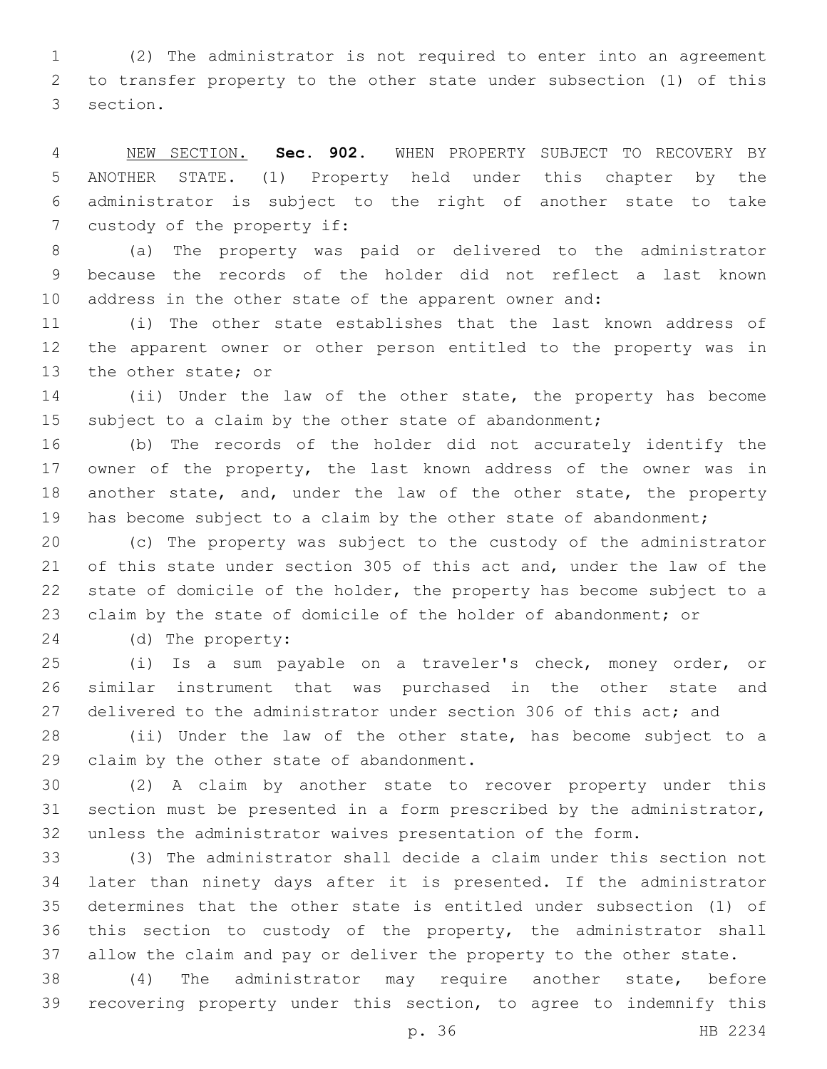(2) The administrator is not required to enter into an agreement to transfer property to the other state under subsection (1) of this section.

NEW SECTION. **Sec. 902.** WHEN PROPERTY SUBJECT TO RECOVERY BY ANOTHER STATE. (1) Property held under this chapter by the administrator is subject to the right of another state to take custody of the property if:

(a) The property was paid or delivered to the administrator because the records of the holder did not reflect a last known address in the other state of the apparent owner and:

(i) The other state establishes that the last known address of the apparent owner or other person entitled to the property was in the other state; or

(ii) Under the law of the other state, the property has become subject to a claim by the other state of abandonment;

(b) The records of the holder did not accurately identify the owner of the property, the last known address of the owner was in another state, and, under the law of the other state, the property has become subject to a claim by the other state of abandonment;

(c) The property was subject to the custody of the administrator of this state under section 305 of this act and, under the law of the state of domicile of the holder, the property has become subject to a claim by the state of domicile of the holder of abandonment; or

(d) The property:

(i) Is a sum payable on a traveler's check, money order, or similar instrument that was purchased in the other state and delivered to the administrator under section 306 of this act; and

(ii) Under the law of the other state, has become subject to a claim by the other state of abandonment.

(2) A claim by another state to recover property under this section must be presented in a form prescribed by the administrator, unless the administrator waives presentation of the form.

(3) The administrator shall decide a claim under this section not later than ninety days after it is presented. If the administrator determines that the other state is entitled under subsection (1) of this section to custody of the property, the administrator shall allow the claim and pay or deliver the property to the other state.

(4) The administrator may require another state, before recovering property under this section, to agree to indemnify this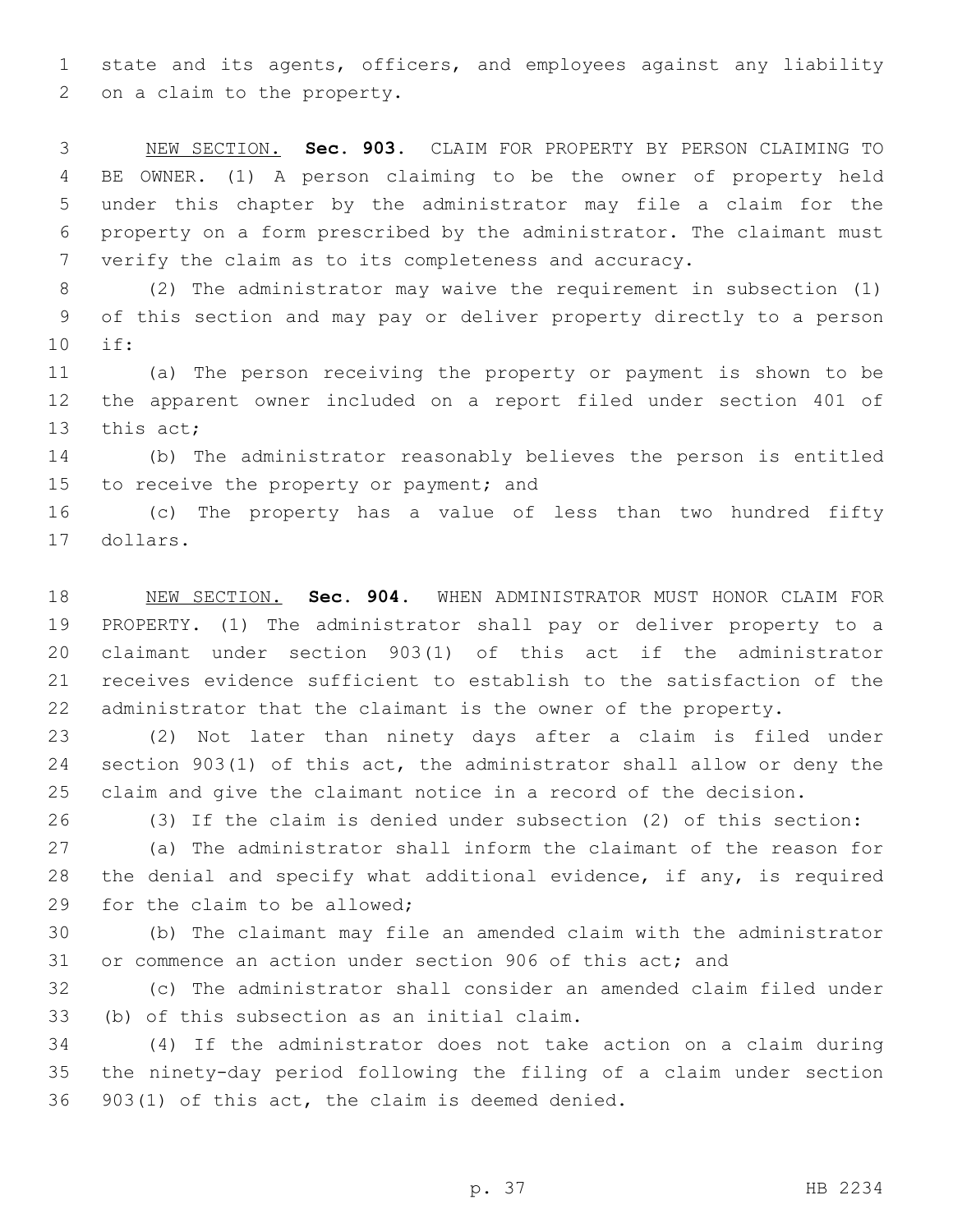state and its agents, officers, and employees against any liability on a claim to the property.

NEW SECTION. **Sec. 903.** CLAIM FOR PROPERTY BY PERSON CLAIMING TO BE OWNER. (1) A person claiming to be the owner of property held under this chapter by the administrator may file a claim for the property on a form prescribed by the administrator. The claimant must verify the claim as to its completeness and accuracy.

(2) The administrator may waive the requirement in subsection (1) of this section and may pay or deliver property directly to a person if:

(a) The person receiving the property or payment is shown to be the apparent owner included on a report filed under section 401 of this act;

(b) The administrator reasonably believes the person is entitled to receive the property or payment; and

(c) The property has a value of less than two hundred fifty dollars.

NEW SECTION. **Sec. 904.** WHEN ADMINISTRATOR MUST HONOR CLAIM FOR PROPERTY. (1) The administrator shall pay or deliver property to a claimant under section 903(1) of this act if the administrator receives evidence sufficient to establish to the satisfaction of the administrator that the claimant is the owner of the property.

(2) Not later than ninety days after a claim is filed under section 903(1) of this act, the administrator shall allow or deny the claim and give the claimant notice in a record of the decision.

(3) If the claim is denied under subsection (2) of this section:

(a) The administrator shall inform the claimant of the reason for the denial and specify what additional evidence, if any, is required for the claim to be allowed;

(b) The claimant may file an amended claim with the administrator or commence an action under section 906 of this act; and

(c) The administrator shall consider an amended claim filed under (b) of this subsection as an initial claim.

(4) If the administrator does not take action on a claim during the ninety-day period following the filing of a claim under section 903(1) of this act, the claim is deemed denied.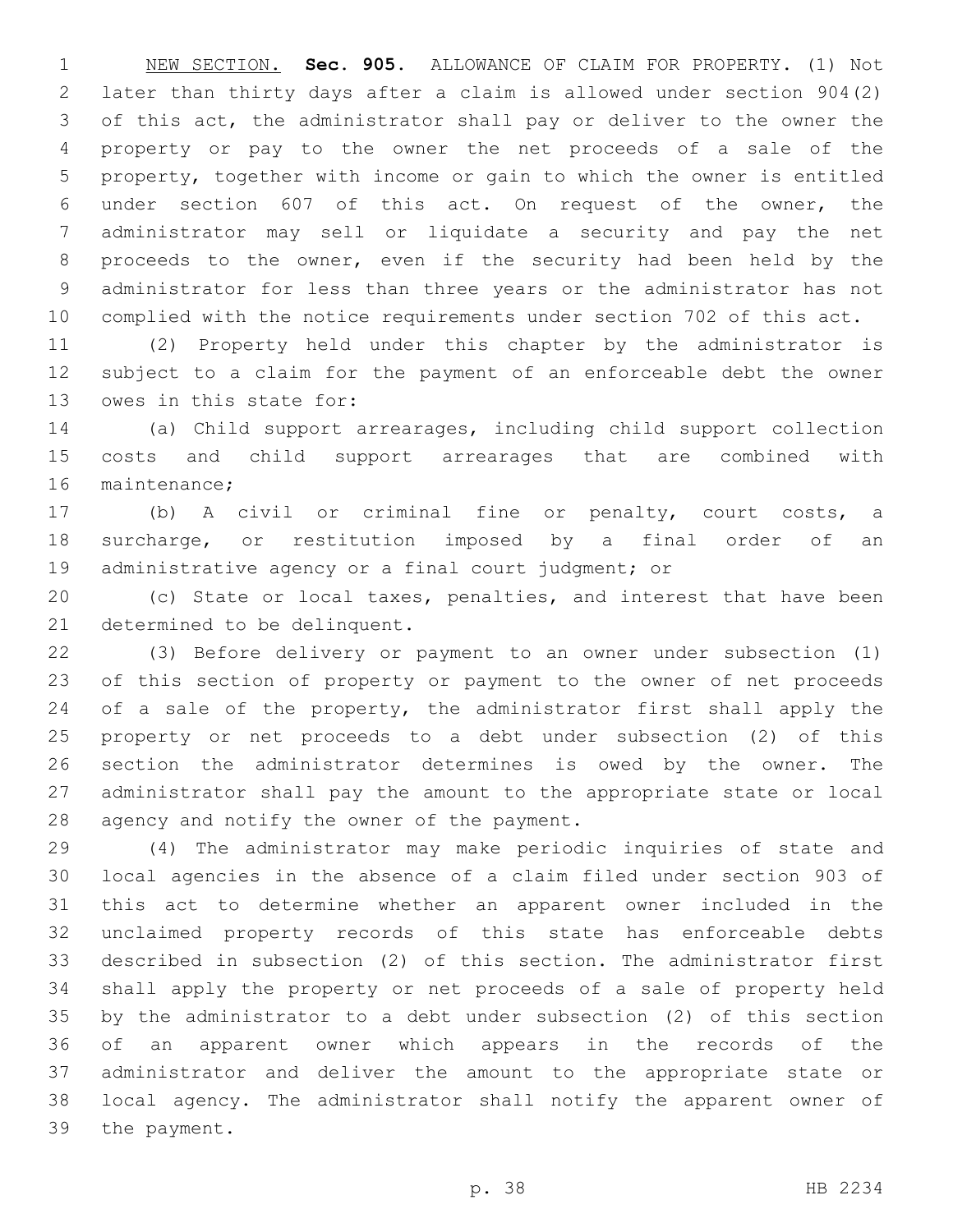NEW SECTION. **Sec. 905.** ALLOWANCE OF CLAIM FOR PROPERTY. (1) Not later than thirty days after a claim is allowed under section 904(2) of this act, the administrator shall pay or deliver to the owner the property or pay to the owner the net proceeds of a sale of the property, together with income or gain to which the owner is entitled under section 607 of this act. On request of the owner, the administrator may sell or liquidate a security and pay the net proceeds to the owner, even if the security had been held by the administrator for less than three years or the administrator has not complied with the notice requirements under section 702 of this act.

(2) Property held under this chapter by the administrator is subject to a claim for the payment of an enforceable debt the owner owes in this state for:

(a) Child support arrearages, including child support collection costs and child support arrearages that are combined with maintenance;

(b) A civil or criminal fine or penalty, court costs, a surcharge, or restitution imposed by a final order of an administrative agency or a final court judgment; or

(c) State or local taxes, penalties, and interest that have been determined to be delinquent.

(3) Before delivery or payment to an owner under subsection (1) of this section of property or payment to the owner of net proceeds of a sale of the property, the administrator first shall apply the property or net proceeds to a debt under subsection (2) of this section the administrator determines is owed by the owner. The administrator shall pay the amount to the appropriate state or local agency and notify the owner of the payment.

(4) The administrator may make periodic inquiries of state and local agencies in the absence of a claim filed under section 903 of this act to determine whether an apparent owner included in the unclaimed property records of this state has enforceable debts described in subsection (2) of this section. The administrator first shall apply the property or net proceeds of a sale of property held by the administrator to a debt under subsection (2) of this section of an apparent owner which appears in the records of the administrator and deliver the amount to the appropriate state or local agency. The administrator shall notify the apparent owner of the payment.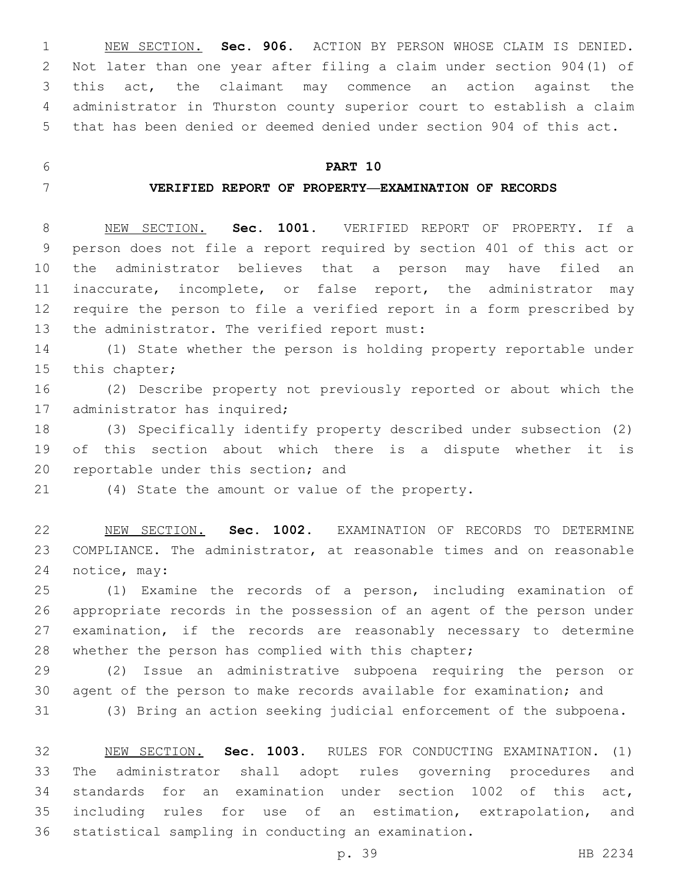NEW SECTION. **Sec. 906.** ACTION BY PERSON WHOSE CLAIM IS DENIED. Not later than one year after filing a claim under section 904(1) of this act, the claimant may commence an action against the administrator in Thurston county superior court to establish a claim that has been denied or deemed denied under section 904 of this act.

## PART 10

## VERIFIED REPORT OF PROPERTY—EXAMINATION OF RECORDS

NEW SECTION. **Sec. 1001.** VERIFIED REPORT OF PROPERTY. If a person does not file a report required by section 401 of this act or the administrator believes that a person may have filed an inaccurate, incomplete, or false report, the administrator may require the person to file a verified report in a form prescribed by the administrator. The verified report must:

(1) State whether the person is holding property reportable under this chapter;

(2) Describe property not previously reported or about which the administrator has inquired;

(3) Specifically identify property described under subsection (2) of this section about which there is a dispute whether it is reportable under this section; and

(4) State the amount or value of the property.

NEW SECTION. **Sec. 1002.** EXAMINATION OF RECORDS TO DETERMINE COMPLIANCE. The administrator, at reasonable times and on reasonable notice, may:

(1) Examine the records of a person, including examination of appropriate records in the possession of an agent of the person under examination, if the records are reasonably necessary to determine whether the person has complied with this chapter;

(2) Issue an administrative subpoena requiring the person or agent of the person to make records available for examination; and

(3) Bring an action seeking judicial enforcement of the subpoena.

NEW SECTION. **Sec. 1003.** RULES FOR CONDUCTING EXAMINATION. (1) The administrator shall adopt rules governing procedures and standards for an examination under section 1002 of this act, including rules for use of an estimation, extrapolation, and statistical sampling in conducting an examination.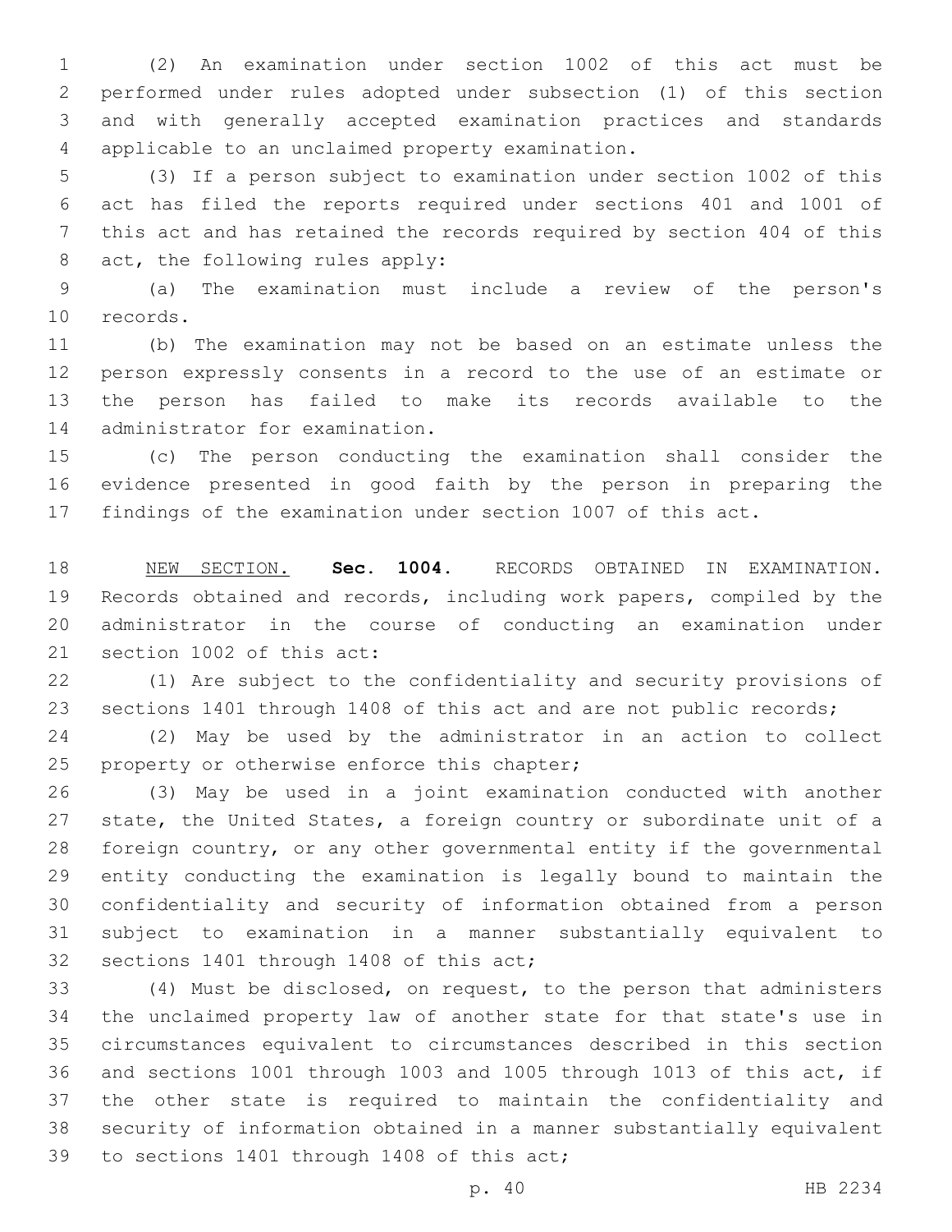(2) An examination under section 1002 of this act must be performed under rules adopted under subsection (1) of this section and with generally accepted examination practices and standards applicable to an unclaimed property examination.

(3) If a person subject to examination under section 1002 of this act has filed the reports required under sections 401 and 1001 of this act and has retained the records required by section 404 of this act, the following rules apply:

(a) The examination must include a review of the person's records.

(b) The examination may not be based on an estimate unless the person expressly consents in a record to the use of an estimate or the person has failed to make its records available to the administrator for examination.

(c) The person conducting the examination shall consider the evidence presented in good faith by the person in preparing the findings of the examination under section 1007 of this act.

NEW SECTION. **Sec. 1004.** RECORDS OBTAINED IN EXAMINATION. Records obtained and records, including work papers, compiled by the administrator in the course of conducting an examination under section 1002 of this act:

(1) Are subject to the confidentiality and security provisions of sections 1401 through 1408 of this act and are not public records;

(2) May be used by the administrator in an action to collect property or otherwise enforce this chapter;

(3) May be used in a joint examination conducted with another state, the United States, a foreign country or subordinate unit of a foreign country, or any other governmental entity if the governmental entity conducting the examination is legally bound to maintain the confidentiality and security of information obtained from a person subject to examination in a manner substantially equivalent to sections 1401 through 1408 of this act;

(4) Must be disclosed, on request, to the person that administers the unclaimed property law of another state for that state's use in circumstances equivalent to circumstances described in this section and sections 1001 through 1003 and 1005 through 1013 of this act, if the other state is required to maintain the confidentiality and security of information obtained in a manner substantially equivalent to sections 1401 through 1408 of this act;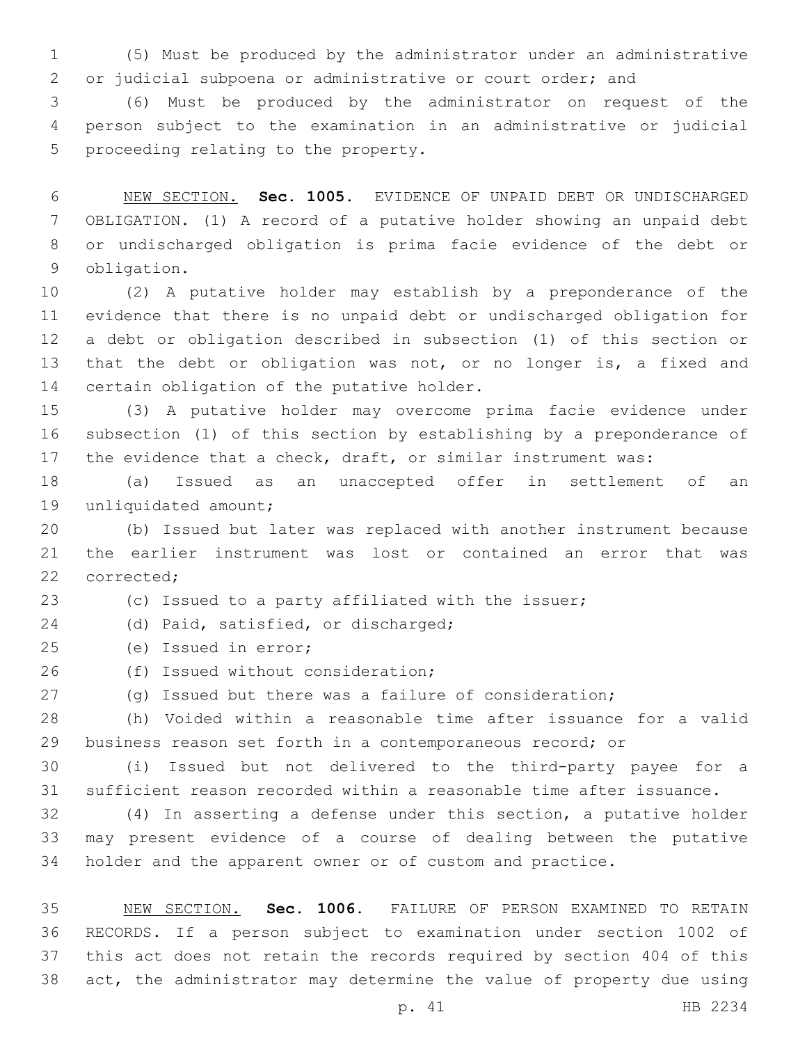(5) Must be produced by the administrator under an administrative or judicial subpoena or administrative or court order; and

(6) Must be produced by the administrator on request of the person subject to the examination in an administrative or judicial proceeding relating to the property.

NEW SECTION. **Sec. 1005.** EVIDENCE OF UNPAID DEBT OR UNDISCHARGED OBLIGATION. (1) A record of a putative holder showing an unpaid debt or undischarged obligation is prima facie evidence of the debt or obligation.

(2) A putative holder may establish by a preponderance of the evidence that there is no unpaid debt or undischarged obligation for a debt or obligation described in subsection (1) of this section or that the debt or obligation was not, or no longer is, a fixed and certain obligation of the putative holder.

(3) A putative holder may overcome prima facie evidence under subsection (1) of this section by establishing by a preponderance of the evidence that a check, draft, or similar instrument was:

(a) Issued as an unaccepted offer in settlement of an unliquidated amount;

(b) Issued but later was replaced with another instrument because the earlier instrument was lost or contained an error that was corrected;

(c) Issued to a party affiliated with the issuer;

(d) Paid, satisfied, or discharged;

(e) Issued in error;

(f) Issued without consideration;

(g) Issued but there was a failure of consideration;

(h) Voided within a reasonable time after issuance for a valid business reason set forth in a contemporaneous record; or

(i) Issued but not delivered to the third-party payee for a sufficient reason recorded within a reasonable time after issuance.

(4) In asserting a defense under this section, a putative holder may present evidence of a course of dealing between the putative holder and the apparent owner or of custom and practice.

NEW SECTION. **Sec. 1006.** FAILURE OF PERSON EXAMINED TO RETAIN RECORDS. If a person subject to examination under section 1002 of this act does not retain the records required by section 404 of this act, the administrator may determine the value of property due using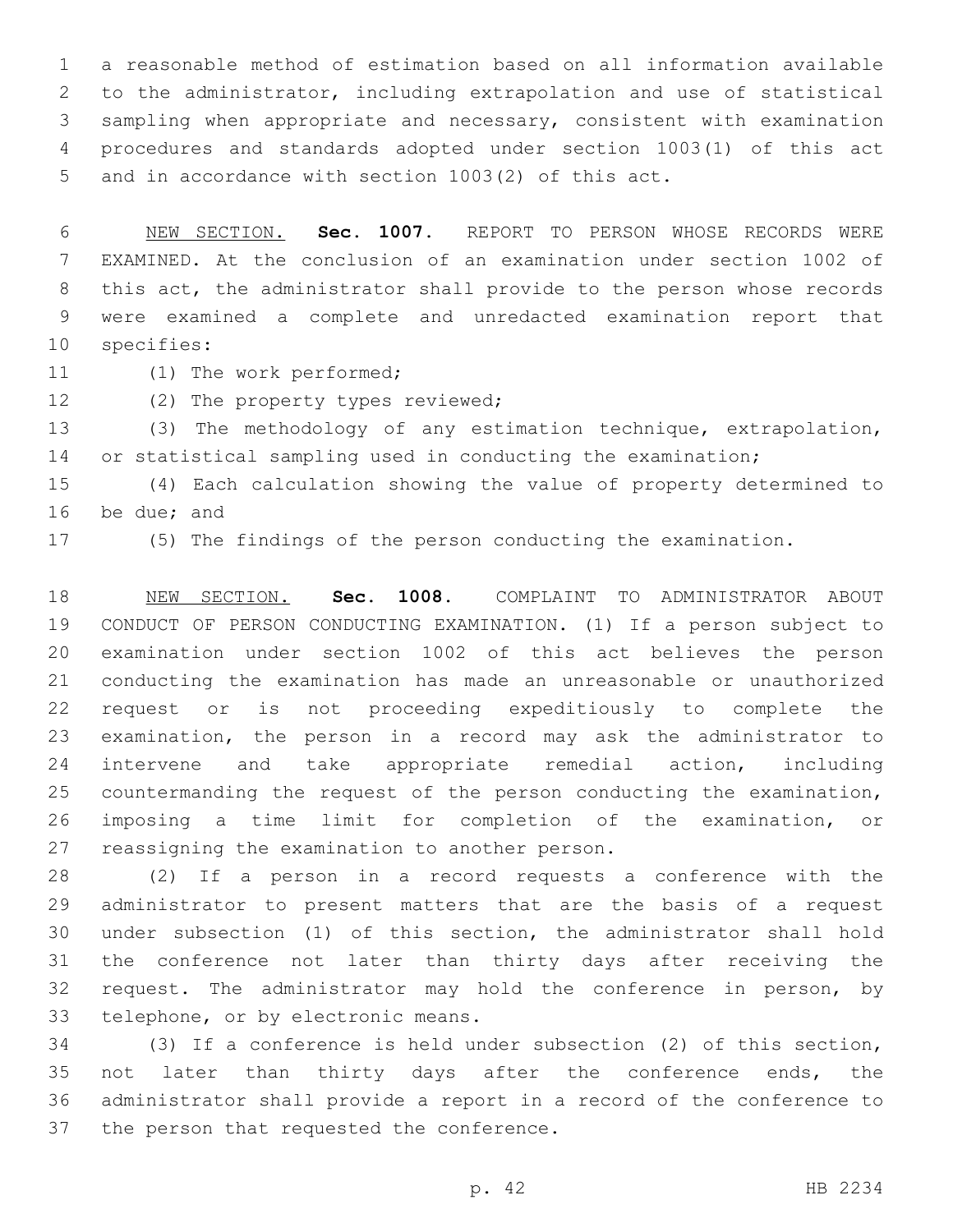a reasonable method of estimation based on all information available to the administrator, including extrapolation and use of statistical sampling when appropriate and necessary, consistent with examination procedures and standards adopted under section 1003(1) of this act and in accordance with section 1003(2) of this act.

NEW SECTION. **Sec. 1007.** REPORT TO PERSON WHOSE RECORDS WERE EXAMINED. At the conclusion of an examination under section 1002 of this act, the administrator shall provide to the person whose records were examined a complete and unredacted examination report that specifies:

(1) The work performed;

(2) The property types reviewed;

(3) The methodology of any estimation technique, extrapolation, or statistical sampling used in conducting the examination;

(4) Each calculation showing the value of property determined to be due; and

(5) The findings of the person conducting the examination.

NEW SECTION. **Sec. 1008.** COMPLAINT TO ADMINISTRATOR ABOUT CONDUCT OF PERSON CONDUCTING EXAMINATION. (1) If a person subject to examination under section 1002 of this act believes the person conducting the examination has made an unreasonable or unauthorized request or is not proceeding expeditiously to complete the examination, the person in a record may ask the administrator to intervene and take appropriate remedial action, including countermanding the request of the person conducting the examination, imposing a time limit for completion of the examination, or reassigning the examination to another person.

(2) If a person in a record requests a conference with the administrator to present matters that are the basis of a request under subsection (1) of this section, the administrator shall hold the conference not later than thirty days after receiving the request. The administrator may hold the conference in person, by telephone, or by electronic means.

(3) If a conference is held under subsection (2) of this section, not later than thirty days after the conference ends, the administrator shall provide a report in a record of the conference to the person that requested the conference.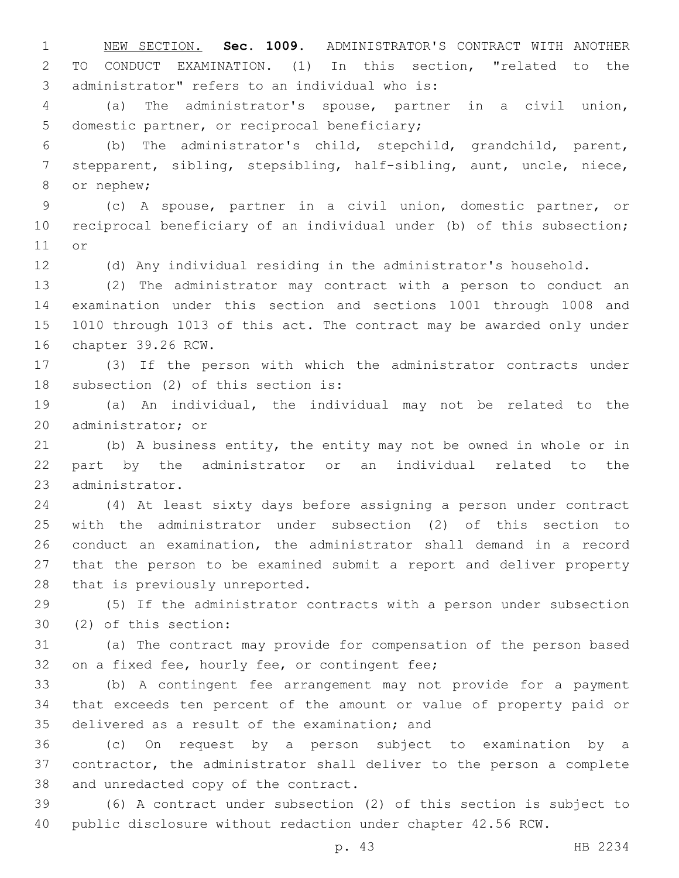NEW SECTION. **Sec. 1009.** ADMINISTRATOR'S CONTRACT WITH ANOTHER TO CONDUCT EXAMINATION. (1) In this section, "related to the administrator" refers to an individual who is:

(a) The administrator's spouse, partner in a civil union, domestic partner, or reciprocal beneficiary;

(b) The administrator's child, stepchild, grandchild, parent, stepparent, sibling, stepsibling, half-sibling, aunt, uncle, niece, or nephew;

(c) A spouse, partner in a civil union, domestic partner, or reciprocal beneficiary of an individual under (b) of this subsection; or

(d) Any individual residing in the administrator's household.

(2) The administrator may contract with a person to conduct an examination under this section and sections 1001 through 1008 and 1010 through 1013 of this act. The contract may be awarded only under chapter 39.26 RCW.

(3) If the person with which the administrator contracts under subsection (2) of this section is:

(a) An individual, the individual may not be related to the administrator; or

(b) A business entity, the entity may not be owned in whole or in part by the administrator or an individual related to the administrator.

(4) At least sixty days before assigning a person under contract with the administrator under subsection (2) of this section to conduct an examination, the administrator shall demand in a record that the person to be examined submit a report and deliver property that is previously unreported.

(5) If the administrator contracts with a person under subsection (2) of this section:

(a) The contract may provide for compensation of the person based on a fixed fee, hourly fee, or contingent fee;

(b) A contingent fee arrangement may not provide for a payment that exceeds ten percent of the amount or value of property paid or delivered as a result of the examination; and

(c) On request by a person subject to examination by a contractor, the administrator shall deliver to the person a complete and unredacted copy of the contract.

(6) A contract under subsection (2) of this section is subject to public disclosure without redaction under chapter 42.56 RCW.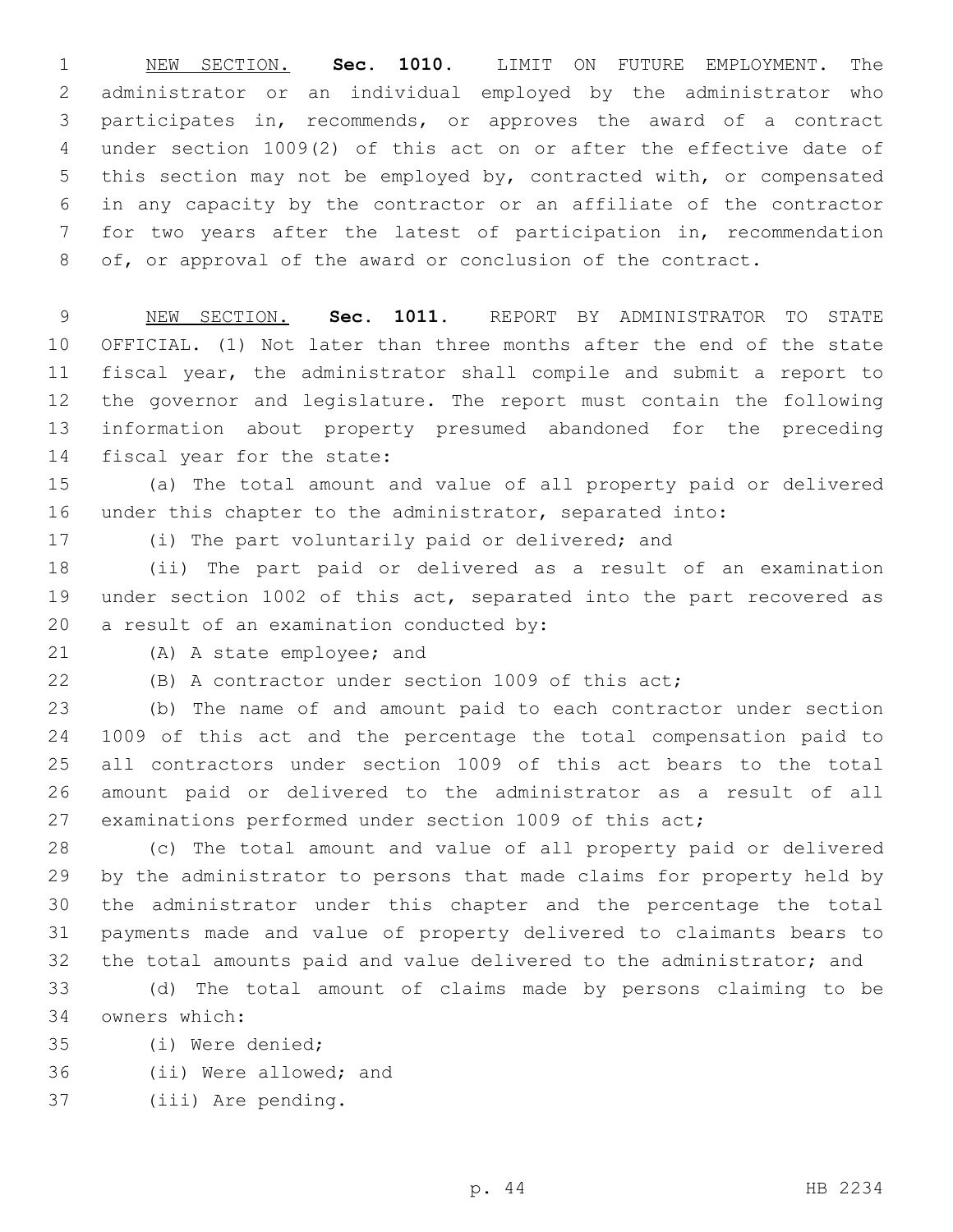NEW SECTION. **Sec. 1010.** LIMIT ON FUTURE EMPLOYMENT. The administrator or an individual employed by the administrator who participates in, recommends, or approves the award of a contract under section 1009(2) of this act on or after the effective date of this section may not be employed by, contracted with, or compensated in any capacity by the contractor or an affiliate of the contractor for two years after the latest of participation in, recommendation of, or approval of the award or conclusion of the contract.

NEW SECTION. **Sec. 1011.** REPORT BY ADMINISTRATOR TO STATE OFFICIAL. (1) Not later than three months after the end of the state fiscal year, the administrator shall compile and submit a report to the governor and legislature. The report must contain the following information about property presumed abandoned for the preceding fiscal year for the state:

(a) The total amount and value of all property paid or delivered under this chapter to the administrator, separated into:

(i) The part voluntarily paid or delivered; and

(ii) The part paid or delivered as a result of an examination under section 1002 of this act, separated into the part recovered as a result of an examination conducted by:

(A) A state employee; and

(B) A contractor under section 1009 of this act;

(b) The name of and amount paid to each contractor under section 1009 of this act and the percentage the total compensation paid to all contractors under section 1009 of this act bears to the total amount paid or delivered to the administrator as a result of all examinations performed under section 1009 of this act;

(c) The total amount and value of all property paid or delivered by the administrator to persons that made claims for property held by the administrator under this chapter and the percentage the total payments made and value of property delivered to claimants bears to the total amounts paid and value delivered to the administrator; and

(d) The total amount of claims made by persons claiming to be owners which:

(i) Were denied;

(ii) Were allowed; and

(iii) Are pending.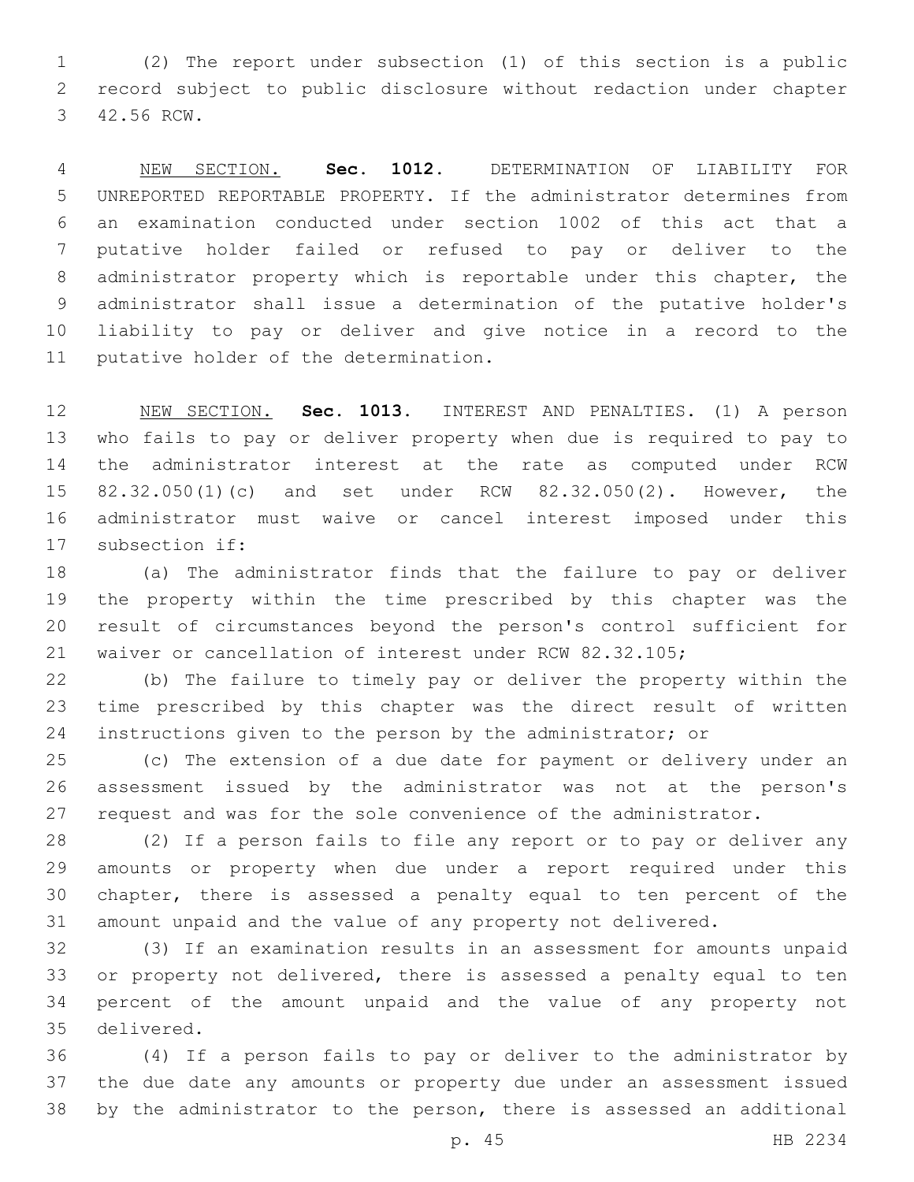(2) The report under subsection (1) of this section is a public record subject to public disclosure without redaction under chapter 42.56 RCW.

NEW SECTION. **Sec. 1012.** DETERMINATION OF LIABILITY FOR UNREPORTED REPORTABLE PROPERTY. If the administrator determines from an examination conducted under section 1002 of this act that a putative holder failed or refused to pay or deliver to the administrator property which is reportable under this chapter, the administrator shall issue a determination of the putative holder's liability to pay or deliver and give notice in a record to the putative holder of the determination.

NEW SECTION. **Sec. 1013.** INTEREST AND PENALTIES. (1) A person who fails to pay or deliver property when due is required to pay to the administrator interest at the rate as computed under RCW 82.32.050(1)(c) and set under RCW 82.32.050(2). However, the administrator must waive or cancel interest imposed under this subsection if:

(a) The administrator finds that the failure to pay or deliver the property within the time prescribed by this chapter was the result of circumstances beyond the person's control sufficient for waiver or cancellation of interest under RCW 82.32.105;

(b) The failure to timely pay or deliver the property within the time prescribed by this chapter was the direct result of written instructions given to the person by the administrator; or

(c) The extension of a due date for payment or delivery under an assessment issued by the administrator was not at the person's request and was for the sole convenience of the administrator.

(2) If a person fails to file any report or to pay or deliver any amounts or property when due under a report required under this chapter, there is assessed a penalty equal to ten percent of the amount unpaid and the value of any property not delivered.

(3) If an examination results in an assessment for amounts unpaid or property not delivered, there is assessed a penalty equal to ten percent of the amount unpaid and the value of any property not delivered.

(4) If a person fails to pay or deliver to the administrator by the due date any amounts or property due under an assessment issued by the administrator to the person, there is assessed an additional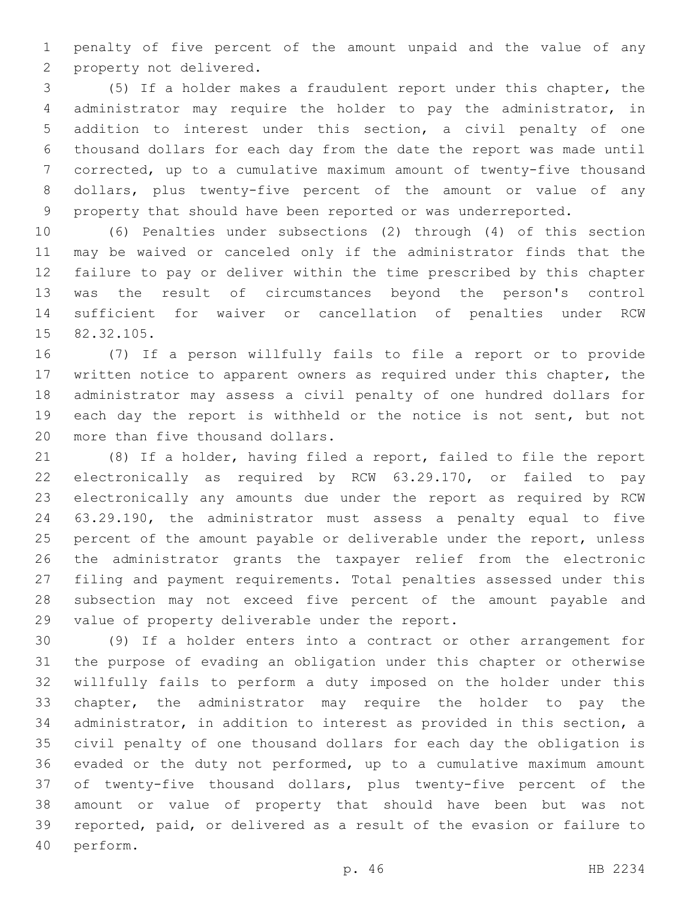penalty of five percent of the amount unpaid and the value of any property not delivered.

(5) If a holder makes a fraudulent report under this chapter, the administrator may require the holder to pay the administrator, in addition to interest under this section, a civil penalty of one thousand dollars for each day from the date the report was made until corrected, up to a cumulative maximum amount of twenty-five thousand dollars, plus twenty-five percent of the amount or value of any property that should have been reported or was underreported.

(6) Penalties under subsections (2) through (4) of this section may be waived or canceled only if the administrator finds that the failure to pay or deliver within the time prescribed by this chapter was the result of circumstances beyond the person's control sufficient for waiver or cancellation of penalties under RCW 82.32.105.

(7) If a person willfully fails to file a report or to provide written notice to apparent owners as required under this chapter, the administrator may assess a civil penalty of one hundred dollars for each day the report is withheld or the notice is not sent, but not more than five thousand dollars.

(8) If a holder, having filed a report, failed to file the report electronically as required by RCW 63.29.170, or failed to pay electronically any amounts due under the report as required by RCW 63.29.190, the administrator must assess a penalty equal to five percent of the amount payable or deliverable under the report, unless the administrator grants the taxpayer relief from the electronic filing and payment requirements. Total penalties assessed under this subsection may not exceed five percent of the amount payable and value of property deliverable under the report.

(9) If a holder enters into a contract or other arrangement for the purpose of evading an obligation under this chapter or otherwise willfully fails to perform a duty imposed on the holder under this chapter, the administrator may require the holder to pay the administrator, in addition to interest as provided in this section, a civil penalty of one thousand dollars for each day the obligation is evaded or the duty not performed, up to a cumulative maximum amount of twenty-five thousand dollars, plus twenty-five percent of the amount or value of property that should have been but was not reported, paid, or delivered as a result of the evasion or failure to perform.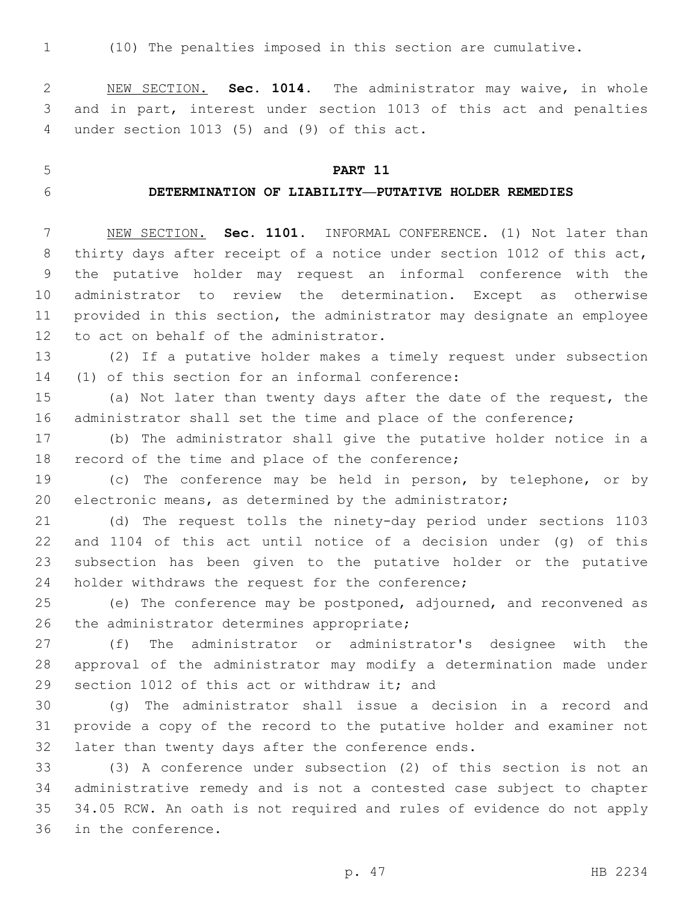(10) The penalties imposed in this section are cumulative.

NEW SECTION. **Sec. 1014.** The administrator may waive, in whole and in part, interest under section 1013 of this act and penalties under section 1013 (5) and (9) of this act.

## PART 11

## DETERMINATION OF LIABILITY—PUTATIVE HOLDER REMEDIES

NEW SECTION. **Sec. 1101.** INFORMAL CONFERENCE. (1) Not later than thirty days after receipt of a notice under section 1012 of this act, the putative holder may request an informal conference with the administrator to review the determination. Except as otherwise provided in this section, the administrator may designate an employee to act on behalf of the administrator.

(2) If a putative holder makes a timely request under subsection (1) of this section for an informal conference:

(a) Not later than twenty days after the date of the request, the administrator shall set the time and place of the conference;

(b) The administrator shall give the putative holder notice in a record of the time and place of the conference;

(c) The conference may be held in person, by telephone, or by electronic means, as determined by the administrator;

(d) The request tolls the ninety-day period under sections 1103 and 1104 of this act until notice of a decision under (g) of this subsection has been given to the putative holder or the putative holder withdraws the request for the conference;

(e) The conference may be postponed, adjourned, and reconvened as the administrator determines appropriate;

(f) The administrator or administrator's designee with the approval of the administrator may modify a determination made under section 1012 of this act or withdraw it; and

(g) The administrator shall issue a decision in a record and provide a copy of the record to the putative holder and examiner not later than twenty days after the conference ends.

(3) A conference under subsection (2) of this section is not an administrative remedy and is not a contested case subject to chapter 34.05 RCW. An oath is not required and rules of evidence do not apply in the conference.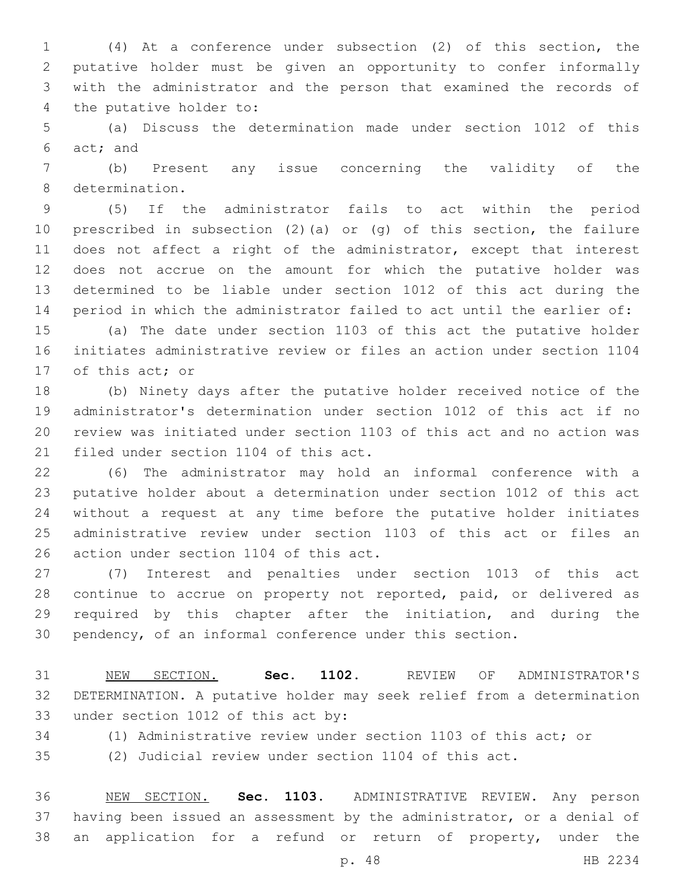(4) At a conference under subsection (2) of this section, the putative holder must be given an opportunity to confer informally with the administrator and the person that examined the records of the putative holder to:

(a) Discuss the determination made under section 1012 of this act; and

(b) Present any issue concerning the validity of the determination.

(5) If the administrator fails to act within the period prescribed in subsection (2)(a) or (g) of this section, the failure does not affect a right of the administrator, except that interest does not accrue on the amount for which the putative holder was determined to be liable under section 1012 of this act during the period in which the administrator failed to act until the earlier of:

(a) The date under section 1103 of this act the putative holder initiates administrative review or files an action under section 1104 of this act; or

(b) Ninety days after the putative holder received notice of the administrator's determination under section 1012 of this act if no review was initiated under section 1103 of this act and no action was filed under section 1104 of this act.

(6) The administrator may hold an informal conference with a putative holder about a determination under section 1012 of this act without a request at any time before the putative holder initiates administrative review under section 1103 of this act or files an action under section 1104 of this act.

(7) Interest and penalties under section 1013 of this act continue to accrue on property not reported, paid, or delivered as required by this chapter after the initiation, and during the pendency, of an informal conference under this section.

NEW SECTION. **Sec. 1102.** REVIEW OF ADMINISTRATOR'S DETERMINATION. A putative holder may seek relief from a determination under section 1012 of this act by:

(1) Administrative review under section 1103 of this act; or

(2) Judicial review under section 1104 of this act.

NEW SECTION. **Sec. 1103.** ADMINISTRATIVE REVIEW. Any person having been issued an assessment by the administrator, or a denial of an application for a refund or return of property, under the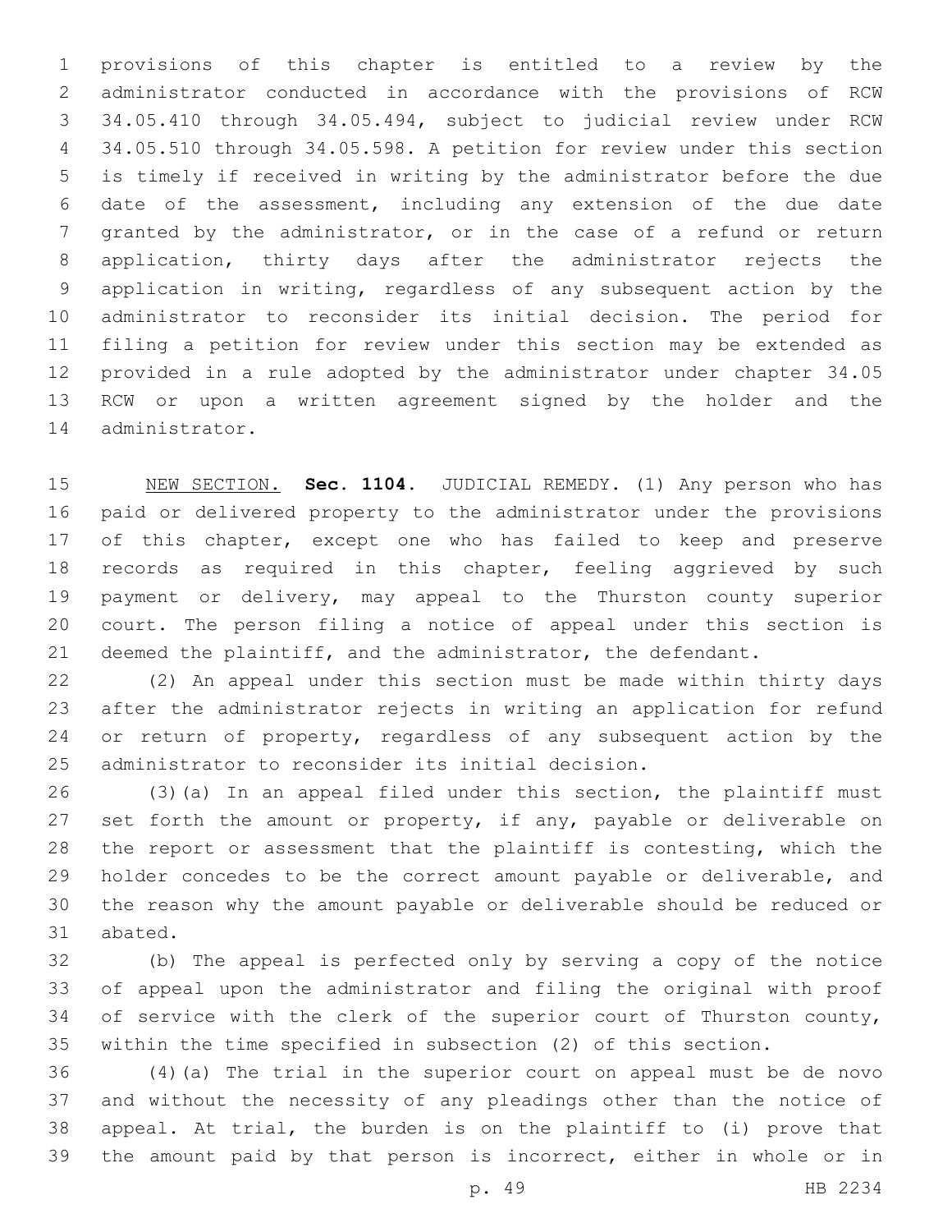provisions of this chapter is entitled to a review by the administrator conducted in accordance with the provisions of RCW 34.05.410 through 34.05.494, subject to judicial review under RCW 34.05.510 through 34.05.598. A petition for review under this section is timely if received in writing by the administrator before the due date of the assessment, including any extension of the due date granted by the administrator, or in the case of a refund or return application, thirty days after the administrator rejects the application in writing, regardless of any subsequent action by the administrator to reconsider its initial decision. The period for filing a petition for review under this section may be extended as provided in a rule adopted by the administrator under chapter 34.05 RCW or upon a written agreement signed by the holder and the administrator.

NEW SECTION. **Sec. 1104.** JUDICIAL REMEDY. (1) Any person who has paid or delivered property to the administrator under the provisions of this chapter, except one who has failed to keep and preserve records as required in this chapter, feeling aggrieved by such payment or delivery, may appeal to the Thurston county superior court. The person filing a notice of appeal under this section is deemed the plaintiff, and the administrator, the defendant.

(2) An appeal under this section must be made within thirty days after the administrator rejects in writing an application for refund or return of property, regardless of any subsequent action by the administrator to reconsider its initial decision.

(3)(a) In an appeal filed under this section, the plaintiff must set forth the amount or property, if any, payable or deliverable on the report or assessment that the plaintiff is contesting, which the holder concedes to be the correct amount payable or deliverable, and the reason why the amount payable or deliverable should be reduced or abated.

(b) The appeal is perfected only by serving a copy of the notice of appeal upon the administrator and filing the original with proof of service with the clerk of the superior court of Thurston county, within the time specified in subsection (2) of this section.

(4)(a) The trial in the superior court on appeal must be de novo and without the necessity of any pleadings other than the notice of appeal. At trial, the burden is on the plaintiff to (i) prove that the amount paid by that person is incorrect, either in whole or in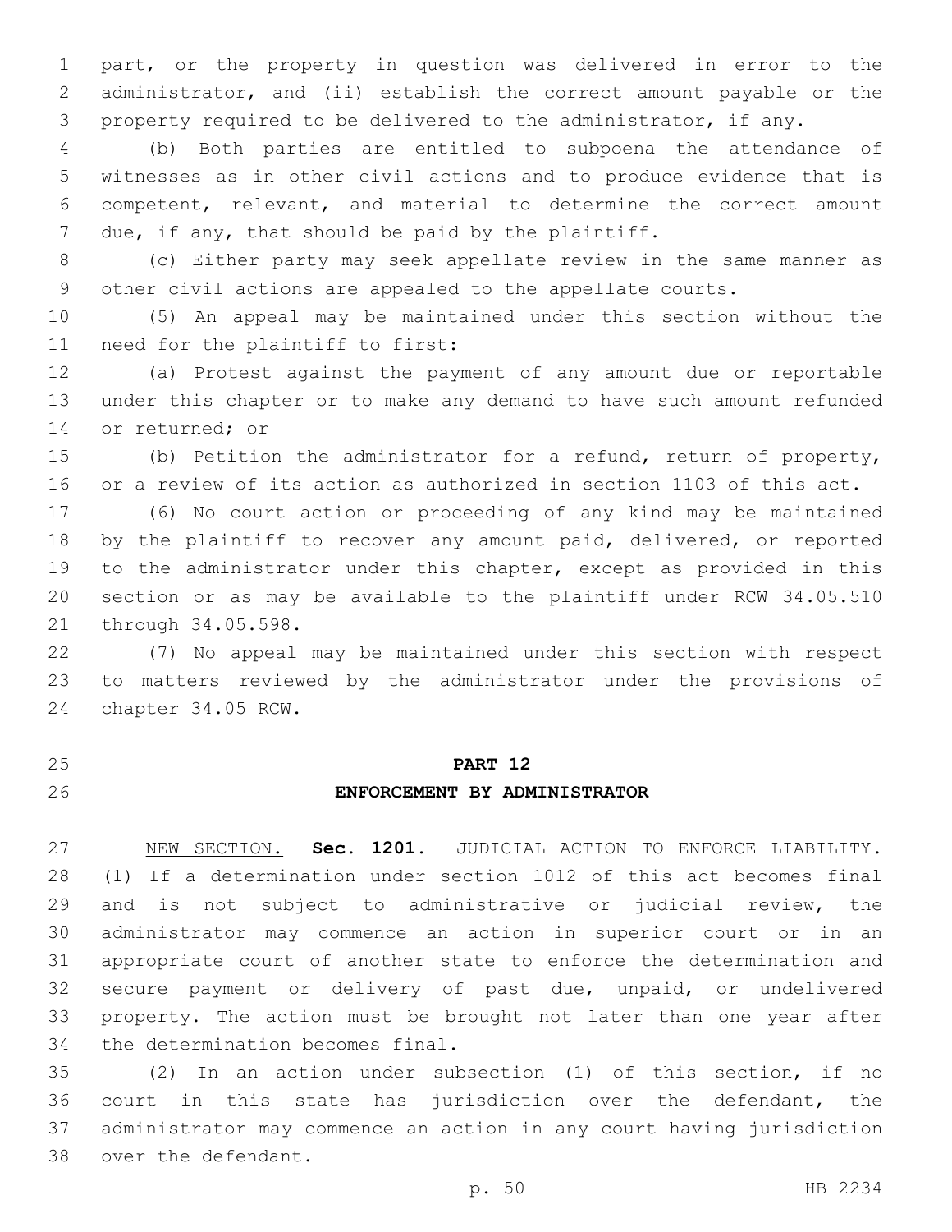part, or the property in question was delivered in error to the administrator, and (ii) establish the correct amount payable or the property required to be delivered to the administrator, if any.

(b) Both parties are entitled to subpoena the attendance of witnesses as in other civil actions and to produce evidence that is competent, relevant, and material to determine the correct amount due, if any, that should be paid by the plaintiff.

(c) Either party may seek appellate review in the same manner as other civil actions are appealed to the appellate courts.

(5) An appeal may be maintained under this section without the need for the plaintiff to first:

(a) Protest against the payment of any amount due or reportable under this chapter or to make any demand to have such amount refunded or returned; or

(b) Petition the administrator for a refund, return of property, or a review of its action as authorized in section 1103 of this act.

(6) No court action or proceeding of any kind may be maintained by the plaintiff to recover any amount paid, delivered, or reported to the administrator under this chapter, except as provided in this section or as may be available to the plaintiff under RCW 34.05.510 through 34.05.598.

(7) No appeal may be maintained under this section with respect to matters reviewed by the administrator under the provisions of chapter 34.05 RCW.

## PART 12
## ENFORCEMENT BY ADMINISTRATOR

NEW SECTION. **Sec. 1201.** JUDICIAL ACTION TO ENFORCE LIABILITY. (1) If a determination under section 1012 of this act becomes final and is not subject to administrative or judicial review, the administrator may commence an action in superior court or in an appropriate court of another state to enforce the determination and secure payment or delivery of past due, unpaid, or undelivered property. The action must be brought not later than one year after the determination becomes final.

(2) In an action under subsection (1) of this section, if no court in this state has jurisdiction over the defendant, the administrator may commence an action in any court having jurisdiction over the defendant.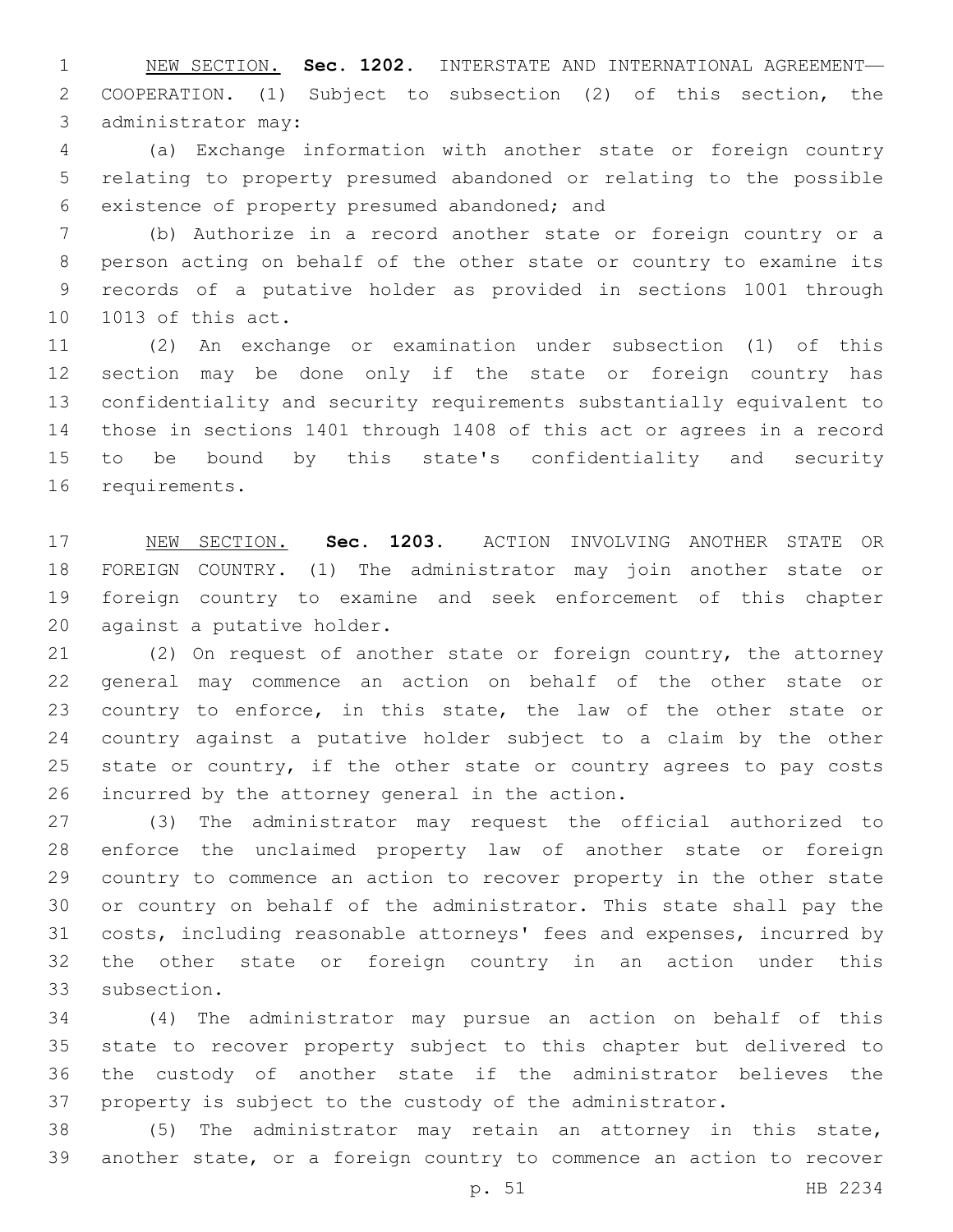NEW SECTION. **Sec. 1202.** INTERSTATE AND INTERNATIONAL AGREEMENT—COOPERATION. (1) Subject to subsection (2) of this section, the administrator may:

(a) Exchange information with another state or foreign country relating to property presumed abandoned or relating to the possible existence of property presumed abandoned; and

(b) Authorize in a record another state or foreign country or a person acting on behalf of the other state or country to examine its records of a putative holder as provided in sections 1001 through 1013 of this act.

(2) An exchange or examination under subsection (1) of this section may be done only if the state or foreign country has confidentiality and security requirements substantially equivalent to those in sections 1401 through 1408 of this act or agrees in a record to be bound by this state's confidentiality and security requirements.

NEW SECTION. **Sec. 1203.** ACTION INVOLVING ANOTHER STATE OR FOREIGN COUNTRY. (1) The administrator may join another state or foreign country to examine and seek enforcement of this chapter against a putative holder.

(2) On request of another state or foreign country, the attorney general may commence an action on behalf of the other state or country to enforce, in this state, the law of the other state or country against a putative holder subject to a claim by the other state or country, if the other state or country agrees to pay costs incurred by the attorney general in the action.

(3) The administrator may request the official authorized to enforce the unclaimed property law of another state or foreign country to commence an action to recover property in the other state or country on behalf of the administrator. This state shall pay the costs, including reasonable attorneys' fees and expenses, incurred by the other state or foreign country in an action under this subsection.

(4) The administrator may pursue an action on behalf of this state to recover property subject to this chapter but delivered to the custody of another state if the administrator believes the property is subject to the custody of the administrator.

(5) The administrator may retain an attorney in this state, another state, or a foreign country to commence an action to recover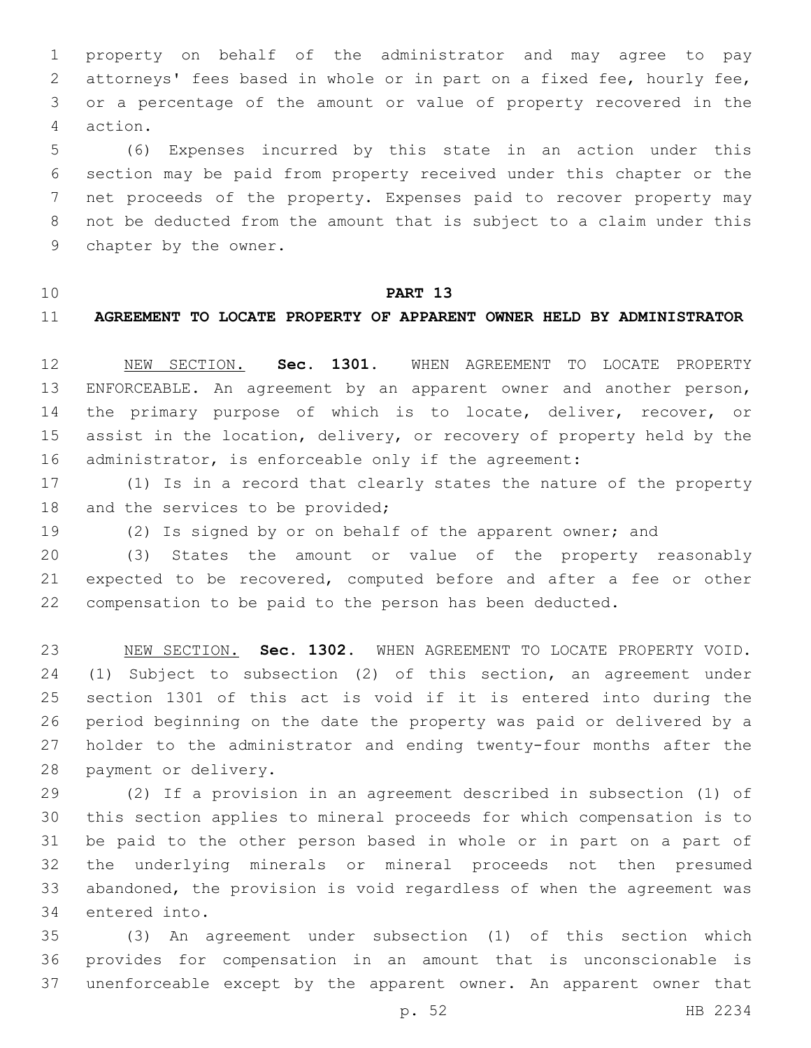property on behalf of the administrator and may agree to pay attorneys' fees based in whole or in part on a fixed fee, hourly fee, or a percentage of the amount or value of property recovered in the action.

(6) Expenses incurred by this state in an action under this section may be paid from property received under this chapter or the net proceeds of the property. Expenses paid to recover property may not be deducted from the amount that is subject to a claim under this chapter by the owner.

## PART 13

## AGREEMENT TO LOCATE PROPERTY OF APPARENT OWNER HELD BY ADMINISTRATOR

NEW SECTION. **Sec. 1301.** WHEN AGREEMENT TO LOCATE PROPERTY ENFORCEABLE. An agreement by an apparent owner and another person, the primary purpose of which is to locate, deliver, recover, or assist in the location, delivery, or recovery of property held by the administrator, is enforceable only if the agreement:

(1) Is in a record that clearly states the nature of the property and the services to be provided;

(2) Is signed by or on behalf of the apparent owner; and

(3) States the amount or value of the property reasonably expected to be recovered, computed before and after a fee or other compensation to be paid to the person has been deducted.

NEW SECTION. **Sec. 1302.** WHEN AGREEMENT TO LOCATE PROPERTY VOID. (1) Subject to subsection (2) of this section, an agreement under section 1301 of this act is void if it is entered into during the period beginning on the date the property was paid or delivered by a holder to the administrator and ending twenty-four months after the payment or delivery.

(2) If a provision in an agreement described in subsection (1) of this section applies to mineral proceeds for which compensation is to be paid to the other person based in whole or in part on a part of the underlying minerals or mineral proceeds not then presumed abandoned, the provision is void regardless of when the agreement was entered into.

(3) An agreement under subsection (1) of this section which provides for compensation in an amount that is unconscionable is unenforceable except by the apparent owner. An apparent owner that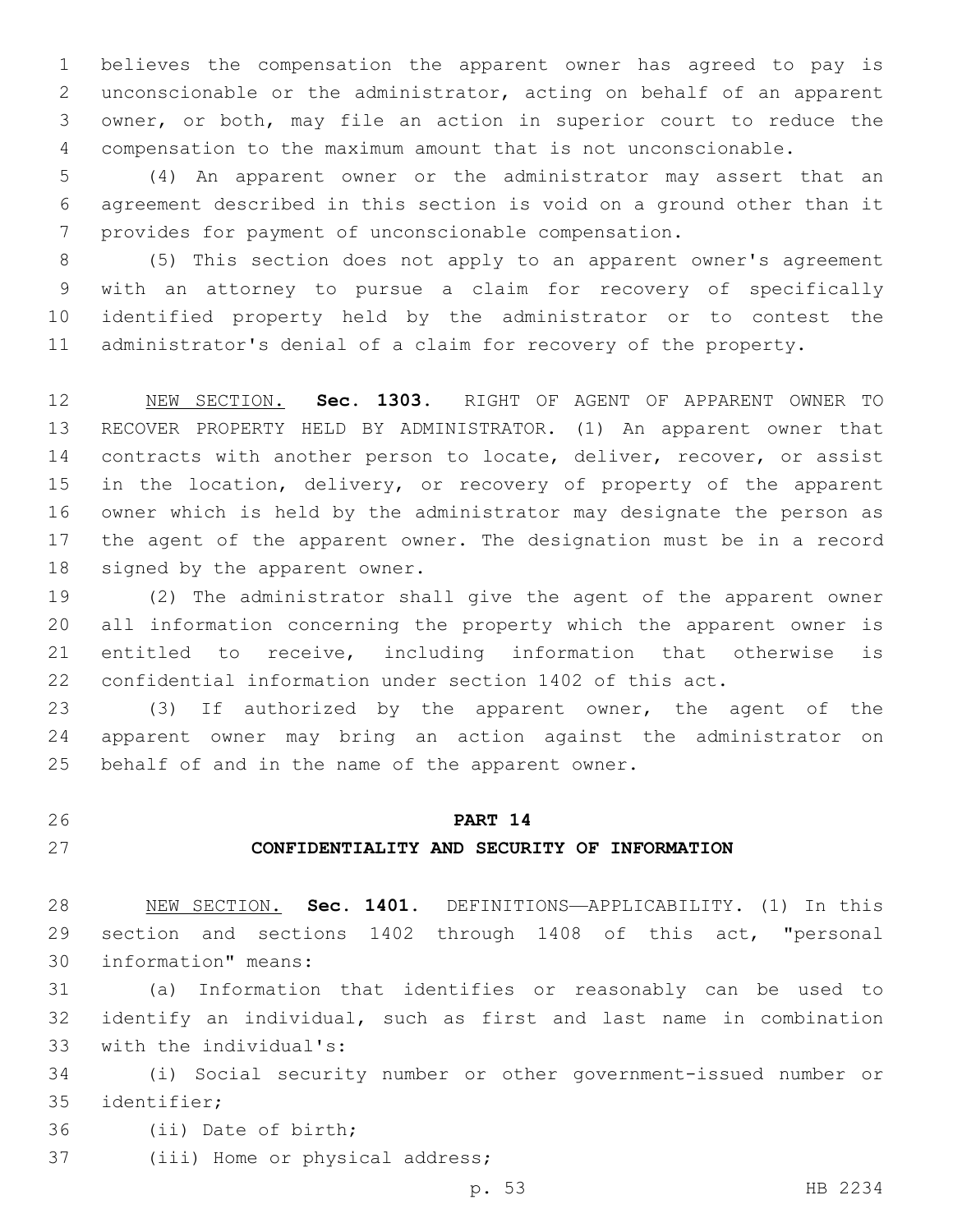believes the compensation the apparent owner has agreed to pay is unconscionable or the administrator, acting on behalf of an apparent owner, or both, may file an action in superior court to reduce the compensation to the maximum amount that is not unconscionable.

(4) An apparent owner or the administrator may assert that an agreement described in this section is void on a ground other than it provides for payment of unconscionable compensation.

(5) This section does not apply to an apparent owner's agreement with an attorney to pursue a claim for recovery of specifically identified property held by the administrator or to contest the administrator's denial of a claim for recovery of the property.

NEW SECTION. **Sec. 1303.** RIGHT OF AGENT OF APPARENT OWNER TO RECOVER PROPERTY HELD BY ADMINISTRATOR. (1) An apparent owner that contracts with another person to locate, deliver, recover, or assist in the location, delivery, or recovery of property of the apparent owner which is held by the administrator may designate the person as the agent of the apparent owner. The designation must be in a record signed by the apparent owner.

(2) The administrator shall give the agent of the apparent owner all information concerning the property which the apparent owner is entitled to receive, including information that otherwise is confidential information under section 1402 of this act.

(3) If authorized by the apparent owner, the agent of the apparent owner may bring an action against the administrator on behalf of and in the name of the apparent owner.

## PART 14

## CONFIDENTIALITY AND SECURITY OF INFORMATION

NEW SECTION. **Sec. 1401.** DEFINITIONS—APPLICABILITY. (1) In this section and sections 1402 through 1408 of this act, "personal information" means:

(a) Information that identifies or reasonably can be used to identify an individual, such as first and last name in combination with the individual's:

(i) Social security number or other government-issued number or identifier;

(ii) Date of birth;

(iii) Home or physical address;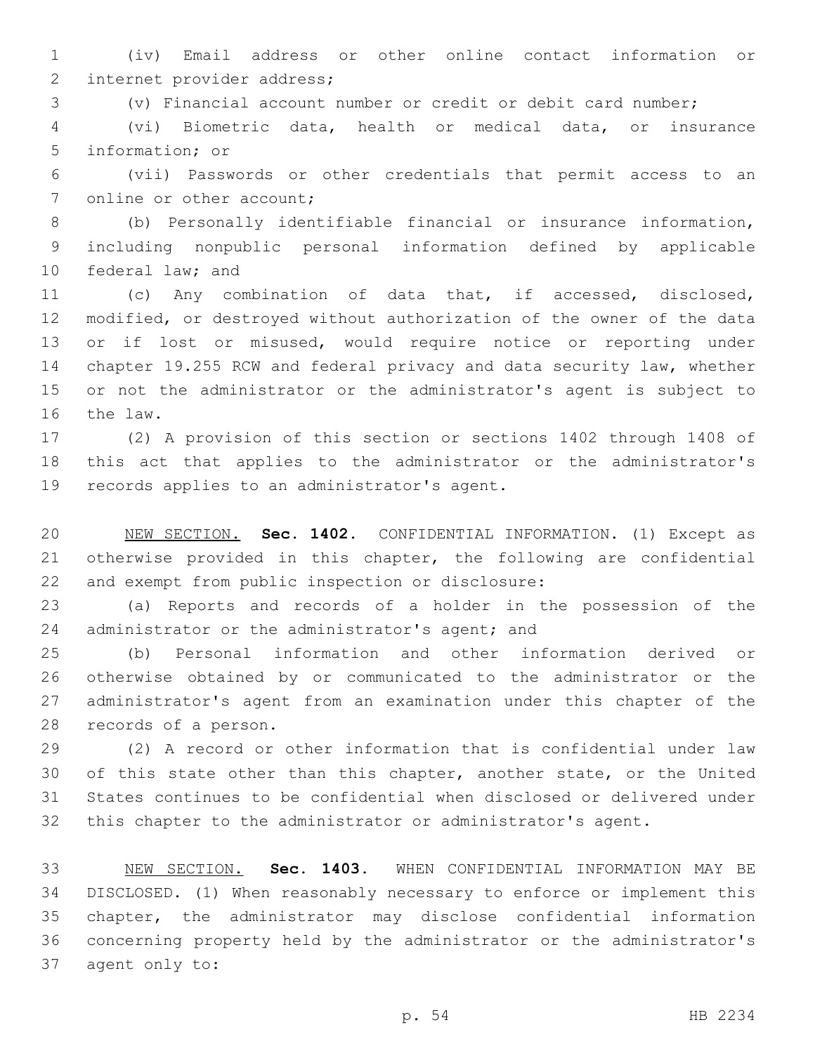(iv) Email address or other online contact information or internet provider address;

(v) Financial account number or credit or debit card number;

(vi) Biometric data, health or medical data, or insurance information; or

(vii) Passwords or other credentials that permit access to an online or other account;

(b) Personally identifiable financial or insurance information, including nonpublic personal information defined by applicable federal law; and

(c) Any combination of data that, if accessed, disclosed, modified, or destroyed without authorization of the owner of the data or if lost or misused, would require notice or reporting under chapter 19.255 RCW and federal privacy and data security law, whether or not the administrator or the administrator's agent is subject to the law.

(2) A provision of this section or sections 1402 through 1408 of this act that applies to the administrator or the administrator's records applies to an administrator's agent.

NEW SECTION. **Sec. 1402.** CONFIDENTIAL INFORMATION. (1) Except as otherwise provided in this chapter, the following are confidential and exempt from public inspection or disclosure:

(a) Reports and records of a holder in the possession of the administrator or the administrator's agent; and

(b) Personal information and other information derived or otherwise obtained by or communicated to the administrator or the administrator's agent from an examination under this chapter of the records of a person.

(2) A record or other information that is confidential under law of this state other than this chapter, another state, or the United States continues to be confidential when disclosed or delivered under this chapter to the administrator or administrator's agent.

NEW SECTION. **Sec. 1403.** WHEN CONFIDENTIAL INFORMATION MAY BE DISCLOSED. (1) When reasonably necessary to enforce or implement this chapter, the administrator may disclose confidential information concerning property held by the administrator or the administrator's agent only to: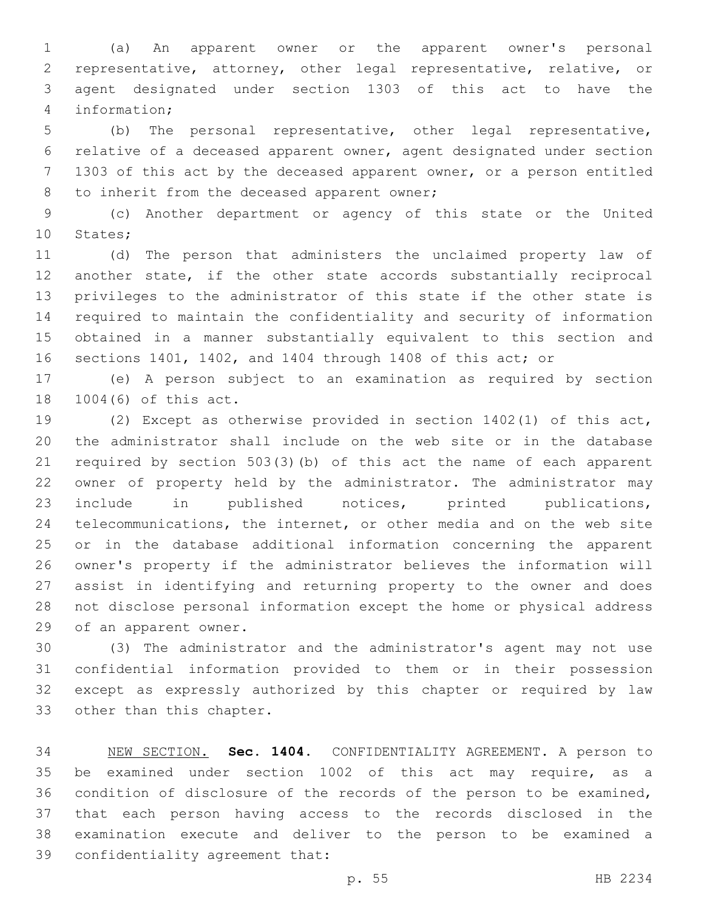(a) An apparent owner or the apparent owner's personal representative, attorney, other legal representative, relative, or agent designated under section 1303 of this act to have the information;

(b) The personal representative, other legal representative, relative of a deceased apparent owner, agent designated under section 1303 of this act by the deceased apparent owner, or a person entitled to inherit from the deceased apparent owner;

(c) Another department or agency of this state or the United States;

(d) The person that administers the unclaimed property law of another state, if the other state accords substantially reciprocal privileges to the administrator of this state if the other state is required to maintain the confidentiality and security of information obtained in a manner substantially equivalent to this section and sections 1401, 1402, and 1404 through 1408 of this act; or

(e) A person subject to an examination as required by section 1004(6) of this act.

(2) Except as otherwise provided in section 1402(1) of this act, the administrator shall include on the web site or in the database required by section 503(3)(b) of this act the name of each apparent owner of property held by the administrator. The administrator may include in published notices, printed publications, telecommunications, the internet, or other media and on the web site or in the database additional information concerning the apparent owner's property if the administrator believes the information will assist in identifying and returning property to the owner and does not disclose personal information except the home or physical address of an apparent owner.

(3) The administrator and the administrator's agent may not use confidential information provided to them or in their possession except as expressly authorized by this chapter or required by law other than this chapter.

NEW SECTION. **Sec. 1404.** CONFIDENTIALITY AGREEMENT. A person to be examined under section 1002 of this act may require, as a condition of disclosure of the records of the person to be examined, that each person having access to the records disclosed in the examination execute and deliver to the person to be examined a confidentiality agreement that: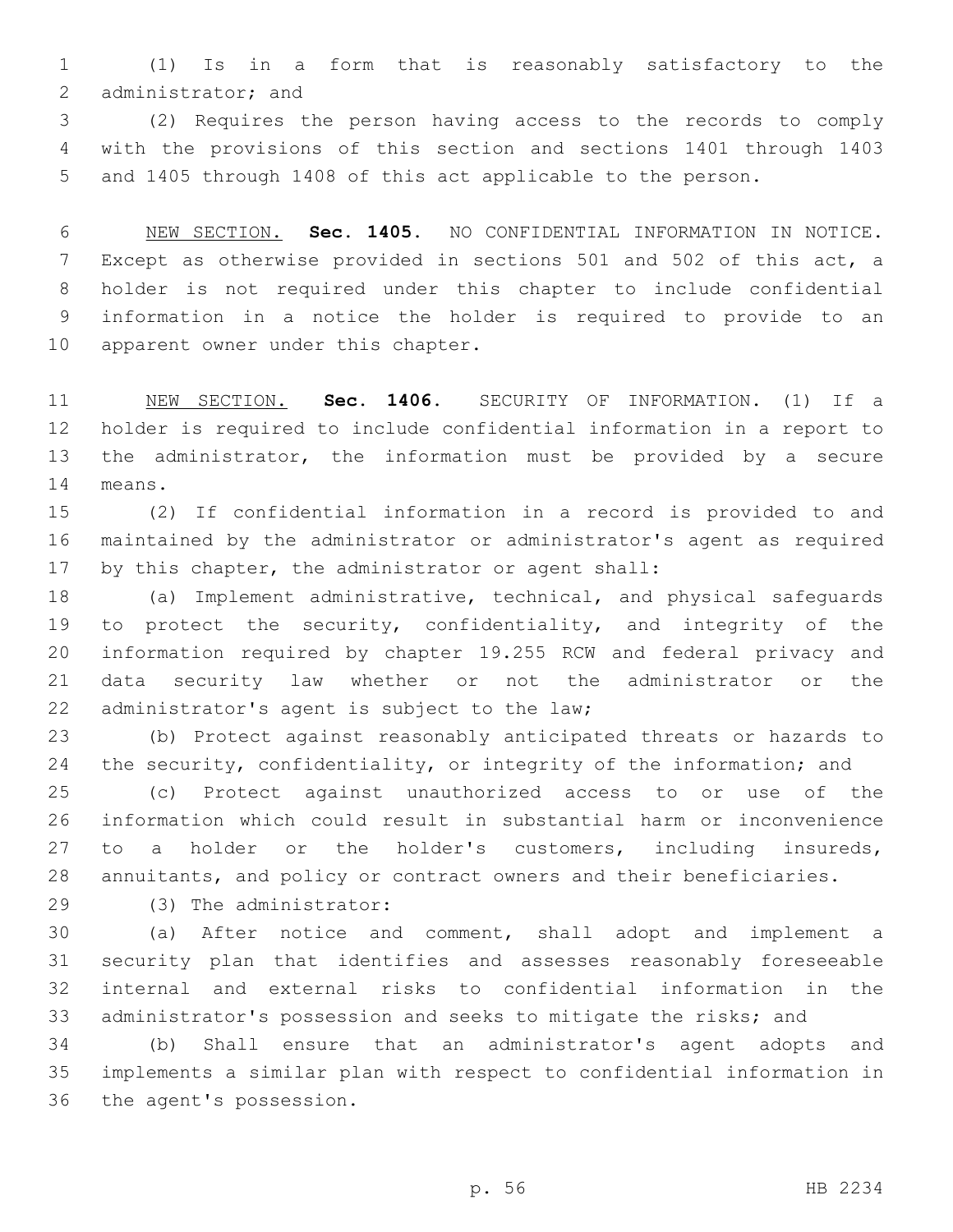(1) Is in a form that is reasonably satisfactory to the administrator; and

(2) Requires the person having access to the records to comply with the provisions of this section and sections 1401 through 1403 and 1405 through 1408 of this act applicable to the person.

NEW SECTION. **Sec. 1405.** NO CONFIDENTIAL INFORMATION IN NOTICE. Except as otherwise provided in sections 501 and 502 of this act, a holder is not required under this chapter to include confidential information in a notice the holder is required to provide to an apparent owner under this chapter.

NEW SECTION. **Sec. 1406.** SECURITY OF INFORMATION. (1) If a holder is required to include confidential information in a report to the administrator, the information must be provided by a secure means.

(2) If confidential information in a record is provided to and maintained by the administrator or administrator's agent as required by this chapter, the administrator or agent shall:

(a) Implement administrative, technical, and physical safeguards to protect the security, confidentiality, and integrity of the information required by chapter 19.255 RCW and federal privacy and data security law whether or not the administrator or the administrator's agent is subject to the law;

(b) Protect against reasonably anticipated threats or hazards to the security, confidentiality, or integrity of the information; and

(c) Protect against unauthorized access to or use of the information which could result in substantial harm or inconvenience to a holder or the holder's customers, including insureds, annuitants, and policy or contract owners and their beneficiaries.

(3) The administrator:

(a) After notice and comment, shall adopt and implement a security plan that identifies and assesses reasonably foreseeable internal and external risks to confidential information in the administrator's possession and seeks to mitigate the risks; and

(b) Shall ensure that an administrator's agent adopts and implements a similar plan with respect to confidential information in the agent's possession.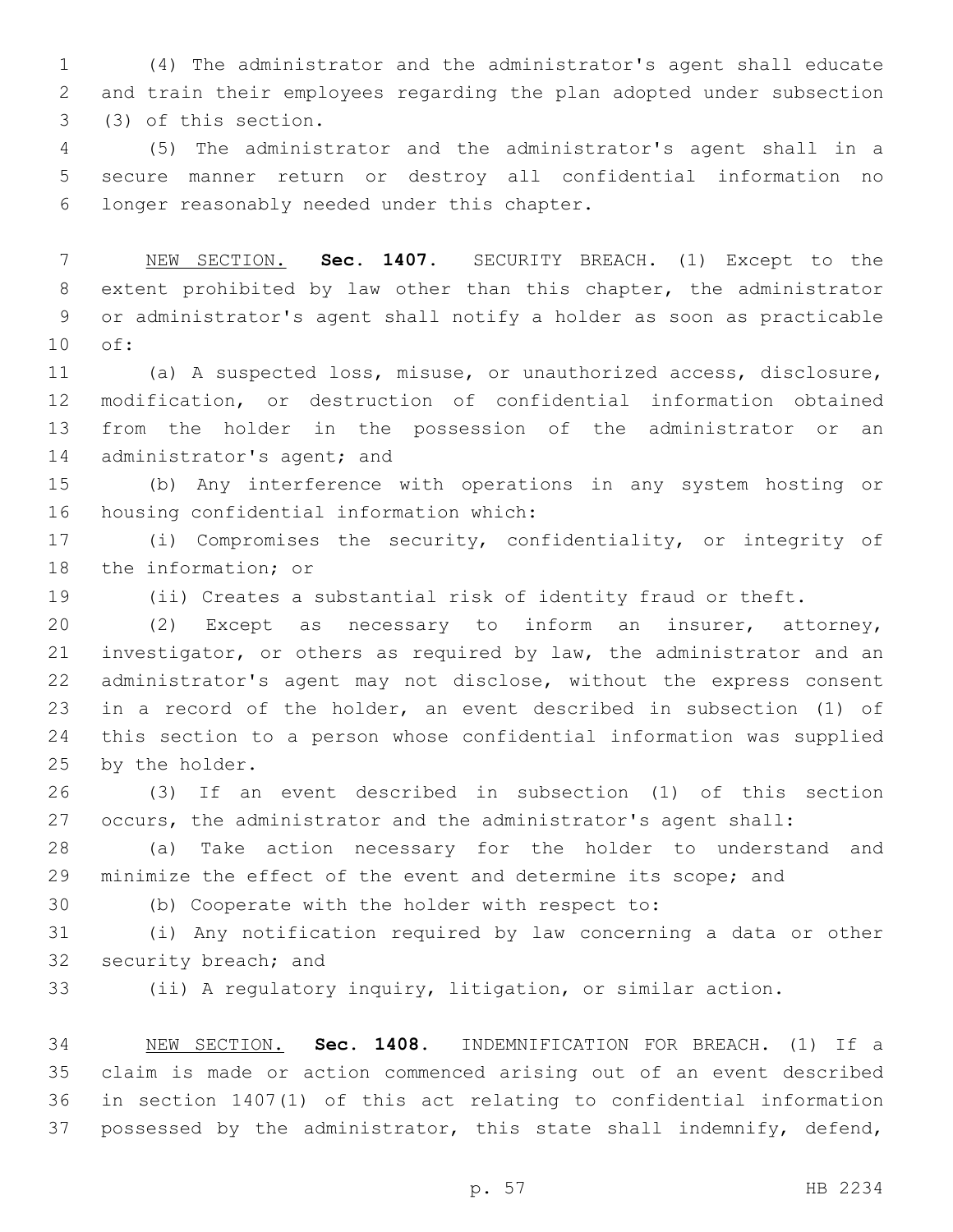(4) The administrator and the administrator's agent shall educate and train their employees regarding the plan adopted under subsection (3) of this section.

(5) The administrator and the administrator's agent shall in a secure manner return or destroy all confidential information no longer reasonably needed under this chapter.

NEW SECTION. **Sec. 1407.** SECURITY BREACH. (1) Except to the extent prohibited by law other than this chapter, the administrator or administrator's agent shall notify a holder as soon as practicable of:

(a) A suspected loss, misuse, or unauthorized access, disclosure, modification, or destruction of confidential information obtained from the holder in the possession of the administrator or an administrator's agent; and

(b) Any interference with operations in any system hosting or housing confidential information which:

(i) Compromises the security, confidentiality, or integrity of the information; or

(ii) Creates a substantial risk of identity fraud or theft.

(2) Except as necessary to inform an insurer, attorney, investigator, or others as required by law, the administrator and an administrator's agent may not disclose, without the express consent in a record of the holder, an event described in subsection (1) of this section to a person whose confidential information was supplied by the holder.

(3) If an event described in subsection (1) of this section occurs, the administrator and the administrator's agent shall:

(a) Take action necessary for the holder to understand and minimize the effect of the event and determine its scope; and

(b) Cooperate with the holder with respect to:

(i) Any notification required by law concerning a data or other security breach; and

(ii) A regulatory inquiry, litigation, or similar action.

NEW SECTION. **Sec. 1408.** INDEMNIFICATION FOR BREACH. (1) If a claim is made or action commenced arising out of an event described in section 1407(1) of this act relating to confidential information possessed by the administrator, this state shall indemnify, defend,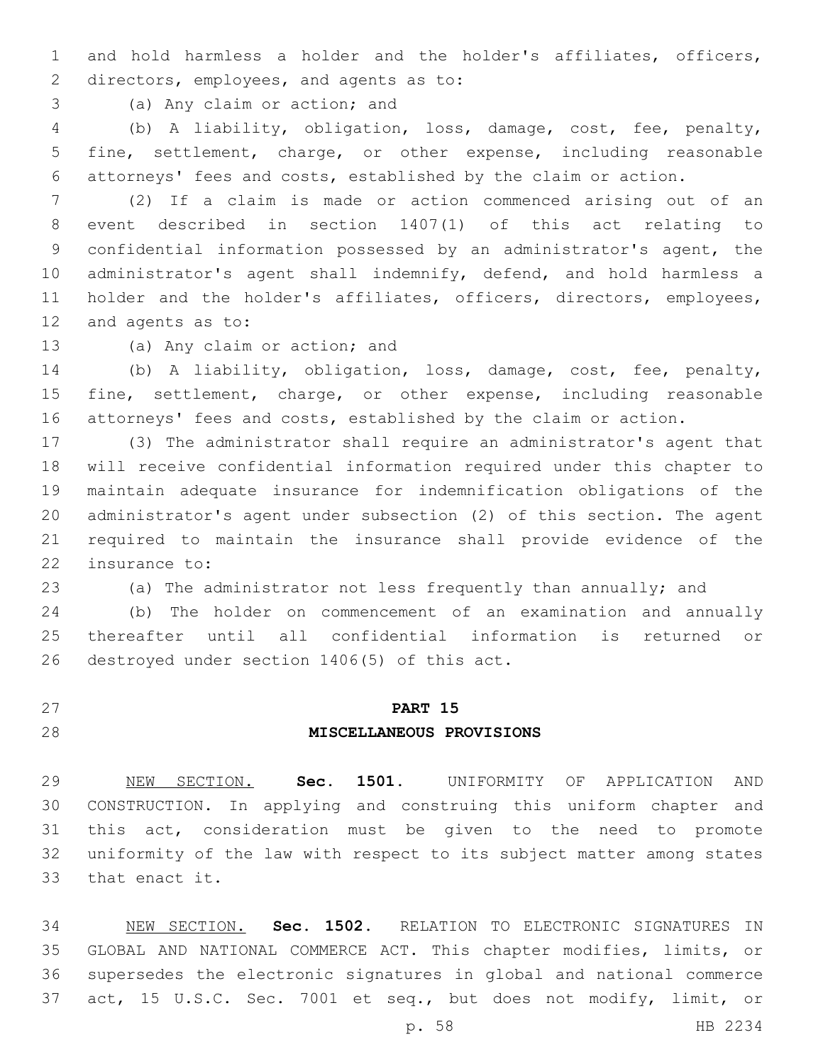and hold harmless a holder and the holder's affiliates, officers, directors, employees, and agents as to:

(a) Any claim or action; and

(b) A liability, obligation, loss, damage, cost, fee, penalty, fine, settlement, charge, or other expense, including reasonable attorneys' fees and costs, established by the claim or action.

(2) If a claim is made or action commenced arising out of an event described in section 1407(1) of this act relating to confidential information possessed by an administrator's agent, the administrator's agent shall indemnify, defend, and hold harmless a holder and the holder's affiliates, officers, directors, employees, and agents as to:

(a) Any claim or action; and

(b) A liability, obligation, loss, damage, cost, fee, penalty, fine, settlement, charge, or other expense, including reasonable attorneys' fees and costs, established by the claim or action.

(3) The administrator shall require an administrator's agent that will receive confidential information required under this chapter to maintain adequate insurance for indemnification obligations of the administrator's agent under subsection (2) of this section. The agent required to maintain the insurance shall provide evidence of the insurance to:

(a) The administrator not less frequently than annually; and

(b) The holder on commencement of an examination and annually thereafter until all confidential information is returned or destroyed under section 1406(5) of this act.

## PART 15
## MISCELLANEOUS PROVISIONS

NEW SECTION. **Sec. 1501.** UNIFORMITY OF APPLICATION AND CONSTRUCTION. In applying and construing this uniform chapter and this act, consideration must be given to the need to promote uniformity of the law with respect to its subject matter among states that enact it.

NEW SECTION. **Sec. 1502.** RELATION TO ELECTRONIC SIGNATURES IN GLOBAL AND NATIONAL COMMERCE ACT. This chapter modifies, limits, or supersedes the electronic signatures in global and national commerce act, 15 U.S.C. Sec. 7001 et seq., but does not modify, limit, or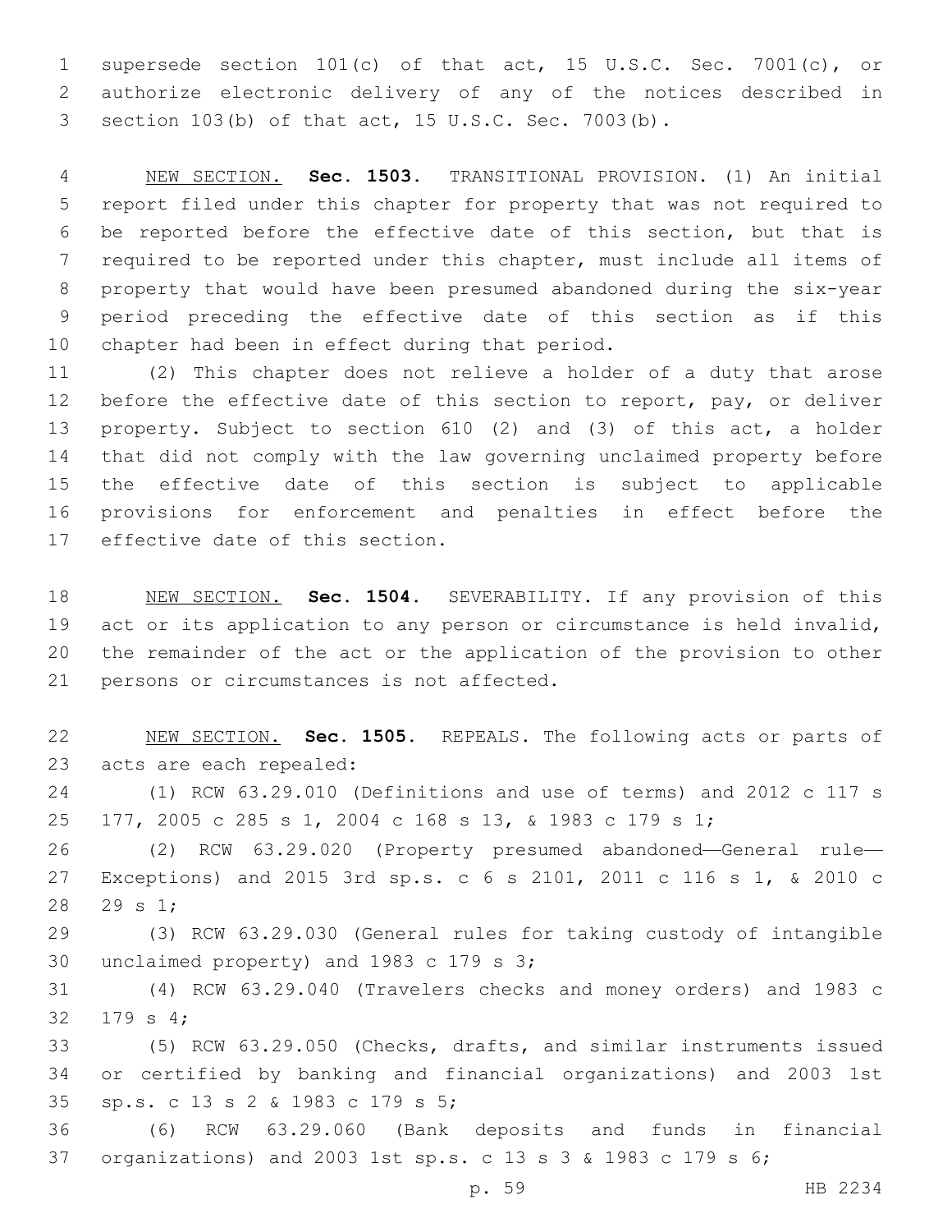supersede section 101(c) of that act, 15 U.S.C. Sec. 7001(c), or authorize electronic delivery of any of the notices described in section 103(b) of that act, 15 U.S.C. Sec. 7003(b).

NEW SECTION. **Sec. 1503.** TRANSITIONAL PROVISION. (1) An initial report filed under this chapter for property that was not required to be reported before the effective date of this section, but that is required to be reported under this chapter, must include all items of property that would have been presumed abandoned during the six-year period preceding the effective date of this section as if this chapter had been in effect during that period.

(2) This chapter does not relieve a holder of a duty that arose before the effective date of this section to report, pay, or deliver property. Subject to section 610 (2) and (3) of this act, a holder that did not comply with the law governing unclaimed property before the effective date of this section is subject to applicable provisions for enforcement and penalties in effect before the effective date of this section.

NEW SECTION. **Sec. 1504.** SEVERABILITY. If any provision of this act or its application to any person or circumstance is held invalid, the remainder of the act or the application of the provision to other persons or circumstances is not affected.

NEW SECTION. **Sec. 1505.** REPEALS. The following acts or parts of acts are each repealed:

(1) RCW 63.29.010 (Definitions and use of terms) and 2012 c 117 s 177, 2005 c 285 s 1, 2004 c 168 s 13, & 1983 c 179 s 1;

(2) RCW 63.29.020 (Property presumed abandoned—General rule—Exceptions) and 2015 3rd sp.s. c 6 s 2101, 2011 c 116 s 1, & 2010 c 29 s 1;

(3) RCW 63.29.030 (General rules for taking custody of intangible unclaimed property) and 1983 c 179 s 3;

(4) RCW 63.29.040 (Travelers checks and money orders) and 1983 c 179 s 4;

(5) RCW 63.29.050 (Checks, drafts, and similar instruments issued or certified by banking and financial organizations) and 2003 1st sp.s. c 13 s 2 & 1983 c 179 s 5;

(6) RCW 63.29.060 (Bank deposits and funds in financial organizations) and 2003 1st sp.s. c 13 s 3 & 1983 c 179 s 6;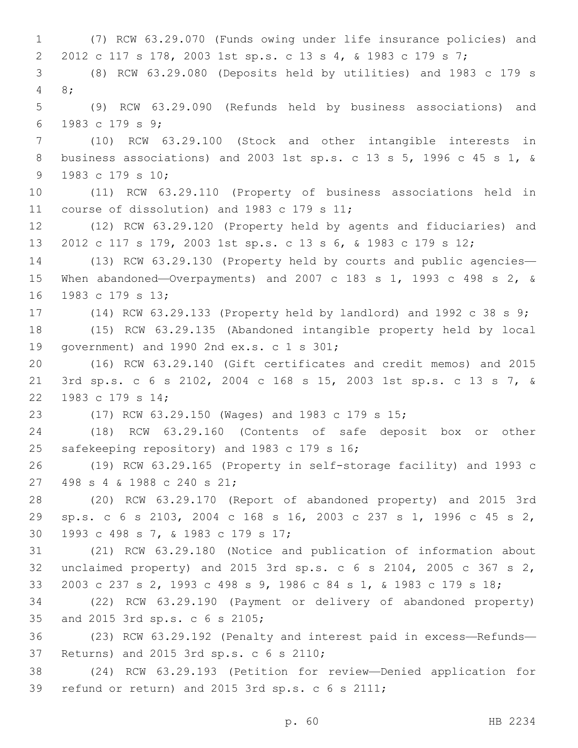(7) RCW 63.29.070 (Funds owing under life insurance policies) and 2012 c 117 s 178, 2003 1st sp.s. c 13 s 4, & 1983 c 179 s 7;

(8) RCW 63.29.080 (Deposits held by utilities) and 1983 c 179 s 8;

(9) RCW 63.29.090 (Refunds held by business associations) and 1983 c 179 s 9;

(10) RCW 63.29.100 (Stock and other intangible interests in business associations) and 2003 1st sp.s. c 13 s 5, 1996 c 45 s 1, & 1983 c 179 s 10;

(11) RCW 63.29.110 (Property of business associations held in course of dissolution) and 1983 c 179 s 11;

(12) RCW 63.29.120 (Property held by agents and fiduciaries) and 2012 c 117 s 179, 2003 1st sp.s. c 13 s 6, & 1983 c 179 s 12;

(13) RCW 63.29.130 (Property held by courts and public agencies—When abandoned—Overpayments) and 2007 c 183 s 1, 1993 c 498 s 2, & 1983 c 179 s 13;

(14) RCW 63.29.133 (Property held by landlord) and 1992 c 38 s 9;

(15) RCW 63.29.135 (Abandoned intangible property held by local government) and 1990 2nd ex.s. c 1 s 301;

(16) RCW 63.29.140 (Gift certificates and credit memos) and 2015 3rd sp.s. c 6 s 2102, 2004 c 168 s 15, 2003 1st sp.s. c 13 s 7, & 1983 c 179 s 14;

(17) RCW 63.29.150 (Wages) and 1983 c 179 s 15;

(18) RCW 63.29.160 (Contents of safe deposit box or other safekeeping repository) and 1983 c 179 s 16;

(19) RCW 63.29.165 (Property in self-storage facility) and 1993 c 498 s 4 & 1988 c 240 s 21;

(20) RCW 63.29.170 (Report of abandoned property) and 2015 3rd sp.s. c 6 s 2103, 2004 c 168 s 16, 2003 c 237 s 1, 1996 c 45 s 2, 1993 c 498 s 7, & 1983 c 179 s 17;

(21) RCW 63.29.180 (Notice and publication of information about unclaimed property) and 2015 3rd sp.s. c 6 s 2104, 2005 c 367 s 2, 2003 c 237 s 2, 1993 c 498 s 9, 1986 c 84 s 1, & 1983 c 179 s 18;

(22) RCW 63.29.190 (Payment or delivery of abandoned property) and 2015 3rd sp.s. c 6 s 2105;

(23) RCW 63.29.192 (Penalty and interest paid in excess—Refunds—Returns) and 2015 3rd sp.s. c 6 s 2110;

(24) RCW 63.29.193 (Petition for review—Denied application for refund or return) and 2015 3rd sp.s. c 6 s 2111;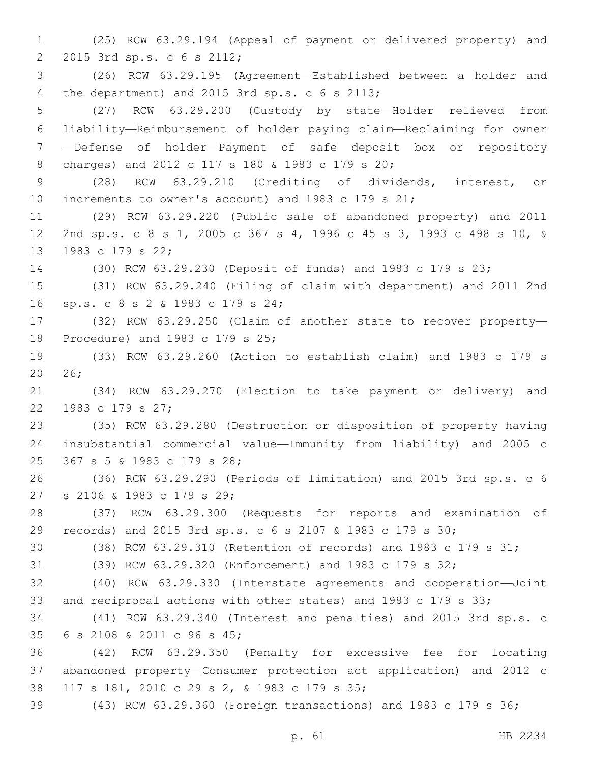(25) RCW 63.29.194 (Appeal of payment or delivered property) and 2015 3rd sp.s. c 6 s 2112;

(26) RCW 63.29.195 (Agreement—Established between a holder and the department) and 2015 3rd sp.s. c 6 s 2113;

(27) RCW 63.29.200 (Custody by state—Holder relieved from liability—Reimbursement of holder paying claim—Reclaiming for owner—Defense of holder—Payment of safe deposit box or repository charges) and 2012 c 117 s 180 & 1983 c 179 s 20;

(28) RCW 63.29.210 (Crediting of dividends, interest, or increments to owner's account) and 1983 c 179 s 21;

(29) RCW 63.29.220 (Public sale of abandoned property) and 2011 2nd sp.s. c 8 s 1, 2005 c 367 s 4, 1996 c 45 s 3, 1993 c 498 s 10, & 1983 c 179 s 22;

(30) RCW 63.29.230 (Deposit of funds) and 1983 c 179 s 23;

(31) RCW 63.29.240 (Filing of claim with department) and 2011 2nd sp.s. c 8 s 2 & 1983 c 179 s 24;

(32) RCW 63.29.250 (Claim of another state to recover property—Procedure) and 1983 c 179 s 25;

(33) RCW 63.29.260 (Action to establish claim) and 1983 c 179 s 26;

(34) RCW 63.29.270 (Election to take payment or delivery) and 1983 c 179 s 27;

(35) RCW 63.29.280 (Destruction or disposition of property having insubstantial commercial value—Immunity from liability) and 2005 c 367 s 5 & 1983 c 179 s 28;

(36) RCW 63.29.290 (Periods of limitation) and 2015 3rd sp.s. c 6 s 2106 & 1983 c 179 s 29;

(37) RCW 63.29.300 (Requests for reports and examination of records) and 2015 3rd sp.s. c 6 s 2107 & 1983 c 179 s 30;

(38) RCW 63.29.310 (Retention of records) and 1983 c 179 s 31;

(39) RCW 63.29.320 (Enforcement) and 1983 c 179 s 32;

(40) RCW 63.29.330 (Interstate agreements and cooperation—Joint and reciprocal actions with other states) and 1983 c 179 s 33;

(41) RCW 63.29.340 (Interest and penalties) and 2015 3rd sp.s. c 6 s 2108 & 2011 c 96 s 45;

(42) RCW 63.29.350 (Penalty for excessive fee for locating abandoned property—Consumer protection act application) and 2012 c 117 s 181, 2010 c 29 s 2, & 1983 c 179 s 35;

(43) RCW 63.29.360 (Foreign transactions) and 1983 c 179 s 36;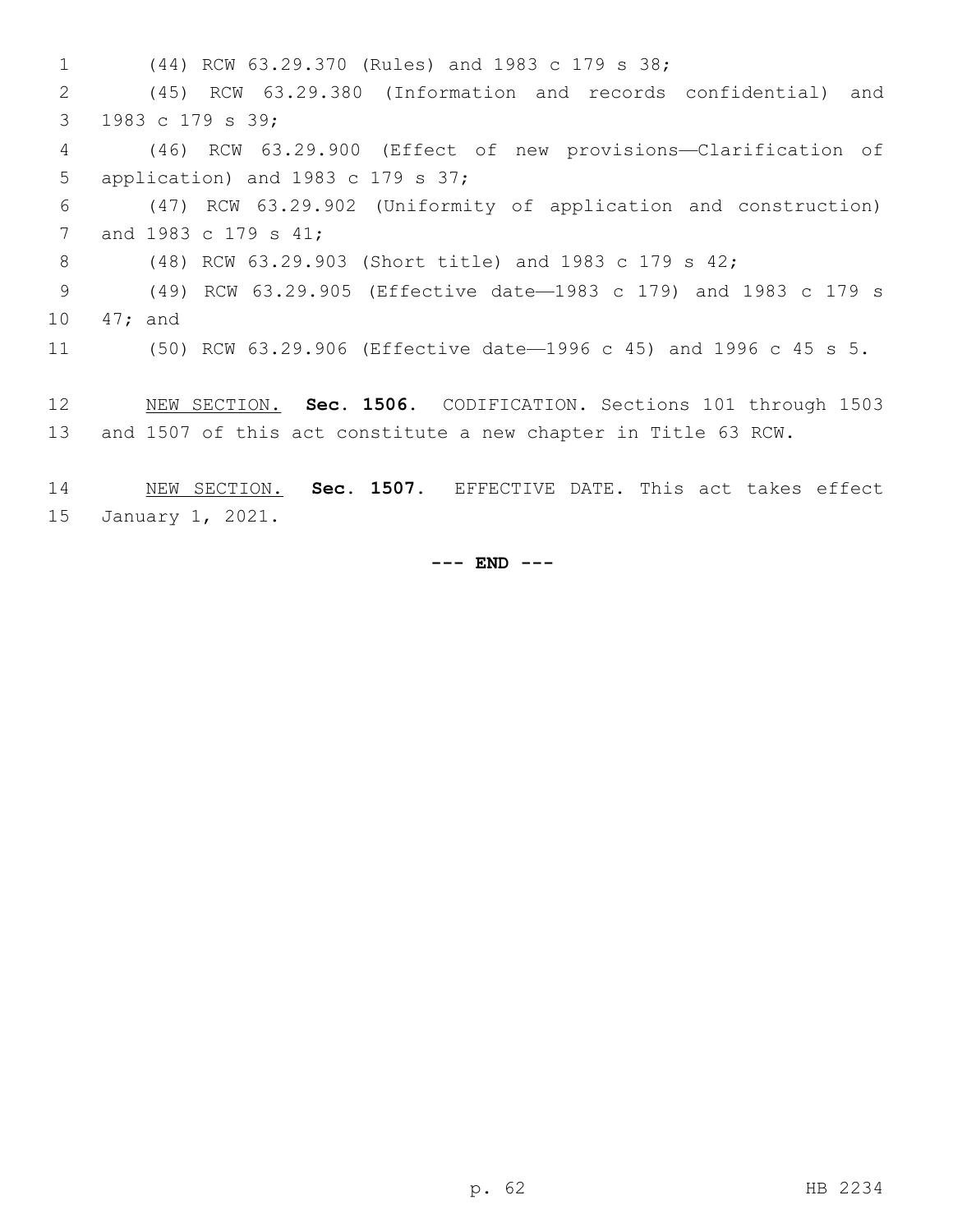(44) RCW 63.29.370 (Rules) and 1983 c 179 s 38;

(45) RCW 63.29.380 (Information and records confidential) and 1983 c 179 s 39;

(46) RCW 63.29.900 (Effect of new provisions—Clarification of application) and 1983 c 179 s 37;

(47) RCW 63.29.902 (Uniformity of application and construction) and 1983 c 179 s 41;

(48) RCW 63.29.903 (Short title) and 1983 c 179 s 42;

(49) RCW 63.29.905 (Effective date—1983 c 179) and 1983 c 179 s 47; and

(50) RCW 63.29.906 (Effective date—1996 c 45) and 1996 c 45 s 5.

NEW SECTION. **Sec. 1506.** CODIFICATION. Sections 101 through 1503 and 1507 of this act constitute a new chapter in Title 63 RCW.

NEW SECTION. **Sec. 1507.** EFFECTIVE DATE. This act takes effect January 1, 2021.

**--- END ---**